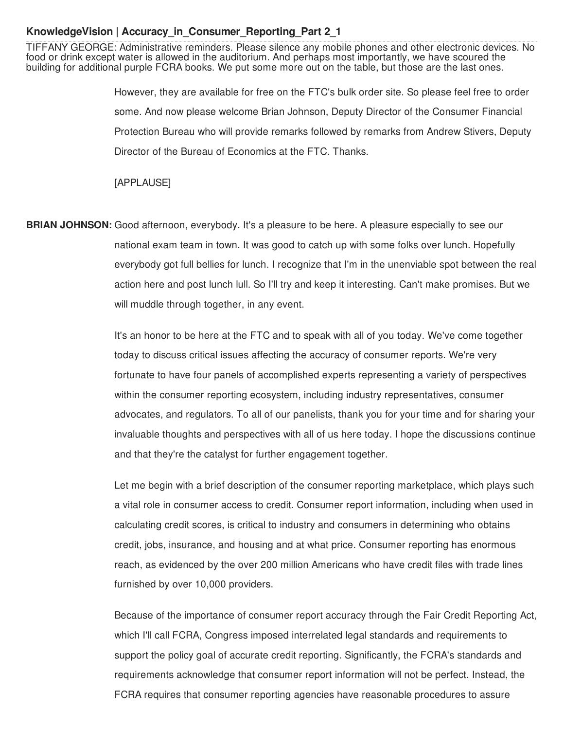**KnowledgeVision | Accuracy_in_Consumer_Reporting_Part 2_1**

TIFFANY GEORGE: Administrative reminders. Please silence any mobile phones and other electronic devices. No food or drink except water is allowed in the auditorium. And perhaps most importantly, we have scoured the building for additional purple FCRA books. We put some more out on the table, but those are the last ones.

However, they are available for free on the FTC's bulk order site. So please feel free to order some. And now please welcome Brian Johnson, Deputy Director of the Consumer Financial Protection Bureau who will provide remarks followed by remarks from Andrew Stivers, Deputy Director of the Bureau of Economics at the FTC. Thanks.

[APPLAUSE]

**BRIAN JOHNSON:** Good afternoon, everybody. It's a pleasure to be here. A pleasure especially to see our national exam team in town. It was good to catch up with some folks over lunch. Hopefully everybody got full bellies for lunch. I recognize that I'm in the unenviable spot between the real action here and post lunch lull. So I'll try and keep it interesting. Can't make promises. But we will muddle through together, in any event.

It's an honor to be here at the FTC and to speak with all of you today. We've come together today to discuss critical issues affecting the accuracy of consumer reports. We're very fortunate to have four panels of accomplished experts representing a variety of perspectives within the consumer reporting ecosystem, including industry representatives, consumer advocates, and regulators. To all of our panelists, thank you for your time and for sharing your invaluable thoughts and perspectives with all of us here today. I hope the discussions continue and that they're the catalyst for further engagement together.

Let me begin with a brief description of the consumer reporting marketplace, which plays such a vital role in consumer access to credit. Consumer report information, including when used in calculating credit scores, is critical to industry and consumers in determining who obtains credit, jobs, insurance, and housing and at what price. Consumer reporting has enormous reach, as evidenced by the over 200 million Americans who have credit files with trade lines furnished by over 10,000 providers.

Because of the importance of consumer report accuracy through the Fair Credit Reporting Act, which I'll call FCRA, Congress imposed interrelated legal standards and requirements to support the policy goal of accurate credit reporting. Significantly, the FCRA's standards and requirements acknowledge that consumer report information will not be perfect. Instead, the FCRA requires that consumer reporting agencies have reasonable procedures to assure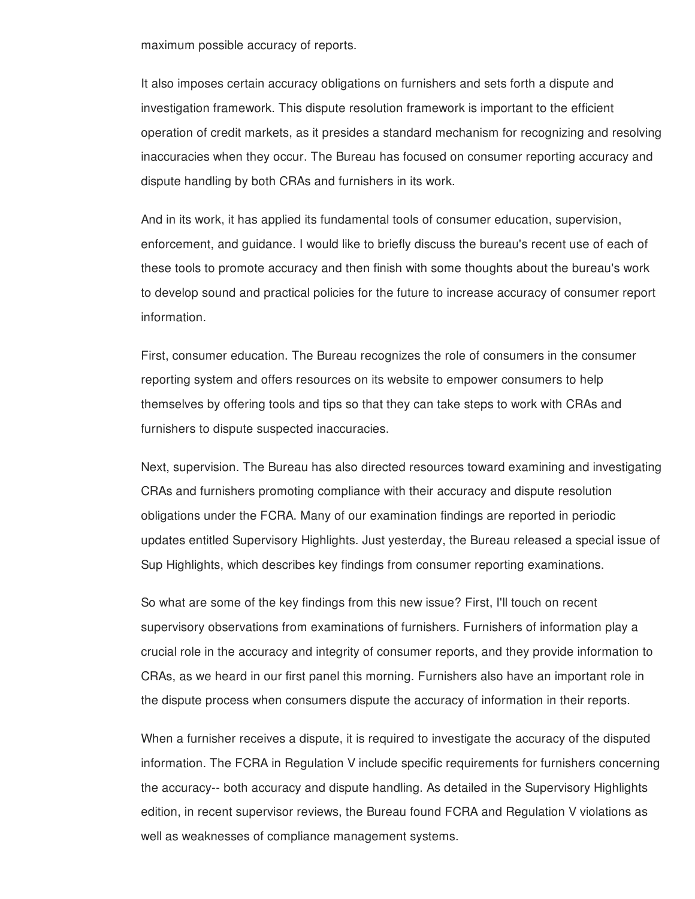maximum possible accuracy of reports.

It also imposes certain accuracy obligations on furnishers and sets forth a dispute and investigation framework. This dispute resolution framework is important to the efficient operation of credit markets, as it presides a standard mechanism for recognizing and resolving inaccuracies when they occur. The Bureau has focused on consumer reporting accuracy and dispute handling by both CRAs and furnishers in its work.

And in its work, it has applied its fundamental tools of consumer education, supervision, enforcement, and guidance. I would like to briefly discuss the bureau's recent use of each of these tools to promote accuracy and then finish with some thoughts about the bureau's work to develop sound and practical policies for the future to increase accuracy of consumer report information.

First, consumer education. The Bureau recognizes the role of consumers in the consumer reporting system and offers resources on its website to empower consumers to help themselves by offering tools and tips so that they can take steps to work with CRAs and furnishers to dispute suspected inaccuracies.

Next, supervision. The Bureau has also directed resources toward examining and investigating CRAs and furnishers promoting compliance with their accuracy and dispute resolution obligations under the FCRA. Many of our examination findings are reported in periodic updates entitled Supervisory Highlights. Just yesterday, the Bureau released a special issue of Sup Highlights, which describes key findings from consumer reporting examinations.

So what are some of the key findings from this new issue? First, I'll touch on recent supervisory observations from examinations of furnishers. Furnishers of information play a crucial role in the accuracy and integrity of consumer reports, and they provide information to CRAs, as we heard in our first panel this morning. Furnishers also have an important role in the dispute process when consumers dispute the accuracy of information in their reports.

When a furnisher receives a dispute, it is required to investigate the accuracy of the disputed information. The FCRA in Regulation V include specific requirements for furnishers concerning the accuracy-- both accuracy and dispute handling. As detailed in the Supervisory Highlights edition, in recent supervisor reviews, the Bureau found FCRA and Regulation V violations as well as weaknesses of compliance management systems.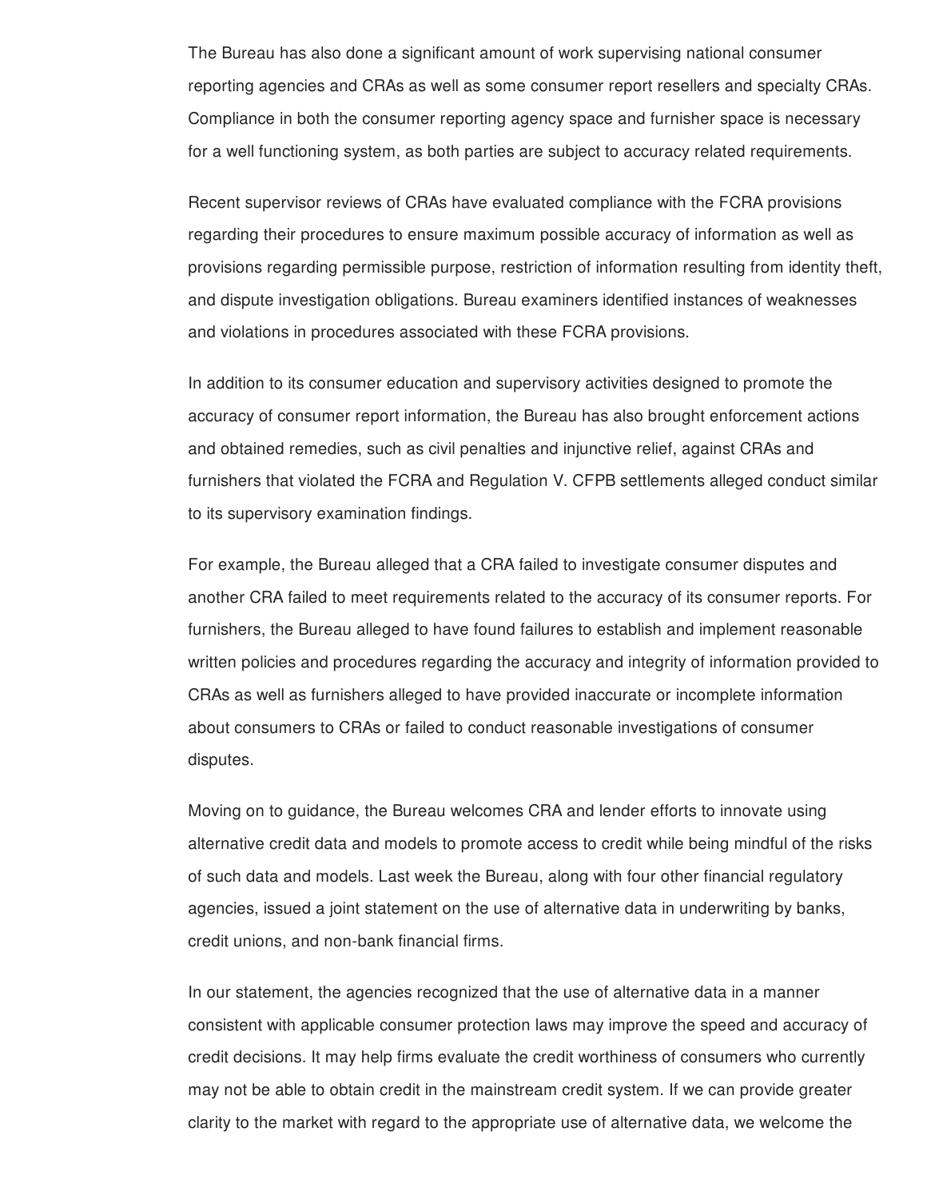The Bureau has also done a significant amount of work supervising national consumer reporting agencies and CRAs as well as some consumer report resellers and specialty CRAs. Compliance in both the consumer reporting agency space and furnisher space is necessary for a well functioning system, as both parties are subject to accuracy related requirements.

Recent supervisor reviews of CRAs have evaluated compliance with the FCRA provisions regarding their procedures to ensure maximum possible accuracy of information as well as provisions regarding permissible purpose, restriction of information resulting from identity theft, and dispute investigation obligations. Bureau examiners identified instances of weaknesses and violations in procedures associated with these FCRA provisions.

In addition to its consumer education and supervisory activities designed to promote the accuracy of consumer report information, the Bureau has also brought enforcement actions and obtained remedies, such as civil penalties and injunctive relief, against CRAs and furnishers that violated the FCRA and Regulation V. CFPB settlements alleged conduct similar to its supervisory examination findings.

For example, the Bureau alleged that a CRA failed to investigate consumer disputes and another CRA failed to meet requirements related to the accuracy of its consumer reports. For furnishers, the Bureau alleged to have found failures to establish and implement reasonable written policies and procedures regarding the accuracy and integrity of information provided to CRAs as well as furnishers alleged to have provided inaccurate or incomplete information about consumers to CRAs or failed to conduct reasonable investigations of consumer disputes.

Moving on to guidance, the Bureau welcomes CRA and lender efforts to innovate using alternative credit data and models to promote access to credit while being mindful of the risks of such data and models. Last week the Bureau, along with four other financial regulatory agencies, issued a joint statement on the use of alternative data in underwriting by banks, credit unions, and non-bank financial firms.

In our statement, the agencies recognized that the use of alternative data in a manner consistent with applicable consumer protection laws may improve the speed and accuracy of credit decisions. It may help firms evaluate the credit worthiness of consumers who currently may not be able to obtain credit in the mainstream credit system. If we can provide greater clarity to the market with regard to the appropriate use of alternative data, we welcome the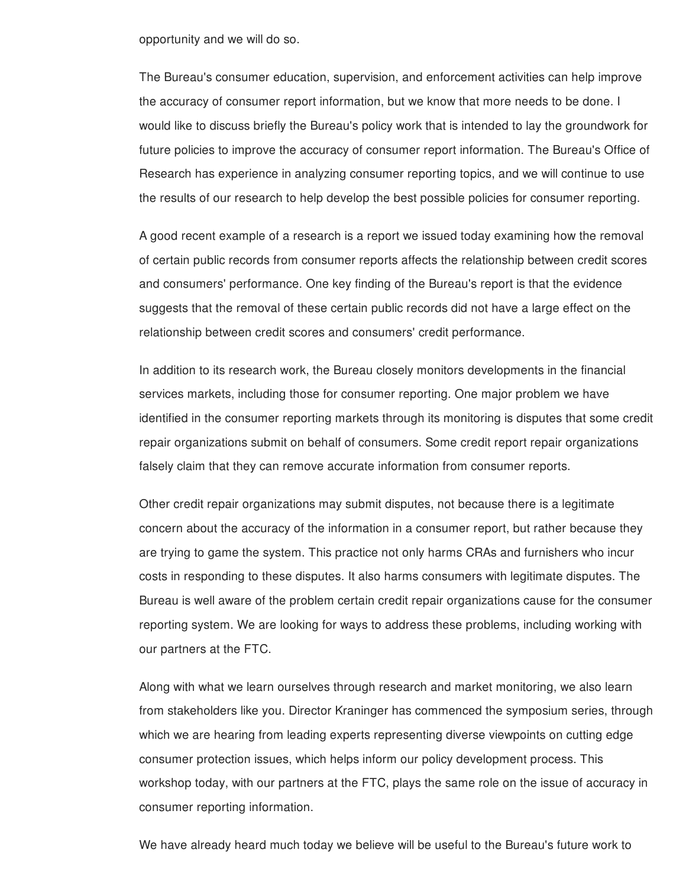opportunity and we will do so.

The Bureau's consumer education, supervision, and enforcement activities can help improve the accuracy of consumer report information, but we know that more needs to be done. I would like to discuss briefly the Bureau's policy work that is intended to lay the groundwork for future policies to improve the accuracy of consumer report information. The Bureau's Office of Research has experience in analyzing consumer reporting topics, and we will continue to use the results of our research to help develop the best possible policies for consumer reporting.

A good recent example of a research is a report we issued today examining how the removal of certain public records from consumer reports affects the relationship between credit scores and consumers' performance. One key finding of the Bureau's report is that the evidence suggests that the removal of these certain public records did not have a large effect on the relationship between credit scores and consumers' credit performance.

In addition to its research work, the Bureau closely monitors developments in the financial services markets, including those for consumer reporting. One major problem we have identified in the consumer reporting markets through its monitoring is disputes that some credit repair organizations submit on behalf of consumers. Some credit report repair organizations falsely claim that they can remove accurate information from consumer reports.

Other credit repair organizations may submit disputes, not because there is a legitimate concern about the accuracy of the information in a consumer report, but rather because they are trying to game the system. This practice not only harms CRAs and furnishers who incur costs in responding to these disputes. It also harms consumers with legitimate disputes. The Bureau is well aware of the problem certain credit repair organizations cause for the consumer reporting system. We are looking for ways to address these problems, including working with our partners at the FTC.

Along with what we learn ourselves through research and market monitoring, we also learn from stakeholders like you. Director Kraninger has commenced the symposium series, through which we are hearing from leading experts representing diverse viewpoints on cutting edge consumer protection issues, which helps inform our policy development process. This workshop today, with our partners at the FTC, plays the same role on the issue of accuracy in consumer reporting information.

We have already heard much today we believe will be useful to the Bureau's future work to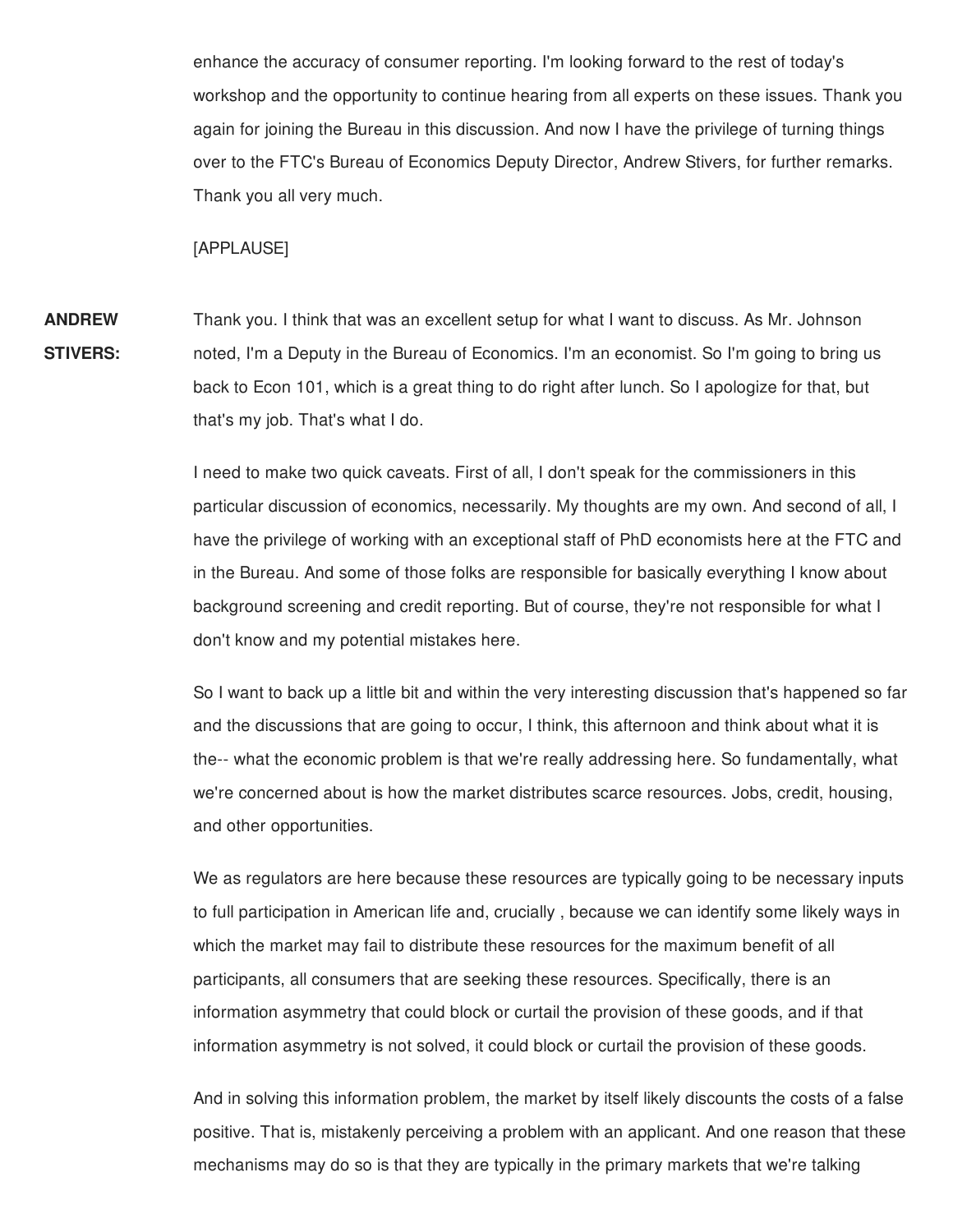enhance the accuracy of consumer reporting. I'm looking forward to the rest of today's workshop and the opportunity to continue hearing from all experts on these issues. Thank you again for joining the Bureau in this discussion. And now I have the privilege of turning things over to the FTC's Bureau of Economics Deputy Director, Andrew Stivers, for further remarks. Thank you all very much.

[APPLAUSE]

**ANDREW STIVERS:** Thank you. I think that was an excellent setup for what I want to discuss. As Mr. Johnson noted, I'm a Deputy in the Bureau of Economics. I'm an economist. So I'm going to bring us back to Econ 101, which is a great thing to do right after lunch. So I apologize for that, but that's my job. That's what I do.

I need to make two quick caveats. First of all, I don't speak for the commissioners in this particular discussion of economics, necessarily. My thoughts are my own. And second of all, I have the privilege of working with an exceptional staff of PhD economists here at the FTC and in the Bureau. And some of those folks are responsible for basically everything I know about background screening and credit reporting. But of course, they're not responsible for what I don't know and my potential mistakes here.

So I want to back up a little bit and within the very interesting discussion that's happened so far and the discussions that are going to occur, I think, this afternoon and think about what it is the-- what the economic problem is that we're really addressing here. So fundamentally, what we're concerned about is how the market distributes scarce resources. Jobs, credit, housing, and other opportunities.

We as regulators are here because these resources are typically going to be necessary inputs to full participation in American life and, crucially , because we can identify some likely ways in which the market may fail to distribute these resources for the maximum benefit of all participants, all consumers that are seeking these resources. Specifically, there is an information asymmetry that could block or curtail the provision of these goods, and if that information asymmetry is not solved, it could block or curtail the provision of these goods.

And in solving this information problem, the market by itself likely discounts the costs of a false positive. That is, mistakenly perceiving a problem with an applicant. And one reason that these mechanisms may do so is that they are typically in the primary markets that we're talking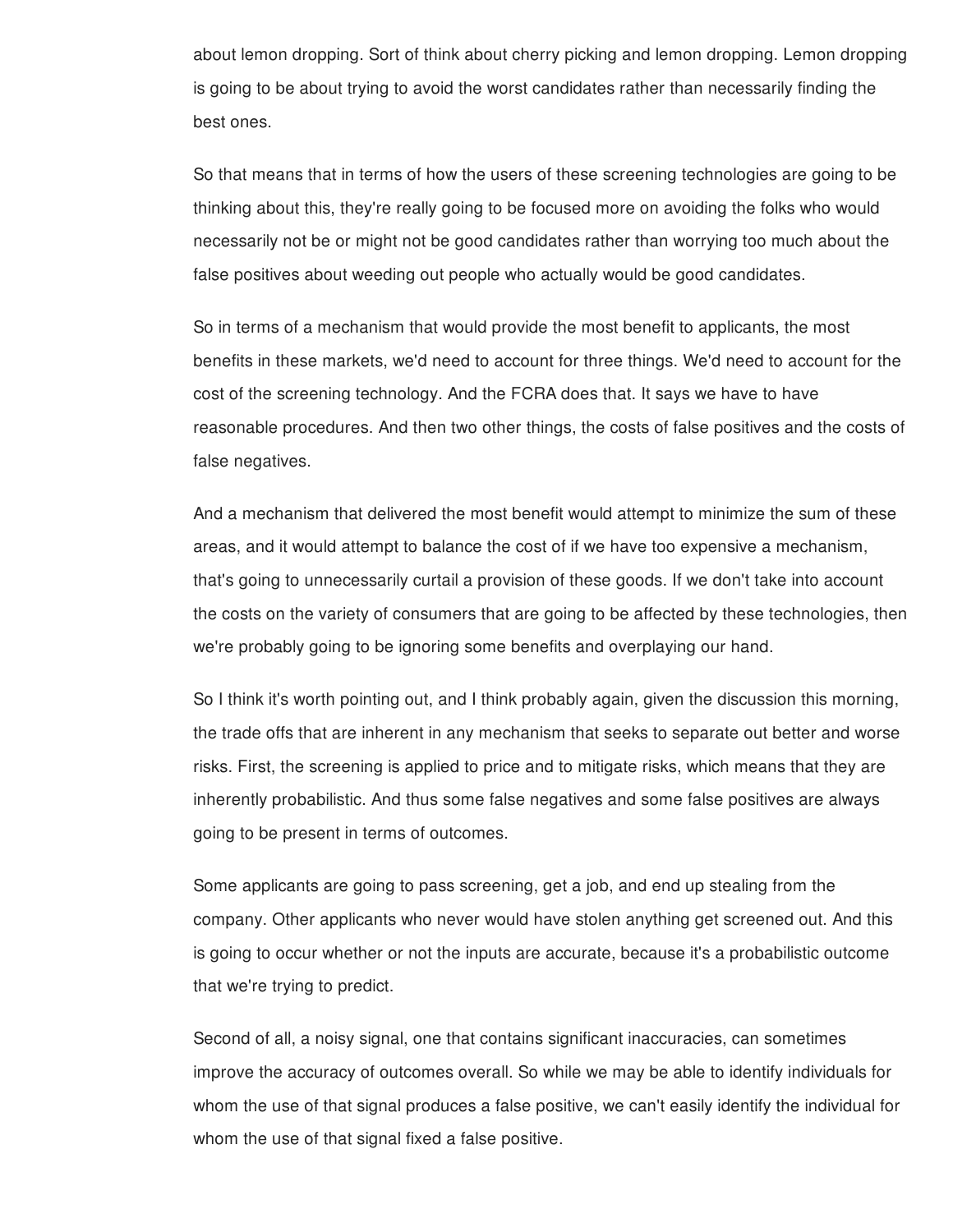about lemon dropping. Sort of think about cherry picking and lemon dropping. Lemon dropping is going to be about trying to avoid the worst candidates rather than necessarily finding the best ones.

So that means that in terms of how the users of these screening technologies are going to be thinking about this, they're really going to be focused more on avoiding the folks who would necessarily not be or might not be good candidates rather than worrying too much about the false positives about weeding out people who actually would be good candidates.

So in terms of a mechanism that would provide the most benefit to applicants, the most benefits in these markets, we'd need to account for three things. We'd need to account for the cost of the screening technology. And the FCRA does that. It says we have to have reasonable procedures. And then two other things, the costs of false positives and the costs of false negatives.

And a mechanism that delivered the most benefit would attempt to minimize the sum of these areas, and it would attempt to balance the cost of if we have too expensive a mechanism, that's going to unnecessarily curtail a provision of these goods. If we don't take into account the costs on the variety of consumers that are going to be affected by these technologies, then we're probably going to be ignoring some benefits and overplaying our hand.

So I think it's worth pointing out, and I think probably again, given the discussion this morning, the trade offs that are inherent in any mechanism that seeks to separate out better and worse risks. First, the screening is applied to price and to mitigate risks, which means that they are inherently probabilistic. And thus some false negatives and some false positives are always going to be present in terms of outcomes.

Some applicants are going to pass screening, get a job, and end up stealing from the company. Other applicants who never would have stolen anything get screened out. And this is going to occur whether or not the inputs are accurate, because it's a probabilistic outcome that we're trying to predict.

Second of all, a noisy signal, one that contains significant inaccuracies, can sometimes improve the accuracy of outcomes overall. So while we may be able to identify individuals for whom the use of that signal produces a false positive, we can't easily identify the individual for whom the use of that signal fixed a false positive.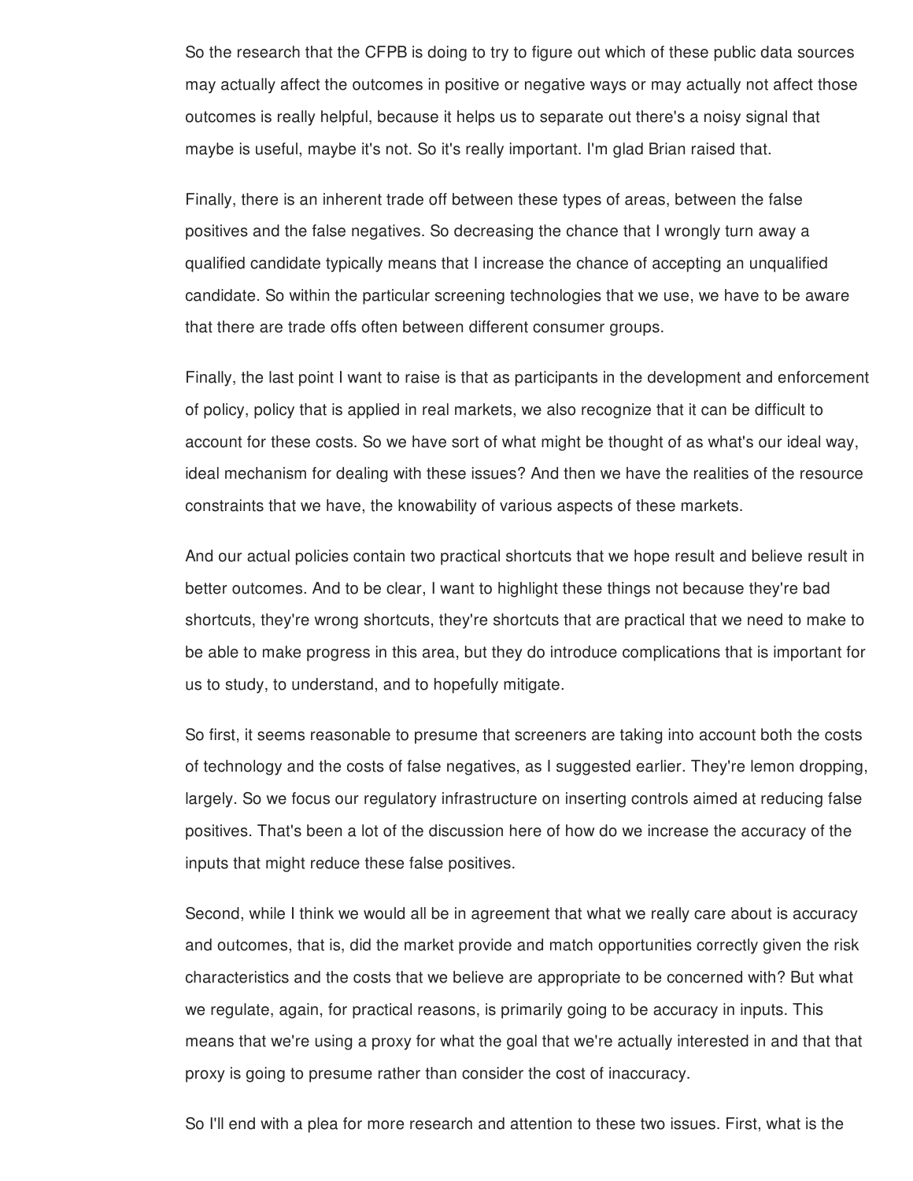So the research that the CFPB is doing to try to figure out which of these public data sources may actually affect the outcomes in positive or negative ways or may actually not affect those outcomes is really helpful, because it helps us to separate out there's a noisy signal that maybe is useful, maybe it's not. So it's really important. I'm glad Brian raised that.

Finally, there is an inherent trade off between these types of areas, between the false positives and the false negatives. So decreasing the chance that I wrongly turn away a qualified candidate typically means that I increase the chance of accepting an unqualified candidate. So within the particular screening technologies that we use, we have to be aware that there are trade offs often between different consumer groups.

Finally, the last point I want to raise is that as participants in the development and enforcement of policy, policy that is applied in real markets, we also recognize that it can be difficult to account for these costs. So we have sort of what might be thought of as what's our ideal way, ideal mechanism for dealing with these issues? And then we have the realities of the resource constraints that we have, the knowability of various aspects of these markets.

And our actual policies contain two practical shortcuts that we hope result and believe result in better outcomes. And to be clear, I want to highlight these things not because they're bad shortcuts, they're wrong shortcuts, they're shortcuts that are practical that we need to make to be able to make progress in this area, but they do introduce complications that is important for us to study, to understand, and to hopefully mitigate.

So first, it seems reasonable to presume that screeners are taking into account both the costs of technology and the costs of false negatives, as I suggested earlier. They're lemon dropping, largely. So we focus our regulatory infrastructure on inserting controls aimed at reducing false positives. That's been a lot of the discussion here of how do we increase the accuracy of the inputs that might reduce these false positives.

Second, while I think we would all be in agreement that what we really care about is accuracy and outcomes, that is, did the market provide and match opportunities correctly given the risk characteristics and the costs that we believe are appropriate to be concerned with? But what we regulate, again, for practical reasons, is primarily going to be accuracy in inputs. This means that we're using a proxy for what the goal that we're actually interested in and that that proxy is going to presume rather than consider the cost of inaccuracy.

So I'll end with a plea for more research and attention to these two issues. First, what is the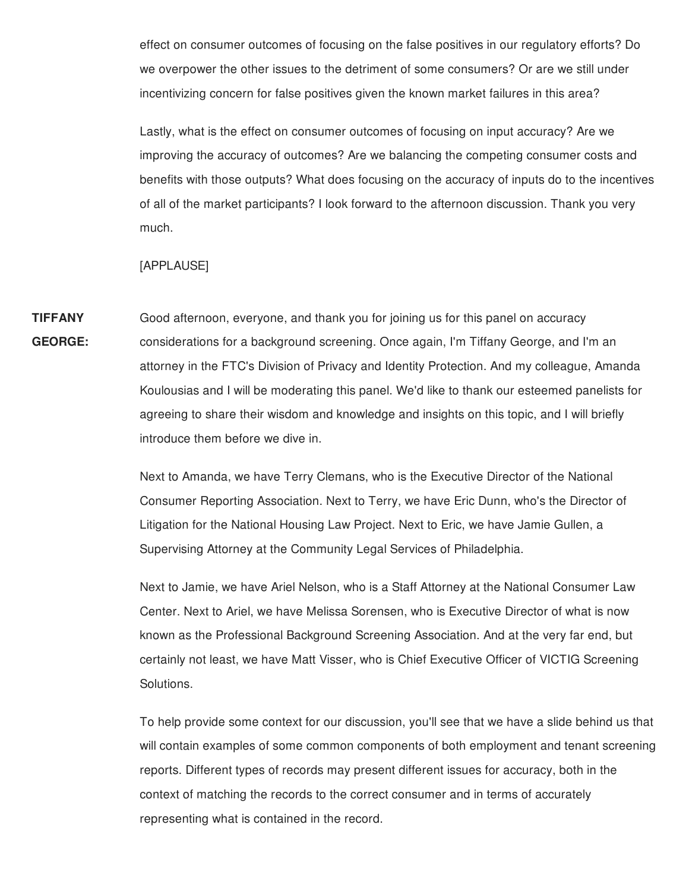effect on consumer outcomes of focusing on the false positives in our regulatory efforts? Do we overpower the other issues to the detriment of some consumers? Or are we still under incentivizing concern for false positives given the known market failures in this area?

Lastly, what is the effect on consumer outcomes of focusing on input accuracy? Are we improving the accuracy of outcomes? Are we balancing the competing consumer costs and benefits with those outputs? What does focusing on the accuracy of inputs do to the incentives of all of the market participants? I look forward to the afternoon discussion. Thank you very much.

[APPLAUSE]

**TIFFANY GEORGE:** Good afternoon, everyone, and thank you for joining us for this panel on accuracy considerations for a background screening. Once again, I'm Tiffany George, and I'm an attorney in the FTC's Division of Privacy and Identity Protection. And my colleague, Amanda Koulousias and I will be moderating this panel. We'd like to thank our esteemed panelists for agreeing to share their wisdom and knowledge and insights on this topic, and I will briefly introduce them before we dive in.

Next to Amanda, we have Terry Clemans, who is the Executive Director of the National Consumer Reporting Association. Next to Terry, we have Eric Dunn, who's the Director of Litigation for the National Housing Law Project. Next to Eric, we have Jamie Gullen, a Supervising Attorney at the Community Legal Services of Philadelphia.

Next to Jamie, we have Ariel Nelson, who is a Staff Attorney at the National Consumer Law Center. Next to Ariel, we have Melissa Sorensen, who is Executive Director of what is now known as the Professional Background Screening Association. And at the very far end, but certainly not least, we have Matt Visser, who is Chief Executive Officer of VICTIG Screening Solutions.

To help provide some context for our discussion, you'll see that we have a slide behind us that will contain examples of some common components of both employment and tenant screening reports. Different types of records may present different issues for accuracy, both in the context of matching the records to the correct consumer and in terms of accurately representing what is contained in the record.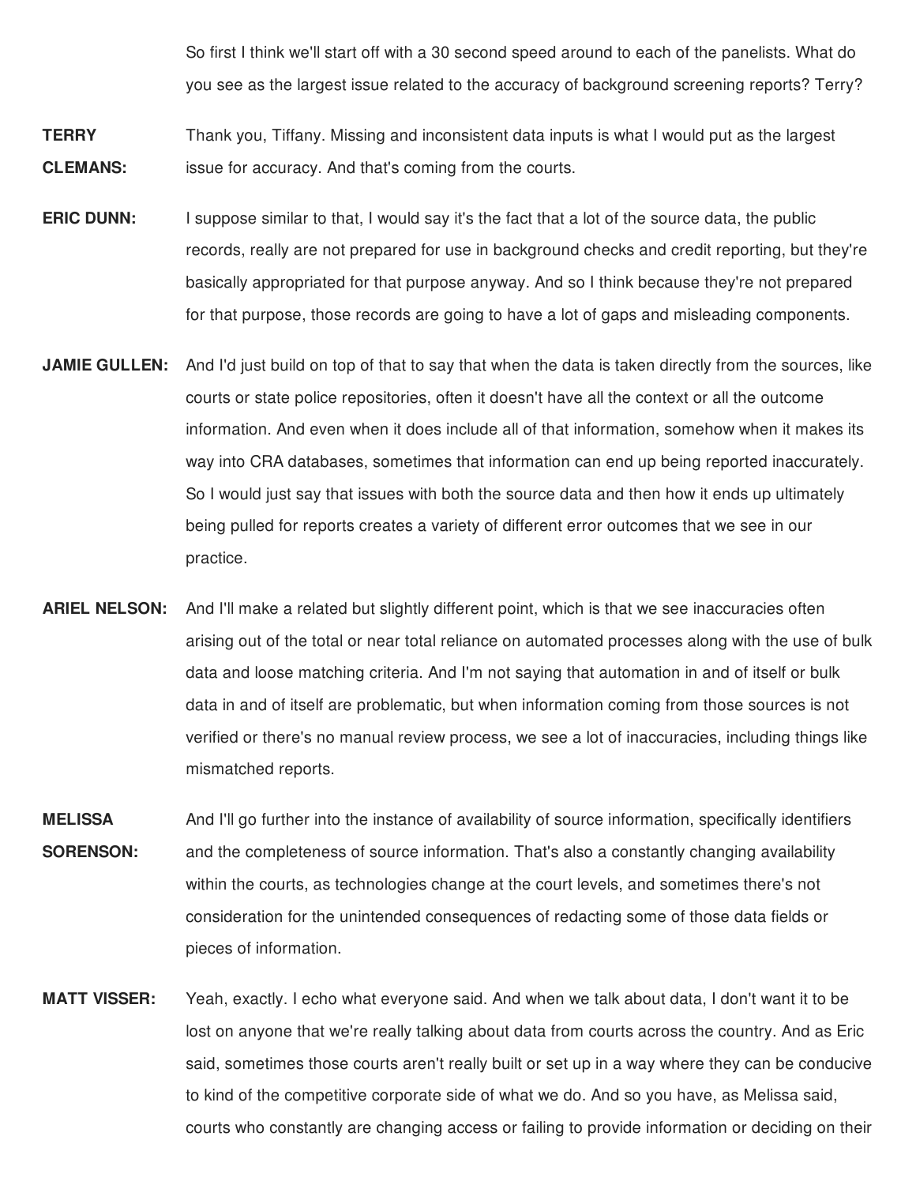So first I think we'll start off with a 30 second speed around to each of the panelists. What do you see as the largest issue related to the accuracy of background screening reports? Terry?

**TERRY CLEMANS:** Thank you, Tiffany. Missing and inconsistent data inputs is what I would put as the largest issue for accuracy. And that's coming from the courts.

**ERIC DUNN:** I suppose similar to that, I would say it's the fact that a lot of the source data, the public records, really are not prepared for use in background checks and credit reporting, but they're basically appropriated for that purpose anyway. And so I think because they're not prepared for that purpose, those records are going to have a lot of gaps and misleading components.

**JAMIE GULLEN:** And I'd just build on top of that to say that when the data is taken directly from the sources, like courts or state police repositories, often it doesn't have all the context or all the outcome information. And even when it does include all of that information, somehow when it makes its way into CRA databases, sometimes that information can end up being reported inaccurately. So I would just say that issues with both the source data and then how it ends up ultimately being pulled for reports creates a variety of different error outcomes that we see in our practice.

**ARIEL NELSON:** And I'll make a related but slightly different point, which is that we see inaccuracies often arising out of the total or near total reliance on automated processes along with the use of bulk data and loose matching criteria. And I'm not saying that automation in and of itself or bulk data in and of itself are problematic, but when information coming from those sources is not verified or there's no manual review process, we see a lot of inaccuracies, including things like mismatched reports.

**MELISSA SORENSON:** And I'll go further into the instance of availability of source information, specifically identifiers and the completeness of source information. That's also a constantly changing availability within the courts, as technologies change at the court levels, and sometimes there's not consideration for the unintended consequences of redacting some of those data fields or pieces of information.

**MATT VISSER:** Yeah, exactly. I echo what everyone said. And when we talk about data, I don't want it to be lost on anyone that we're really talking about data from courts across the country. And as Eric said, sometimes those courts aren't really built or set up in a way where they can be conducive to kind of the competitive corporate side of what we do. And so you have, as Melissa said, courts who constantly are changing access or failing to provide information or deciding on their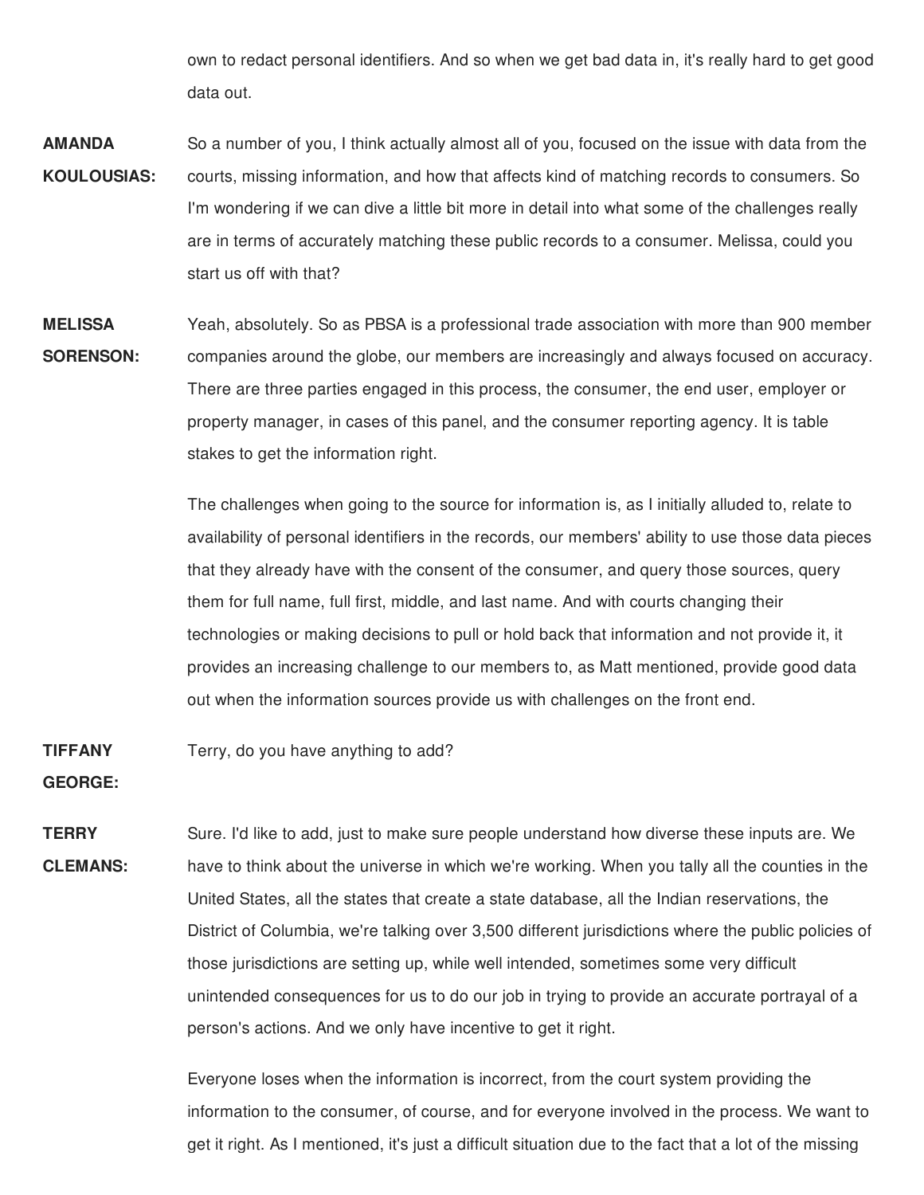own to redact personal identifiers. And so when we get bad data in, it's really hard to get good data out.

**AMANDA KOULOUSIAS:** So a number of you, I think actually almost all of you, focused on the issue with data from the courts, missing information, and how that affects kind of matching records to consumers. So I'm wondering if we can dive a little bit more in detail into what some of the challenges really are in terms of accurately matching these public records to a consumer. Melissa, could you start us off with that?

**MELISSA SORENSON:** Yeah, absolutely. So as PBSA is a professional trade association with more than 900 member companies around the globe, our members are increasingly and always focused on accuracy. There are three parties engaged in this process, the consumer, the end user, employer or property manager, in cases of this panel, and the consumer reporting agency. It is table stakes to get the information right.

The challenges when going to the source for information is, as I initially alluded to, relate to availability of personal identifiers in the records, our members' ability to use those data pieces that they already have with the consent of the consumer, and query those sources, query them for full name, full first, middle, and last name. And with courts changing their technologies or making decisions to pull or hold back that information and not provide it, it provides an increasing challenge to our members to, as Matt mentioned, provide good data out when the information sources provide us with challenges on the front end.

**TIFFANY GEORGE:** Terry, do you have anything to add?

**TERRY CLEMANS:** Sure. I'd like to add, just to make sure people understand how diverse these inputs are. We have to think about the universe in which we're working. When you tally all the counties in the United States, all the states that create a state database, all the Indian reservations, the District of Columbia, we're talking over 3,500 different jurisdictions where the public policies of those jurisdictions are setting up, while well intended, sometimes some very difficult unintended consequences for us to do our job in trying to provide an accurate portrayal of a person's actions. And we only have incentive to get it right.

Everyone loses when the information is incorrect, from the court system providing the information to the consumer, of course, and for everyone involved in the process. We want to get it right. As I mentioned, it's just a difficult situation due to the fact that a lot of the missing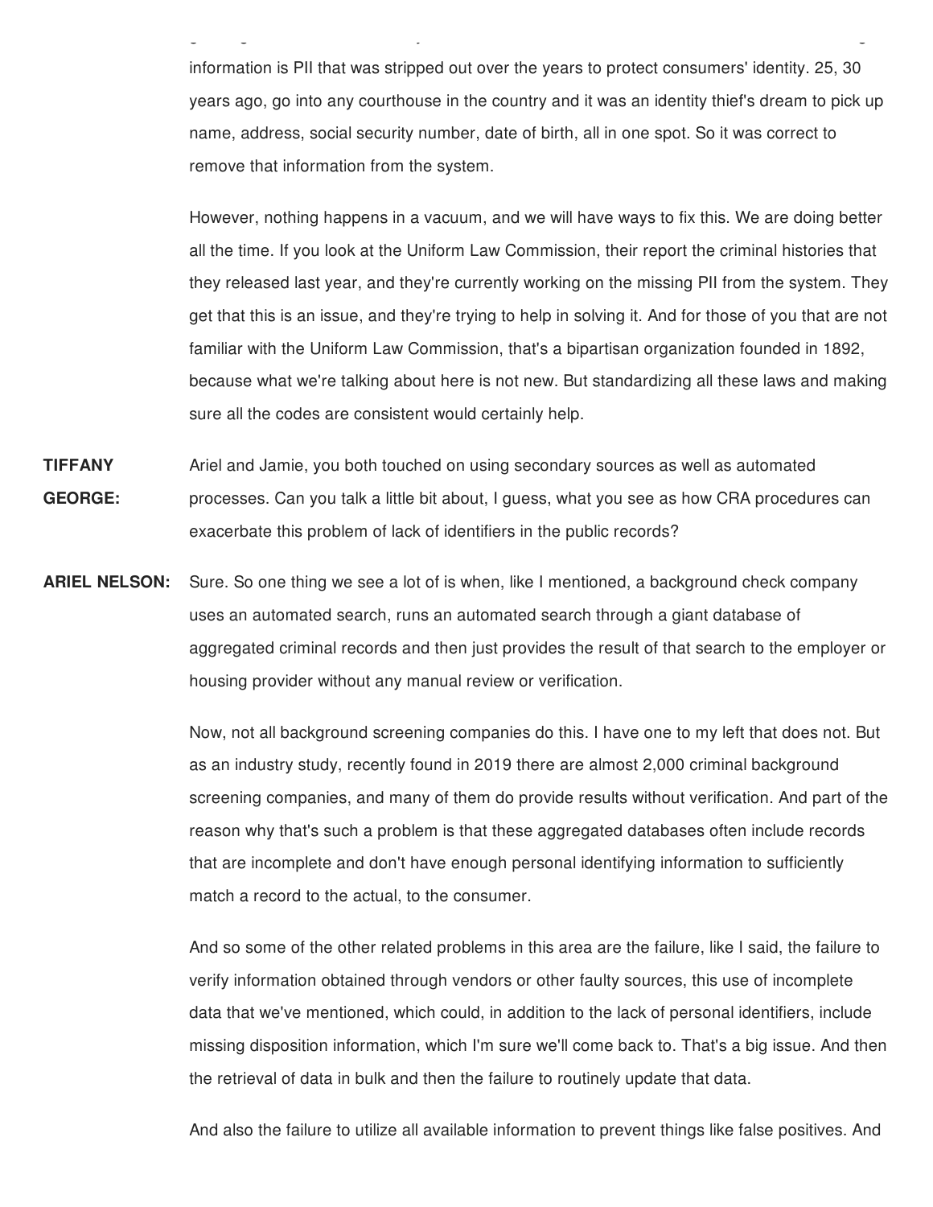information is PII that was stripped out over the years to protect consumers' identity. 25, 30 years ago, go into any courthouse in the country and it was an identity thief's dream to pick up name, address, social security number, date of birth, all in one spot. So it was correct to remove that information from the system.

However, nothing happens in a vacuum, and we will have ways to fix this. We are doing better all the time. If you look at the Uniform Law Commission, their report the criminal histories that they released last year, and they're currently working on the missing PII from the system. They get that this is an issue, and they're trying to help in solving it. And for those of you that are not familiar with the Uniform Law Commission, that's a bipartisan organization founded in 1892, because what we're talking about here is not new. But standardizing all these laws and making sure all the codes are consistent would certainly help.

**TIFFANY GEORGE:** Ariel and Jamie, you both touched on using secondary sources as well as automated processes. Can you talk a little bit about, I guess, what you see as how CRA procedures can exacerbate this problem of lack of identifiers in the public records?

**ARIEL NELSON:** Sure. So one thing we see a lot of is when, like I mentioned, a background check company uses an automated search, runs an automated search through a giant database of aggregated criminal records and then just provides the result of that search to the employer or housing provider without any manual review or verification.

Now, not all background screening companies do this. I have one to my left that does not. But as an industry study, recently found in 2019 there are almost 2,000 criminal background screening companies, and many of them do provide results without verification. And part of the reason why that's such a problem is that these aggregated databases often include records that are incomplete and don't have enough personal identifying information to sufficiently match a record to the actual, to the consumer.

And so some of the other related problems in this area are the failure, like I said, the failure to verify information obtained through vendors or other faulty sources, this use of incomplete data that we've mentioned, which could, in addition to the lack of personal identifiers, include missing disposition information, which I'm sure we'll come back to. That's a big issue. And then the retrieval of data in bulk and then the failure to routinely update that data.

And also the failure to utilize all available information to prevent things like false positives. And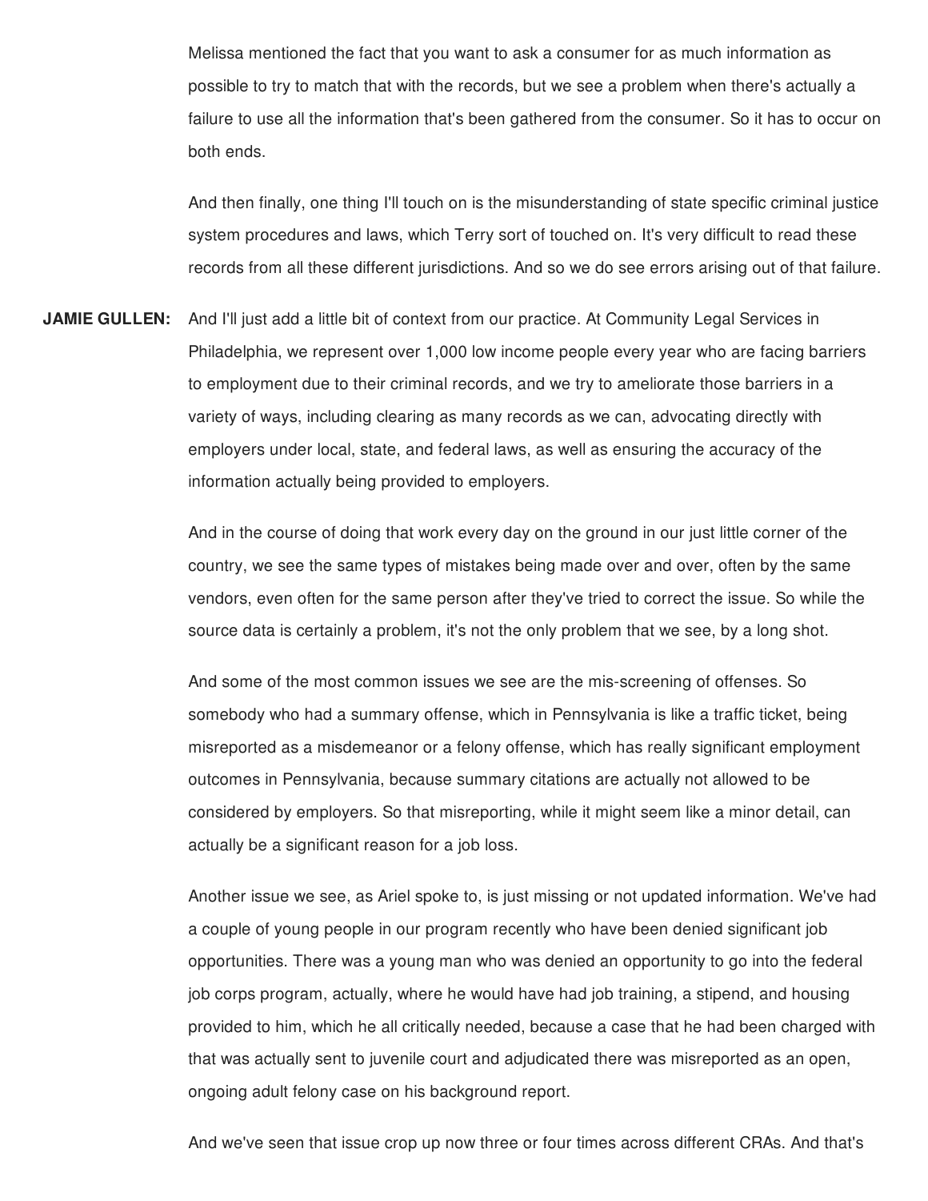Melissa mentioned the fact that you want to ask a consumer for as much information as possible to try to match that with the records, but we see a problem when there's actually a failure to use all the information that's been gathered from the consumer. So it has to occur on both ends.

And then finally, one thing I'll touch on is the misunderstanding of state specific criminal justice system procedures and laws, which Terry sort of touched on. It's very difficult to read these records from all these different jurisdictions. And so we do see errors arising out of that failure.

**JAMIE GULLEN:** And I'll just add a little bit of context from our practice. At Community Legal Services in Philadelphia, we represent over 1,000 low income people every year who are facing barriers to employment due to their criminal records, and we try to ameliorate those barriers in a variety of ways, including clearing as many records as we can, advocating directly with employers under local, state, and federal laws, as well as ensuring the accuracy of the information actually being provided to employers.

And in the course of doing that work every day on the ground in our just little corner of the country, we see the same types of mistakes being made over and over, often by the same vendors, even often for the same person after they've tried to correct the issue. So while the source data is certainly a problem, it's not the only problem that we see, by a long shot.

And some of the most common issues we see are the mis-screening of offenses. So somebody who had a summary offense, which in Pennsylvania is like a traffic ticket, being misreported as a misdemeanor or a felony offense, which has really significant employment outcomes in Pennsylvania, because summary citations are actually not allowed to be considered by employers. So that misreporting, while it might seem like a minor detail, can actually be a significant reason for a job loss.

Another issue we see, as Ariel spoke to, is just missing or not updated information. We've had a couple of young people in our program recently who have been denied significant job opportunities. There was a young man who was denied an opportunity to go into the federal job corps program, actually, where he would have had job training, a stipend, and housing provided to him, which he all critically needed, because a case that he had been charged with that was actually sent to juvenile court and adjudicated there was misreported as an open, ongoing adult felony case on his background report.

And we've seen that issue crop up now three or four times across different CRAs. And that's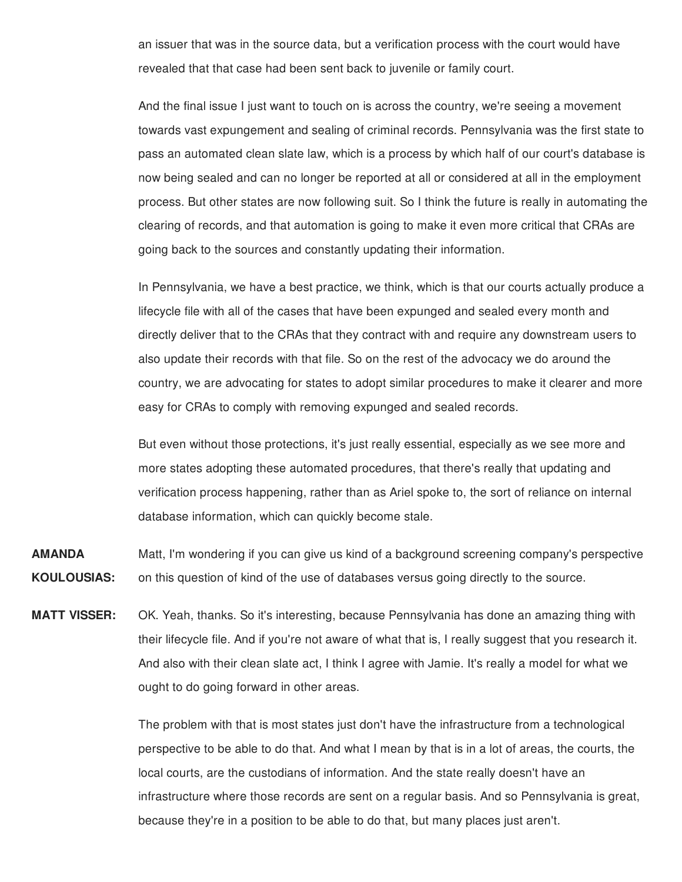an issuer that was in the source data, but a verification process with the court would have revealed that that case had been sent back to juvenile or family court.

And the final issue I just want to touch on is across the country, we're seeing a movement towards vast expungement and sealing of criminal records. Pennsylvania was the first state to pass an automated clean slate law, which is a process by which half of our court's database is now being sealed and can no longer be reported at all or considered at all in the employment process. But other states are now following suit. So I think the future is really in automating the clearing of records, and that automation is going to make it even more critical that CRAs are going back to the sources and constantly updating their information.

In Pennsylvania, we have a best practice, we think, which is that our courts actually produce a lifecycle file with all of the cases that have been expunged and sealed every month and directly deliver that to the CRAs that they contract with and require any downstream users to also update their records with that file. So on the rest of the advocacy we do around the country, we are advocating for states to adopt similar procedures to make it clearer and more easy for CRAs to comply with removing expunged and sealed records.

But even without those protections, it's just really essential, especially as we see more and more states adopting these automated procedures, that there's really that updating and verification process happening, rather than as Ariel spoke to, the sort of reliance on internal database information, which can quickly become stale.

**AMANDA KOULOUSIAS:** Matt, I'm wondering if you can give us kind of a background screening company's perspective on this question of kind of the use of databases versus going directly to the source.

**MATT VISSER:** OK. Yeah, thanks. So it's interesting, because Pennsylvania has done an amazing thing with their lifecycle file. And if you're not aware of what that is, I really suggest that you research it. And also with their clean slate act, I think I agree with Jamie. It's really a model for what we ought to do going forward in other areas.

The problem with that is most states just don't have the infrastructure from a technological perspective to be able to do that. And what I mean by that is in a lot of areas, the courts, the local courts, are the custodians of information. And the state really doesn't have an infrastructure where those records are sent on a regular basis. And so Pennsylvania is great, because they're in a position to be able to do that, but many places just aren't.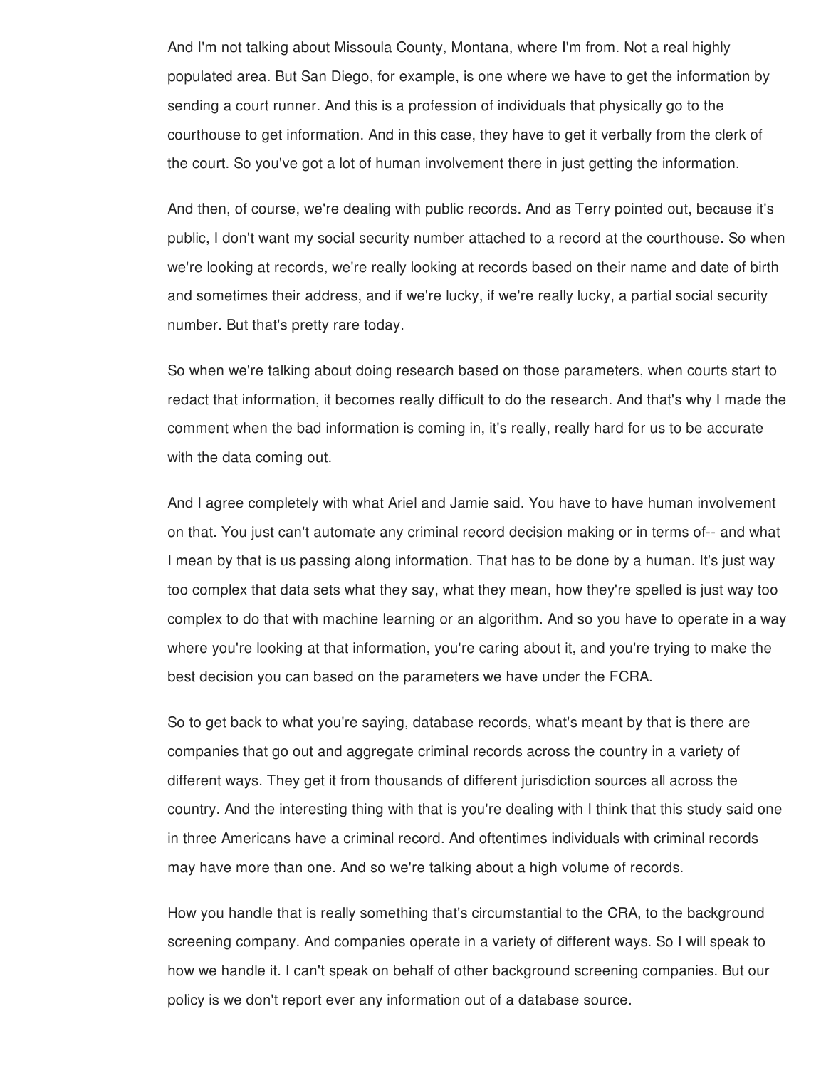And I'm not talking about Missoula County, Montana, where I'm from. Not a real highly populated area. But San Diego, for example, is one where we have to get the information by sending a court runner. And this is a profession of individuals that physically go to the courthouse to get information. And in this case, they have to get it verbally from the clerk of the court. So you've got a lot of human involvement there in just getting the information.

And then, of course, we're dealing with public records. And as Terry pointed out, because it's public, I don't want my social security number attached to a record at the courthouse. So when we're looking at records, we're really looking at records based on their name and date of birth and sometimes their address, and if we're lucky, if we're really lucky, a partial social security number. But that's pretty rare today.

So when we're talking about doing research based on those parameters, when courts start to redact that information, it becomes really difficult to do the research. And that's why I made the comment when the bad information is coming in, it's really, really hard for us to be accurate with the data coming out.

And I agree completely with what Ariel and Jamie said. You have to have human involvement on that. You just can't automate any criminal record decision making or in terms of-- and what I mean by that is us passing along information. That has to be done by a human. It's just way too complex that data sets what they say, what they mean, how they're spelled is just way too complex to do that with machine learning or an algorithm. And so you have to operate in a way where you're looking at that information, you're caring about it, and you're trying to make the best decision you can based on the parameters we have under the FCRA.

So to get back to what you're saying, database records, what's meant by that is there are companies that go out and aggregate criminal records across the country in a variety of different ways. They get it from thousands of different jurisdiction sources all across the country. And the interesting thing with that is you're dealing with I think that this study said one in three Americans have a criminal record. And oftentimes individuals with criminal records may have more than one. And so we're talking about a high volume of records.

How you handle that is really something that's circumstantial to the CRA, to the background screening company. And companies operate in a variety of different ways. So I will speak to how we handle it. I can't speak on behalf of other background screening companies. But our policy is we don't report ever any information out of a database source.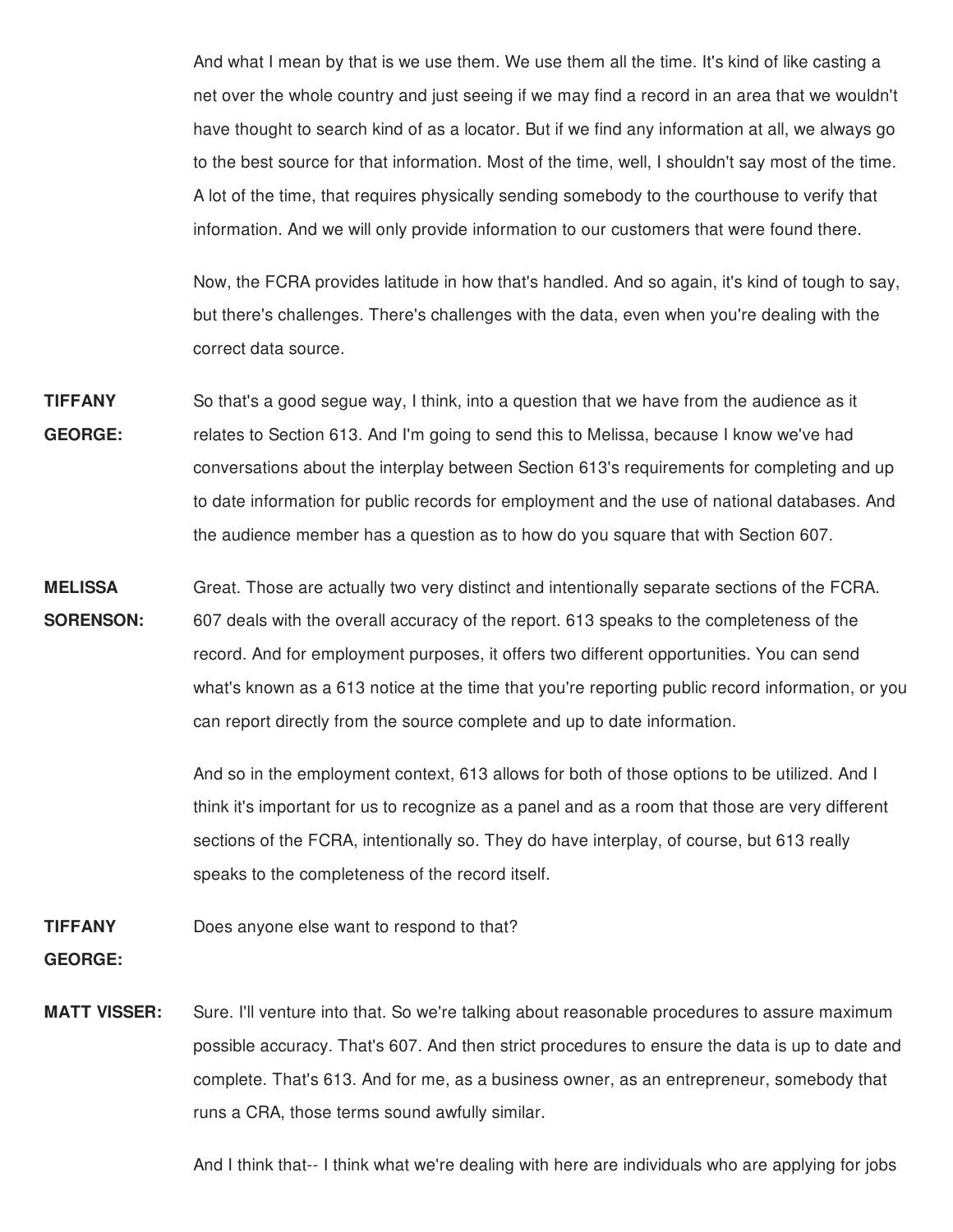And what I mean by that is we use them. We use them all the time. It's kind of like casting a net over the whole country and just seeing if we may find a record in an area that we wouldn't have thought to search kind of as a locator. But if we find any information at all, we always go to the best source for that information. Most of the time, well, I shouldn't say most of the time. A lot of the time, that requires physically sending somebody to the courthouse to verify that information. And we will only provide information to our customers that were found there.

Now, the FCRA provides latitude in how that's handled. And so again, it's kind of tough to say, but there's challenges. There's challenges with the data, even when you're dealing with the correct data source.

**TIFFANY GEORGE:** So that's a good segue way, I think, into a question that we have from the audience as it relates to Section 613. And I'm going to send this to Melissa, because I know we've had conversations about the interplay between Section 613's requirements for completing and up to date information for public records for employment and the use of national databases. And the audience member has a question as to how do you square that with Section 607.

**MELISSA SORENSON:** Great. Those are actually two very distinct and intentionally separate sections of the FCRA. 607 deals with the overall accuracy of the report. 613 speaks to the completeness of the record. And for employment purposes, it offers two different opportunities. You can send what's known as a 613 notice at the time that you're reporting public record information, or you can report directly from the source complete and up to date information.

And so in the employment context, 613 allows for both of those options to be utilized. And I think it's important for us to recognize as a panel and as a room that those are very different sections of the FCRA, intentionally so. They do have interplay, of course, but 613 really speaks to the completeness of the record itself.

**TIFFANY GEORGE:** Does anyone else want to respond to that?

**MATT VISSER:** Sure. I'll venture into that. So we're talking about reasonable procedures to assure maximum possible accuracy. That's 607. And then strict procedures to ensure the data is up to date and complete. That's 613. And for me, as a business owner, as an entrepreneur, somebody that runs a CRA, those terms sound awfully similar.

And I think that-- I think what we're dealing with here are individuals who are applying for jobs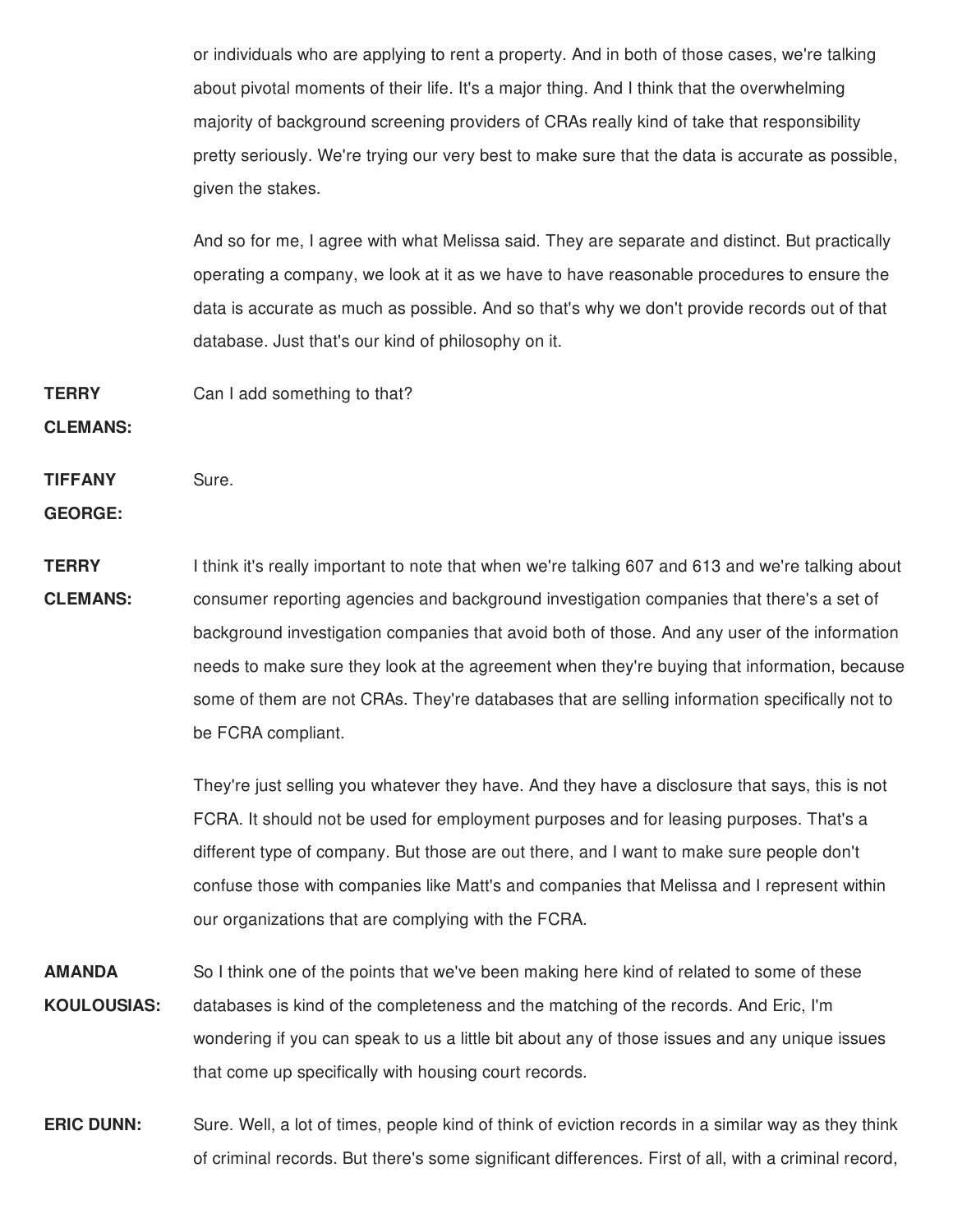or individuals who are applying to rent a property. And in both of those cases, we're talking about pivotal moments of their life. It's a major thing. And I think that the overwhelming majority of background screening providers of CRAs really kind of take that responsibility pretty seriously. We're trying our very best to make sure that the data is accurate as possible, given the stakes.

And so for me, I agree with what Melissa said. They are separate and distinct. But practically operating a company, we look at it as we have to have reasonable procedures to ensure the data is accurate as much as possible. And so that's why we don't provide records out of that database. Just that's our kind of philosophy on it.

**TERRY CLEMANS:** Can I add something to that?

**TIFFANY GEORGE:** Sure.

**TERRY CLEMANS:** I think it's really important to note that when we're talking 607 and 613 and we're talking about consumer reporting agencies and background investigation companies that there's a set of background investigation companies that avoid both of those. And any user of the information needs to make sure they look at the agreement when they're buying that information, because some of them are not CRAs. They're databases that are selling information specifically not to be FCRA compliant.

They're just selling you whatever they have. And they have a disclosure that says, this is not FCRA. It should not be used for employment purposes and for leasing purposes. That's a different type of company. But those are out there, and I want to make sure people don't confuse those with companies like Matt's and companies that Melissa and I represent within our organizations that are complying with the FCRA.

**AMANDA KOULOUSIAS:** So I think one of the points that we've been making here kind of related to some of these databases is kind of the completeness and the matching of the records. And Eric, I'm wondering if you can speak to us a little bit about any of those issues and any unique issues that come up specifically with housing court records.

**ERIC DUNN:** Sure. Well, a lot of times, people kind of think of eviction records in a similar way as they think of criminal records. But there's some significant differences. First of all, with a criminal record,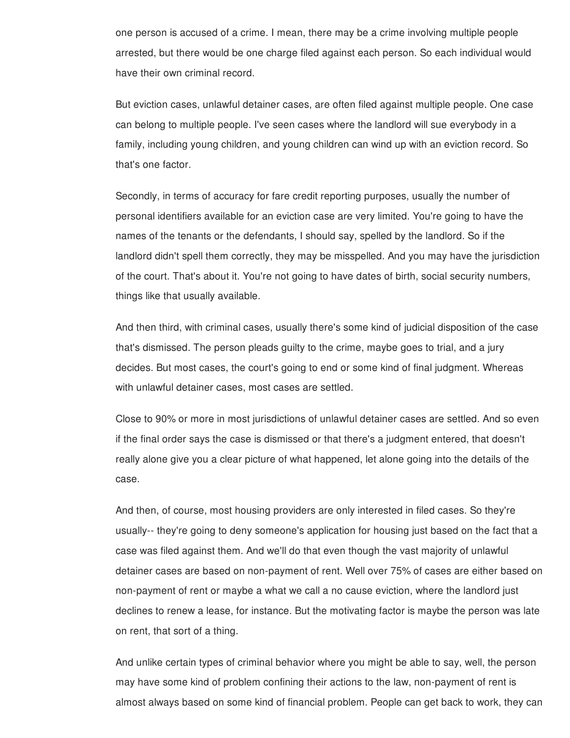one person is accused of a crime. I mean, there may be a crime involving multiple people arrested, but there would be one charge filed against each person. So each individual would have their own criminal record.

But eviction cases, unlawful detainer cases, are often filed against multiple people. One case can belong to multiple people. I've seen cases where the landlord will sue everybody in a family, including young children, and young children can wind up with an eviction record. So that's one factor.

Secondly, in terms of accuracy for fare credit reporting purposes, usually the number of personal identifiers available for an eviction case are very limited. You're going to have the names of the tenants or the defendants, I should say, spelled by the landlord. So if the landlord didn't spell them correctly, they may be misspelled. And you may have the jurisdiction of the court. That's about it. You're not going to have dates of birth, social security numbers, things like that usually available.

And then third, with criminal cases, usually there's some kind of judicial disposition of the case that's dismissed. The person pleads guilty to the crime, maybe goes to trial, and a jury decides. But most cases, the court's going to end or some kind of final judgment. Whereas with unlawful detainer cases, most cases are settled.

Close to 90% or more in most jurisdictions of unlawful detainer cases are settled. And so even if the final order says the case is dismissed or that there's a judgment entered, that doesn't really alone give you a clear picture of what happened, let alone going into the details of the case.

And then, of course, most housing providers are only interested in filed cases. So they're usually-- they're going to deny someone's application for housing just based on the fact that a case was filed against them. And we'll do that even though the vast majority of unlawful detainer cases are based on non-payment of rent. Well over 75% of cases are either based on non-payment of rent or maybe a what we call a no cause eviction, where the landlord just declines to renew a lease, for instance. But the motivating factor is maybe the person was late on rent, that sort of a thing.

And unlike certain types of criminal behavior where you might be able to say, well, the person may have some kind of problem confining their actions to the law, non-payment of rent is almost always based on some kind of financial problem. People can get back to work, they can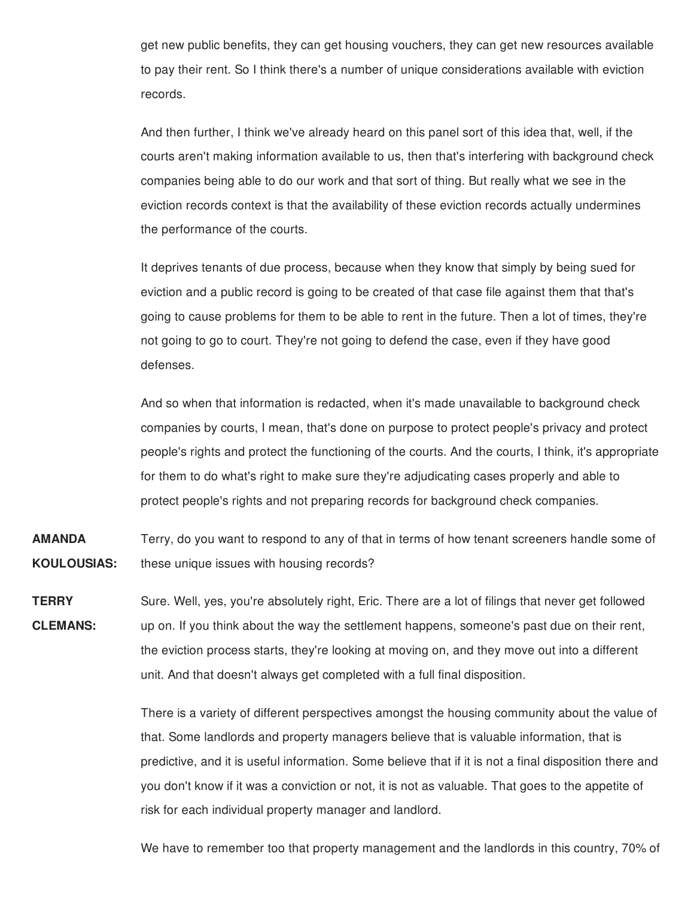get new public benefits, they can get housing vouchers, they can get new resources available to pay their rent. So I think there's a number of unique considerations available with eviction records.

And then further, I think we've already heard on this panel sort of this idea that, well, if the courts aren't making information available to us, then that's interfering with background check companies being able to do our work and that sort of thing. But really what we see in the eviction records context is that the availability of these eviction records actually undermines the performance of the courts.

It deprives tenants of due process, because when they know that simply by being sued for eviction and a public record is going to be created of that case file against them that that's going to cause problems for them to be able to rent in the future. Then a lot of times, they're not going to go to court. They're not going to defend the case, even if they have good defenses.

And so when that information is redacted, when it's made unavailable to background check companies by courts, I mean, that's done on purpose to protect people's privacy and protect people's rights and protect the functioning of the courts. And the courts, I think, it's appropriate for them to do what's right to make sure they're adjudicating cases properly and able to protect people's rights and not preparing records for background check companies.

**AMANDA KOULOUSIAS:** Terry, do you want to respond to any of that in terms of how tenant screeners handle some of these unique issues with housing records?

**TERRY CLEMANS:** Sure. Well, yes, you're absolutely right, Eric. There are a lot of filings that never get followed up on. If you think about the way the settlement happens, someone's past due on their rent, the eviction process starts, they're looking at moving on, and they move out into a different unit. And that doesn't always get completed with a full final disposition.

There is a variety of different perspectives amongst the housing community about the value of that. Some landlords and property managers believe that is valuable information, that is predictive, and it is useful information. Some believe that if it is not a final disposition there and you don't know if it was a conviction or not, it is not as valuable. That goes to the appetite of risk for each individual property manager and landlord.

We have to remember too that property management and the landlords in this country, 70% of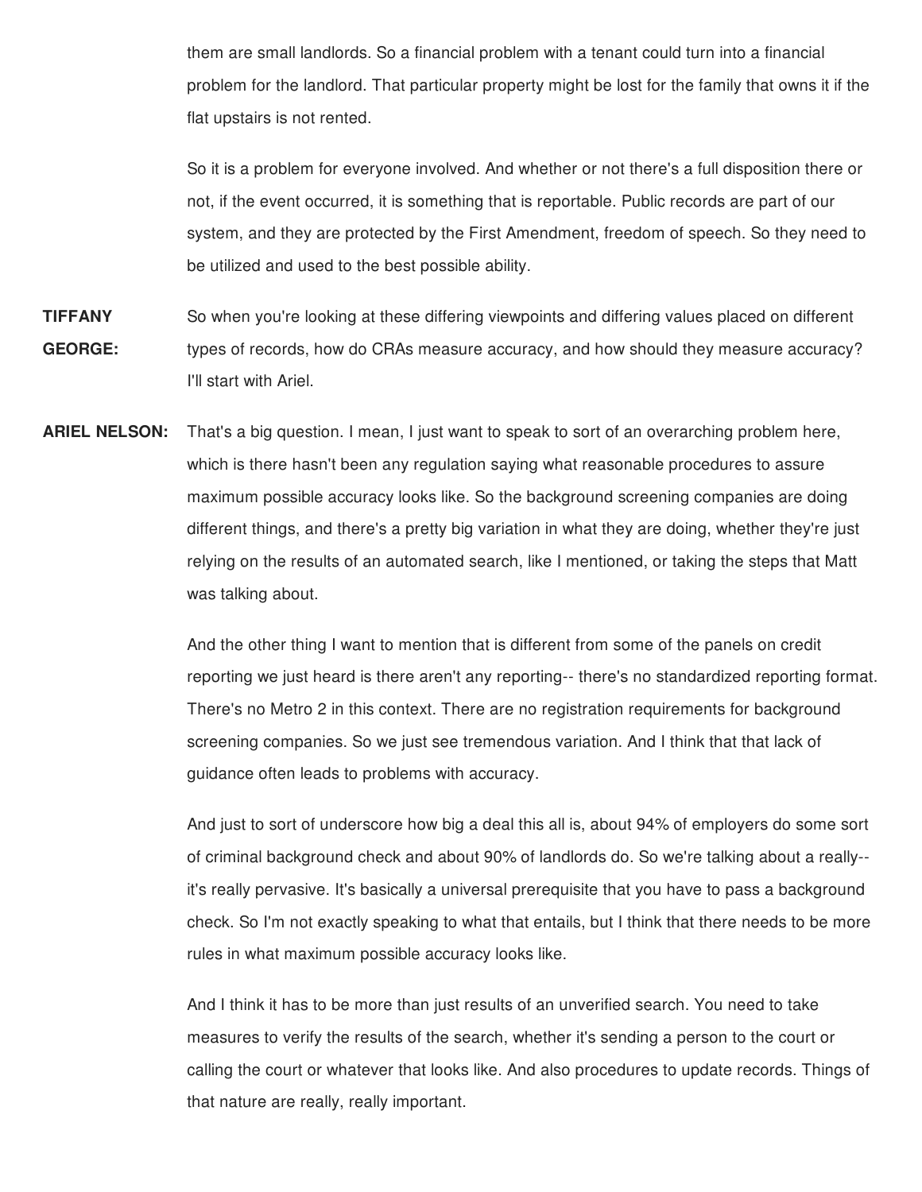them are small landlords. So a financial problem with a tenant could turn into a financial problem for the landlord. That particular property might be lost for the family that owns it if the flat upstairs is not rented.

So it is a problem for everyone involved. And whether or not there's a full disposition there or not, if the event occurred, it is something that is reportable. Public records are part of our system, and they are protected by the First Amendment, freedom of speech. So they need to be utilized and used to the best possible ability.

**TIFFANY GEORGE:** So when you're looking at these differing viewpoints and differing values placed on different types of records, how do CRAs measure accuracy, and how should they measure accuracy? I'll start with Ariel.

**ARIEL NELSON:** That's a big question. I mean, I just want to speak to sort of an overarching problem here, which is there hasn't been any regulation saying what reasonable procedures to assure maximum possible accuracy looks like. So the background screening companies are doing different things, and there's a pretty big variation in what they are doing, whether they're just relying on the results of an automated search, like I mentioned, or taking the steps that Matt was talking about.

And the other thing I want to mention that is different from some of the panels on credit reporting we just heard is there aren't any reporting-- there's no standardized reporting format. There's no Metro 2 in this context. There are no registration requirements for background screening companies. So we just see tremendous variation. And I think that that lack of guidance often leads to problems with accuracy.

And just to sort of underscore how big a deal this all is, about 94% of employers do some sort of criminal background check and about 90% of landlords do. So we're talking about a really-- it's really pervasive. It's basically a universal prerequisite that you have to pass a background check. So I'm not exactly speaking to what that entails, but I think that there needs to be more rules in what maximum possible accuracy looks like.

And I think it has to be more than just results of an unverified search. You need to take measures to verify the results of the search, whether it's sending a person to the court or calling the court or whatever that looks like. And also procedures to update records. Things of that nature are really, really important.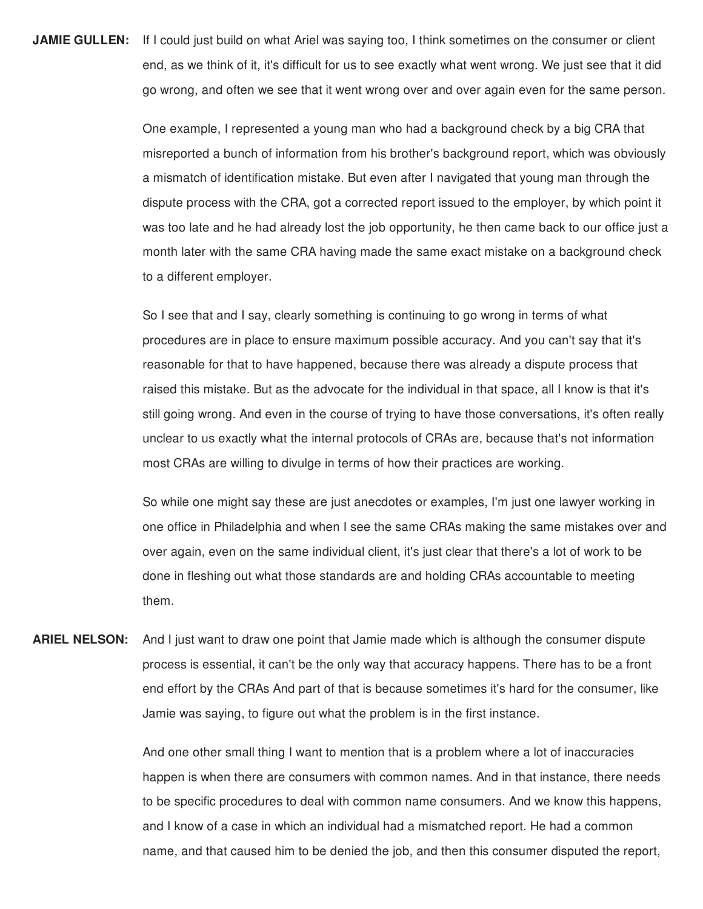**JAMIE GULLEN:** If I could just build on what Ariel was saying too, I think sometimes on the consumer or client end, as we think of it, it's difficult for us to see exactly what went wrong. We just see that it did go wrong, and often we see that it went wrong over and over again even for the same person.

One example, I represented a young man who had a background check by a big CRA that misreported a bunch of information from his brother's background report, which was obviously a mismatch of identification mistake. But even after I navigated that young man through the dispute process with the CRA, got a corrected report issued to the employer, by which point it was too late and he had already lost the job opportunity, he then came back to our office just a month later with the same CRA having made the same exact mistake on a background check to a different employer.

So I see that and I say, clearly something is continuing to go wrong in terms of what procedures are in place to ensure maximum possible accuracy. And you can't say that it's reasonable for that to have happened, because there was already a dispute process that raised this mistake. But as the advocate for the individual in that space, all I know is that it's still going wrong. And even in the course of trying to have those conversations, it's often really unclear to us exactly what the internal protocols of CRAs are, because that's not information most CRAs are willing to divulge in terms of how their practices are working.

So while one might say these are just anecdotes or examples, I'm just one lawyer working in one office in Philadelphia and when I see the same CRAs making the same mistakes over and over again, even on the same individual client, it's just clear that there's a lot of work to be done in fleshing out what those standards are and holding CRAs accountable to meeting them.

**ARIEL NELSON:** And I just want to draw one point that Jamie made which is although the consumer dispute process is essential, it can't be the only way that accuracy happens. There has to be a front end effort by the CRAs And part of that is because sometimes it's hard for the consumer, like Jamie was saying, to figure out what the problem is in the first instance.

And one other small thing I want to mention that is a problem where a lot of inaccuracies happen is when there are consumers with common names. And in that instance, there needs to be specific procedures to deal with common name consumers. And we know this happens, and I know of a case in which an individual had a mismatched report. He had a common name, and that caused him to be denied the job, and then this consumer disputed the report,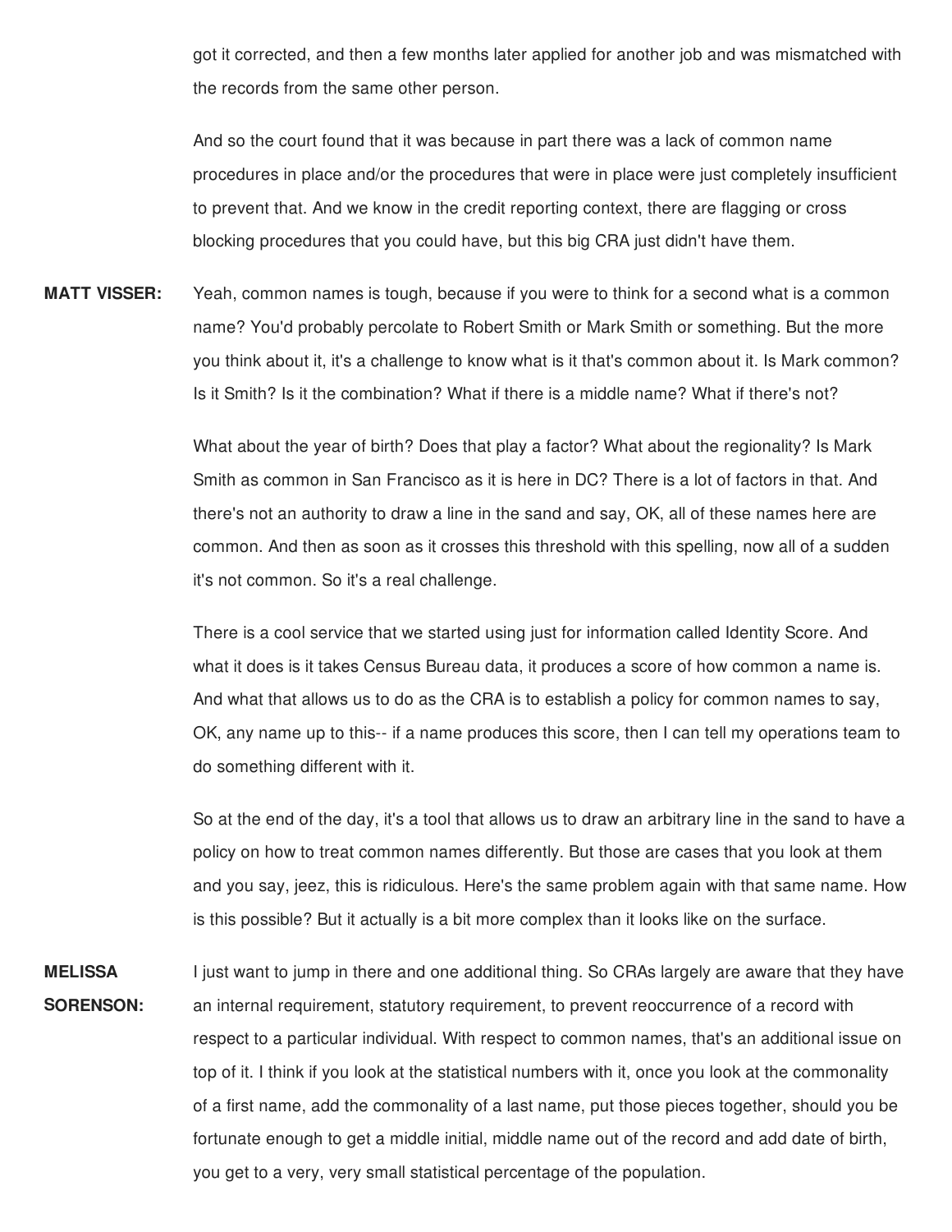got it corrected, and then a few months later applied for another job and was mismatched with the records from the same other person.

And so the court found that it was because in part there was a lack of common name procedures in place and/or the procedures that were in place were just completely insufficient to prevent that. And we know in the credit reporting context, there are flagging or cross blocking procedures that you could have, but this big CRA just didn't have them.

**MATT VISSER:** Yeah, common names is tough, because if you were to think for a second what is a common name? You'd probably percolate to Robert Smith or Mark Smith or something. But the more you think about it, it's a challenge to know what is it that's common about it. Is Mark common? Is it Smith? Is it the combination? What if there is a middle name? What if there's not?

What about the year of birth? Does that play a factor? What about the regionality? Is Mark Smith as common in San Francisco as it is here in DC? There is a lot of factors in that. And there's not an authority to draw a line in the sand and say, OK, all of these names here are common. And then as soon as it crosses this threshold with this spelling, now all of a sudden it's not common. So it's a real challenge.

There is a cool service that we started using just for information called Identity Score. And what it does is it takes Census Bureau data, it produces a score of how common a name is. And what that allows us to do as the CRA is to establish a policy for common names to say, OK, any name up to this-- if a name produces this score, then I can tell my operations team to do something different with it.

So at the end of the day, it's a tool that allows us to draw an arbitrary line in the sand to have a policy on how to treat common names differently. But those are cases that you look at them and you say, jeez, this is ridiculous. Here's the same problem again with that same name. How is this possible? But it actually is a bit more complex than it looks like on the surface.

**MELISSA SORENSON:** I just want to jump in there and one additional thing. So CRAs largely are aware that they have an internal requirement, statutory requirement, to prevent reoccurrence of a record with respect to a particular individual. With respect to common names, that's an additional issue on top of it. I think if you look at the statistical numbers with it, once you look at the commonality of a first name, add the commonality of a last name, put those pieces together, should you be fortunate enough to get a middle initial, middle name out of the record and add date of birth, you get to a very, very small statistical percentage of the population.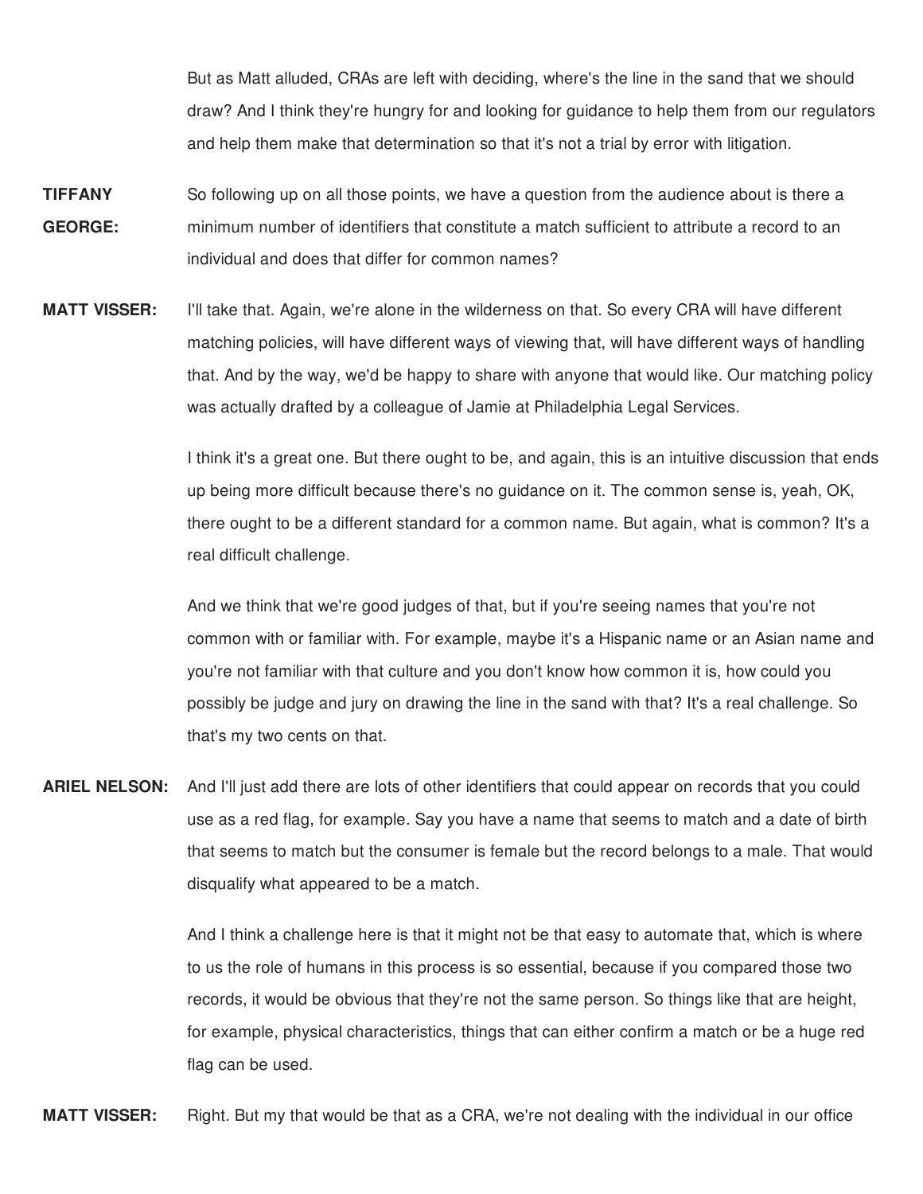But as Matt alluded, CRAs are left with deciding, where's the line in the sand that we should draw? And I think they're hungry for and looking for guidance to help them from our regulators and help them make that determination so that it's not a trial by error with litigation.

**TIFFANY GEORGE:** So following up on all those points, we have a question from the audience about is there a minimum number of identifiers that constitute a match sufficient to attribute a record to an individual and does that differ for common names?

**MATT VISSER:** I'll take that. Again, we're alone in the wilderness on that. So every CRA will have different matching policies, will have different ways of viewing that, will have different ways of handling that. And by the way, we'd be happy to share with anyone that would like. Our matching policy was actually drafted by a colleague of Jamie at Philadelphia Legal Services.

I think it's a great one. But there ought to be, and again, this is an intuitive discussion that ends up being more difficult because there's no guidance on it. The common sense is, yeah, OK, there ought to be a different standard for a common name. But again, what is common? It's a real difficult challenge.

And we think that we're good judges of that, but if you're seeing names that you're not common with or familiar with. For example, maybe it's a Hispanic name or an Asian name and you're not familiar with that culture and you don't know how common it is, how could you possibly be judge and jury on drawing the line in the sand with that? It's a real challenge. So that's my two cents on that.

**ARIEL NELSON:** And I'll just add there are lots of other identifiers that could appear on records that you could use as a red flag, for example. Say you have a name that seems to match and a date of birth that seems to match but the consumer is female but the record belongs to a male. That would disqualify what appeared to be a match.

And I think a challenge here is that it might not be that easy to automate that, which is where to us the role of humans in this process is so essential, because if you compared those two records, it would be obvious that they're not the same person. So things like that are height, for example, physical characteristics, things that can either confirm a match or be a huge red flag can be used.

**MATT VISSER:** Right. But my that would be that as a CRA, we're not dealing with the individual in our office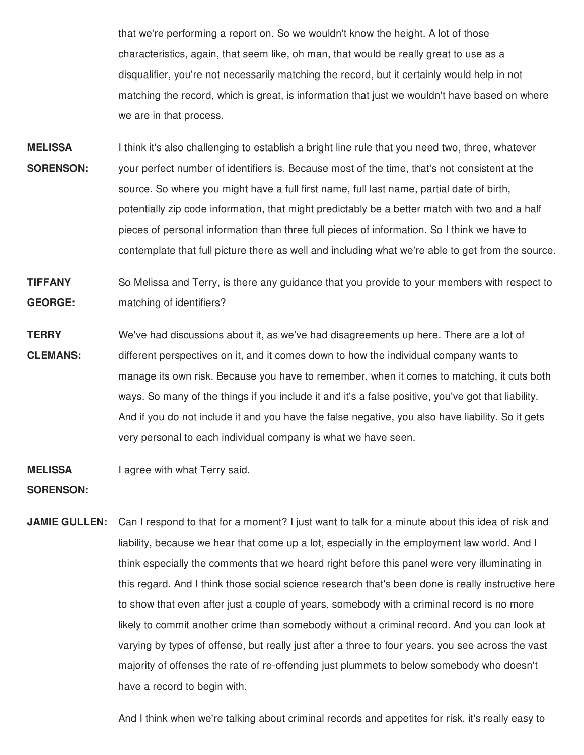that we're performing a report on. So we wouldn't know the height. A lot of those characteristics, again, that seem like, oh man, that would be really great to use as a disqualifier, you're not necessarily matching the record, but it certainly would help in not matching the record, which is great, is information that just we wouldn't have based on where we are in that process.

**MELISSA SORENSON:** I think it's also challenging to establish a bright line rule that you need two, three, whatever your perfect number of identifiers is. Because most of the time, that's not consistent at the source. So where you might have a full first name, full last name, partial date of birth, potentially zip code information, that might predictably be a better match with two and a half pieces of personal information than three full pieces of information. So I think we have to contemplate that full picture there as well and including what we're able to get from the source.

**TIFFANY GEORGE:** So Melissa and Terry, is there any guidance that you provide to your members with respect to matching of identifiers?

**TERRY CLEMANS:** We've had discussions about it, as we've had disagreements up here. There are a lot of different perspectives on it, and it comes down to how the individual company wants to manage its own risk. Because you have to remember, when it comes to matching, it cuts both ways. So many of the things if you include it and it's a false positive, you've got that liability. And if you do not include it and you have the false negative, you also have liability. So it gets very personal to each individual company is what we have seen.

**MELISSA SORENSON:** I agree with what Terry said.

**JAMIE GULLEN:** Can I respond to that for a moment? I just want to talk for a minute about this idea of risk and liability, because we hear that come up a lot, especially in the employment law world. And I think especially the comments that we heard right before this panel were very illuminating in this regard. And I think those social science research that's been done is really instructive here to show that even after just a couple of years, somebody with a criminal record is no more likely to commit another crime than somebody without a criminal record. And you can look at varying by types of offense, but really just after a three to four years, you see across the vast majority of offenses the rate of re-offending just plummets to below somebody who doesn't have a record to begin with.

And I think when we're talking about criminal records and appetites for risk, it's really easy to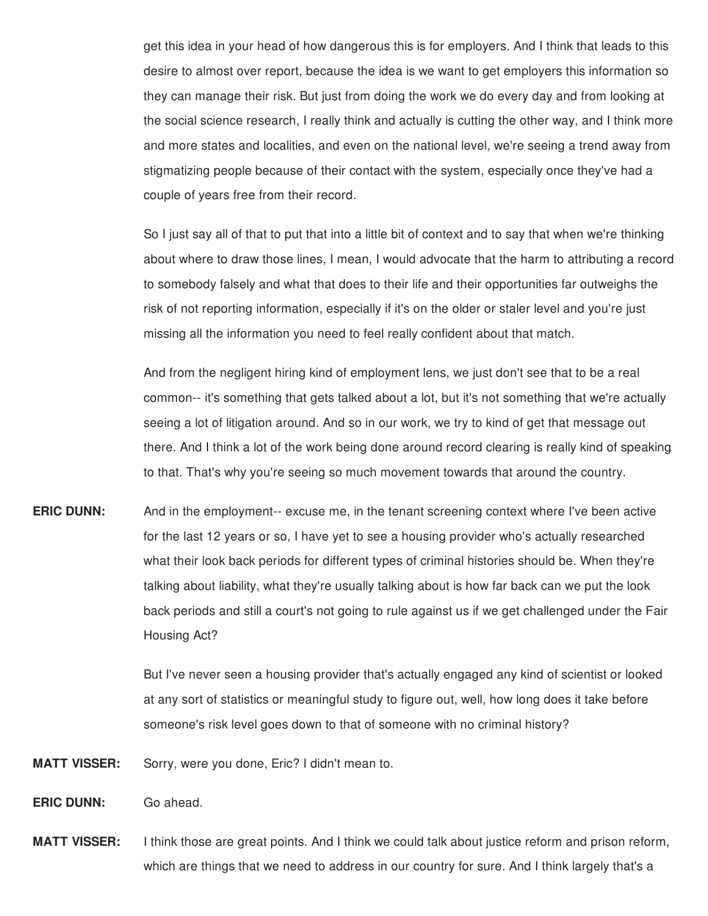get this idea in your head of how dangerous this is for employers. And I think that leads to this desire to almost over report, because the idea is we want to get employers this information so they can manage their risk. But just from doing the work we do every day and from looking at the social science research, I really think and actually is cutting the other way, and I think more and more states and localities, and even on the national level, we're seeing a trend away from stigmatizing people because of their contact with the system, especially once they've had a couple of years free from their record.

So I just say all of that to put that into a little bit of context and to say that when we're thinking about where to draw those lines, I mean, I would advocate that the harm to attributing a record to somebody falsely and what that does to their life and their opportunities far outweighs the risk of not reporting information, especially if it's on the older or staler level and you're just missing all the information you need to feel really confident about that match.

And from the negligent hiring kind of employment lens, we just don't see that to be a real common-- it's something that gets talked about a lot, but it's not something that we're actually seeing a lot of litigation around. And so in our work, we try to kind of get that message out there. And I think a lot of the work being done around record clearing is really kind of speaking to that. That's why you're seeing so much movement towards that around the country.

**ERIC DUNN:** And in the employment-- excuse me, in the tenant screening context where I've been active for the last 12 years or so, I have yet to see a housing provider who's actually researched what their look back periods for different types of criminal histories should be. When they're talking about liability, what they're usually talking about is how far back can we put the look back periods and still a court's not going to rule against us if we get challenged under the Fair Housing Act?

But I've never seen a housing provider that's actually engaged any kind of scientist or looked at any sort of statistics or meaningful study to figure out, well, how long does it take before someone's risk level goes down to that of someone with no criminal history?

**MATT VISSER:** Sorry, were you done, Eric? I didn't mean to.

**ERIC DUNN:** Go ahead.

**MATT VISSER:** I think those are great points. And I think we could talk about justice reform and prison reform, which are things that we need to address in our country for sure. And I think largely that's a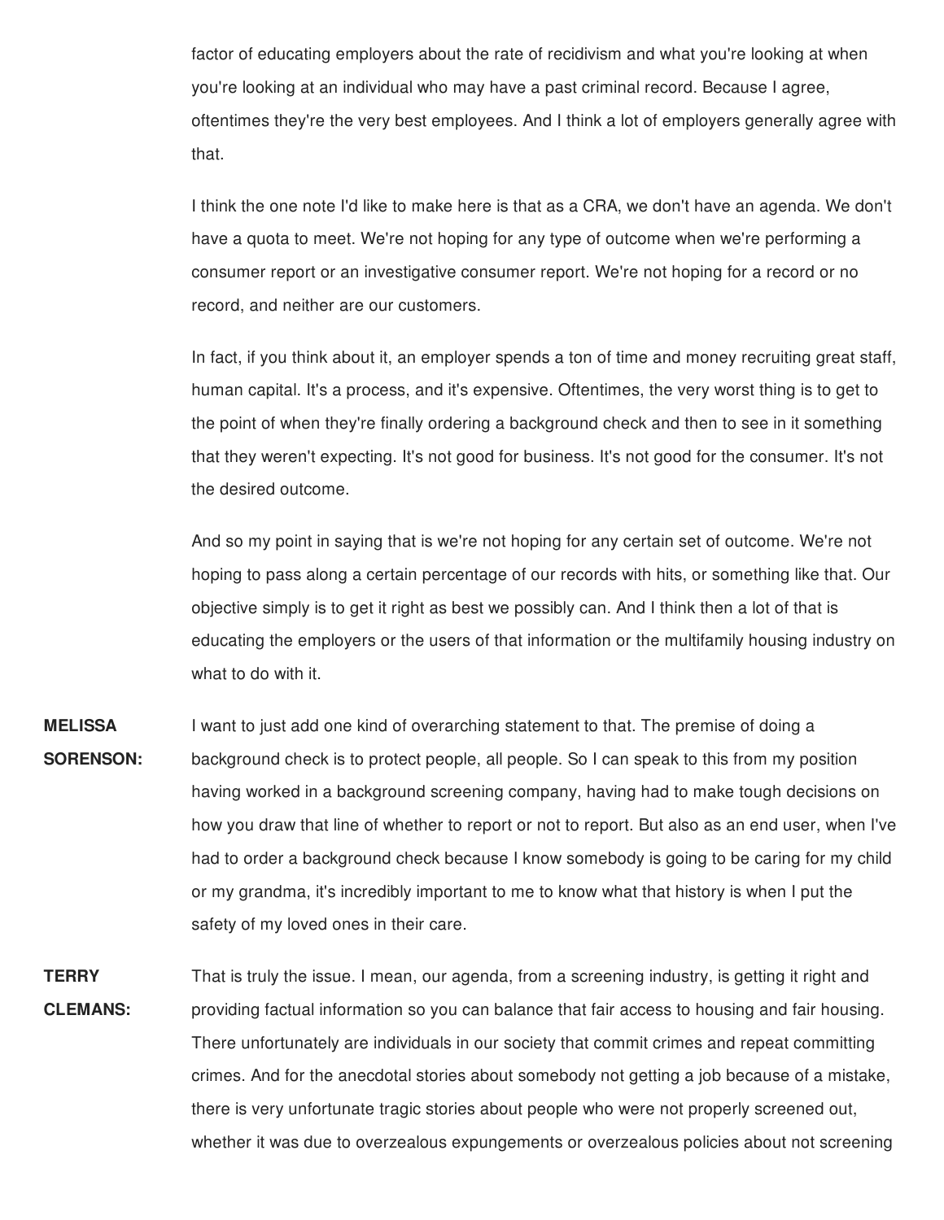factor of educating employers about the rate of recidivism and what you're looking at when you're looking at an individual who may have a past criminal record. Because I agree, oftentimes they're the very best employees. And I think a lot of employers generally agree with that.

I think the one note I'd like to make here is that as a CRA, we don't have an agenda. We don't have a quota to meet. We're not hoping for any type of outcome when we're performing a consumer report or an investigative consumer report. We're not hoping for a record or no record, and neither are our customers.

In fact, if you think about it, an employer spends a ton of time and money recruiting great staff, human capital. It's a process, and it's expensive. Oftentimes, the very worst thing is to get to the point of when they're finally ordering a background check and then to see in it something that they weren't expecting. It's not good for business. It's not good for the consumer. It's not the desired outcome.

And so my point in saying that is we're not hoping for any certain set of outcome. We're not hoping to pass along a certain percentage of our records with hits, or something like that. Our objective simply is to get it right as best we possibly can. And I think then a lot of that is educating the employers or the users of that information or the multifamily housing industry on what to do with it.

**MELISSA SORENSON:** I want to just add one kind of overarching statement to that. The premise of doing a background check is to protect people, all people. So I can speak to this from my position having worked in a background screening company, having had to make tough decisions on how you draw that line of whether to report or not to report. But also as an end user, when I've had to order a background check because I know somebody is going to be caring for my child or my grandma, it's incredibly important to me to know what that history is when I put the safety of my loved ones in their care.

**TERRY CLEMANS:** That is truly the issue. I mean, our agenda, from a screening industry, is getting it right and providing factual information so you can balance that fair access to housing and fair housing. There unfortunately are individuals in our society that commit crimes and repeat committing crimes. And for the anecdotal stories about somebody not getting a job because of a mistake, there is very unfortunate tragic stories about people who were not properly screened out, whether it was due to overzealous expungements or overzealous policies about not screening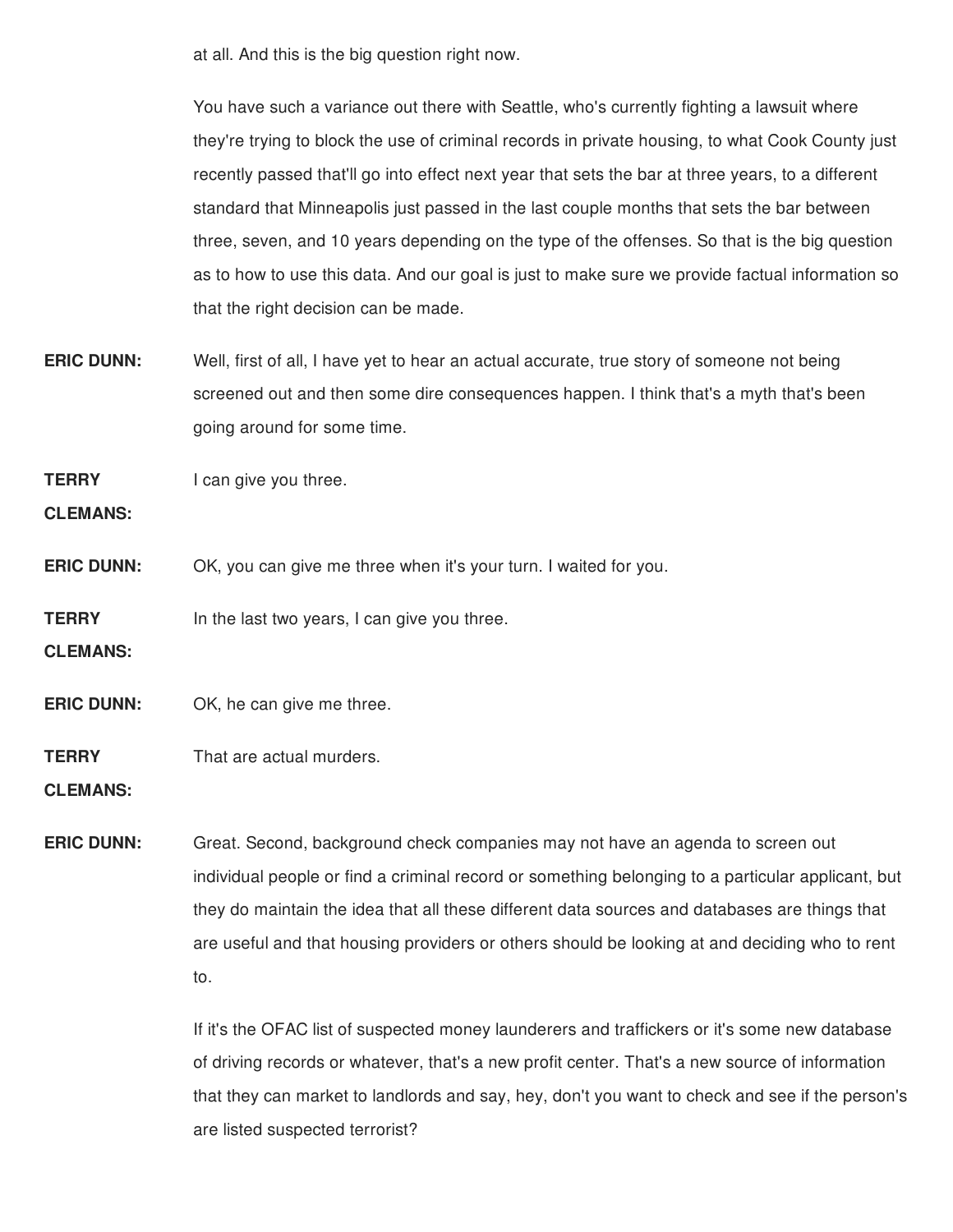at all. And this is the big question right now.

You have such a variance out there with Seattle, who's currently fighting a lawsuit where they're trying to block the use of criminal records in private housing, to what Cook County just recently passed that'll go into effect next year that sets the bar at three years, to a different standard that Minneapolis just passed in the last couple months that sets the bar between three, seven, and 10 years depending on the type of the offenses. So that is the big question as to how to use this data. And our goal is just to make sure we provide factual information so that the right decision can be made.

**ERIC DUNN:** Well, first of all, I have yet to hear an actual accurate, true story of someone not being screened out and then some dire consequences happen. I think that's a myth that's been going around for some time.

**TERRY CLEMANS:** I can give you three.

**ERIC DUNN:** OK, you can give me three when it's your turn. I waited for you.

**TERRY CLEMANS:** In the last two years, I can give you three.

**ERIC DUNN:** OK, he can give me three.

**TERRY CLEMANS:** That are actual murders.

**ERIC DUNN:** Great. Second, background check companies may not have an agenda to screen out individual people or find a criminal record or something belonging to a particular applicant, but they do maintain the idea that all these different data sources and databases are things that are useful and that housing providers or others should be looking at and deciding who to rent to.

If it's the OFAC list of suspected money launderers and traffickers or it's some new database of driving records or whatever, that's a new profit center. That's a new source of information that they can market to landlords and say, hey, don't you want to check and see if the person's are listed suspected terrorist?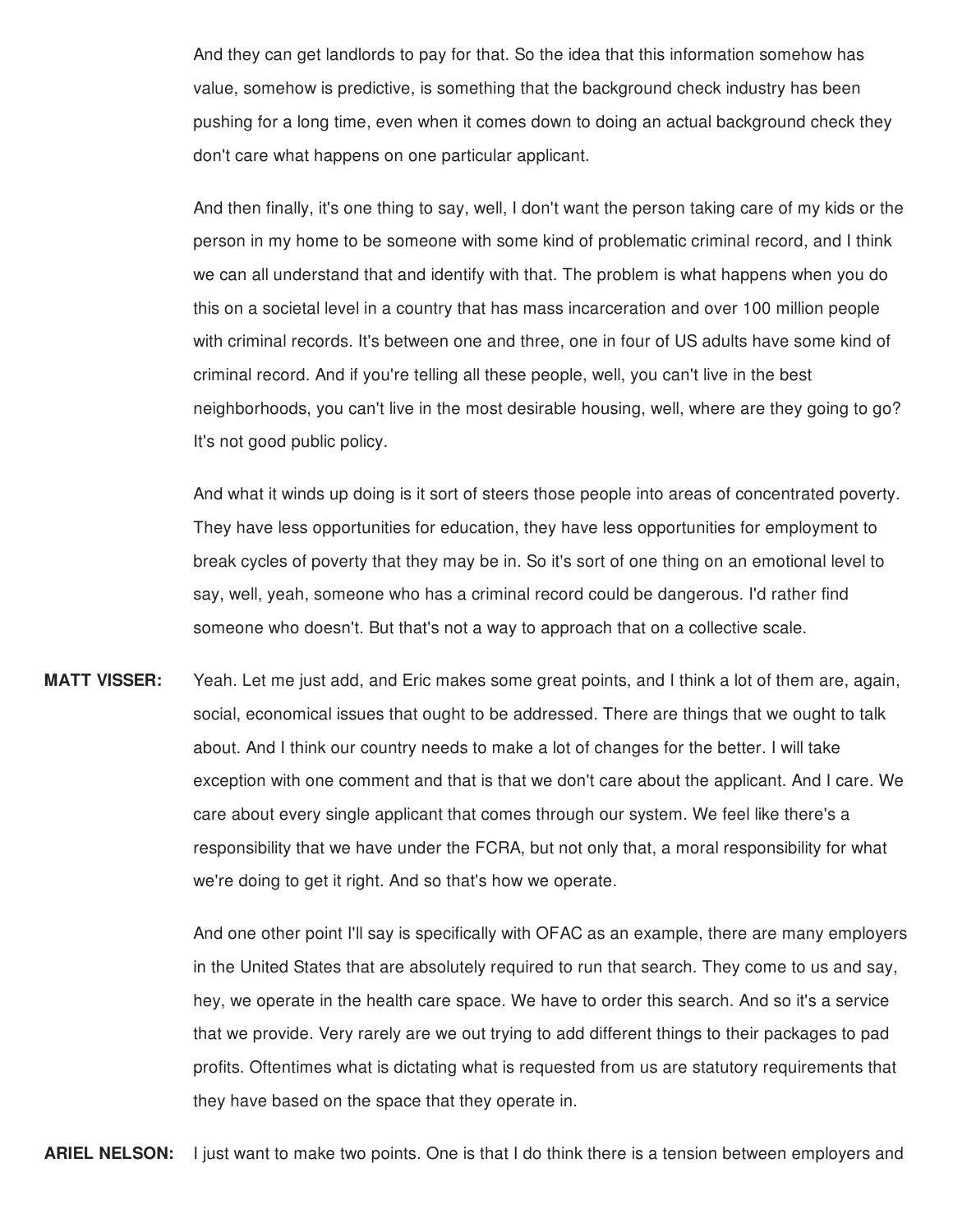And they can get landlords to pay for that. So the idea that this information somehow has value, somehow is predictive, is something that the background check industry has been pushing for a long time, even when it comes down to doing an actual background check they don't care what happens on one particular applicant.

And then finally, it's one thing to say, well, I don't want the person taking care of my kids or the person in my home to be someone with some kind of problematic criminal record, and I think we can all understand that and identify with that. The problem is what happens when you do this on a societal level in a country that has mass incarceration and over 100 million people with criminal records. It's between one and three, one in four of US adults have some kind of criminal record. And if you're telling all these people, well, you can't live in the best neighborhoods, you can't live in the most desirable housing, well, where are they going to go? It's not good public policy.

And what it winds up doing is it sort of steers those people into areas of concentrated poverty. They have less opportunities for education, they have less opportunities for employment to break cycles of poverty that they may be in. So it's sort of one thing on an emotional level to say, well, yeah, someone who has a criminal record could be dangerous. I'd rather find someone who doesn't. But that's not a way to approach that on a collective scale.

**MATT VISSER:** Yeah. Let me just add, and Eric makes some great points, and I think a lot of them are, again, social, economical issues that ought to be addressed. There are things that we ought to talk about. And I think our country needs to make a lot of changes for the better. I will take exception with one comment and that is that we don't care about the applicant. And I care. We care about every single applicant that comes through our system. We feel like there's a responsibility that we have under the FCRA, but not only that, a moral responsibility for what we're doing to get it right. And so that's how we operate.

And one other point I'll say is specifically with OFAC as an example, there are many employers in the United States that are absolutely required to run that search. They come to us and say, hey, we operate in the health care space. We have to order this search. And so it's a service that we provide. Very rarely are we out trying to add different things to their packages to pad profits. Oftentimes what is dictating what is requested from us are statutory requirements that they have based on the space that they operate in.

**ARIEL NELSON:** I just want to make two points. One is that I do think there is a tension between employers and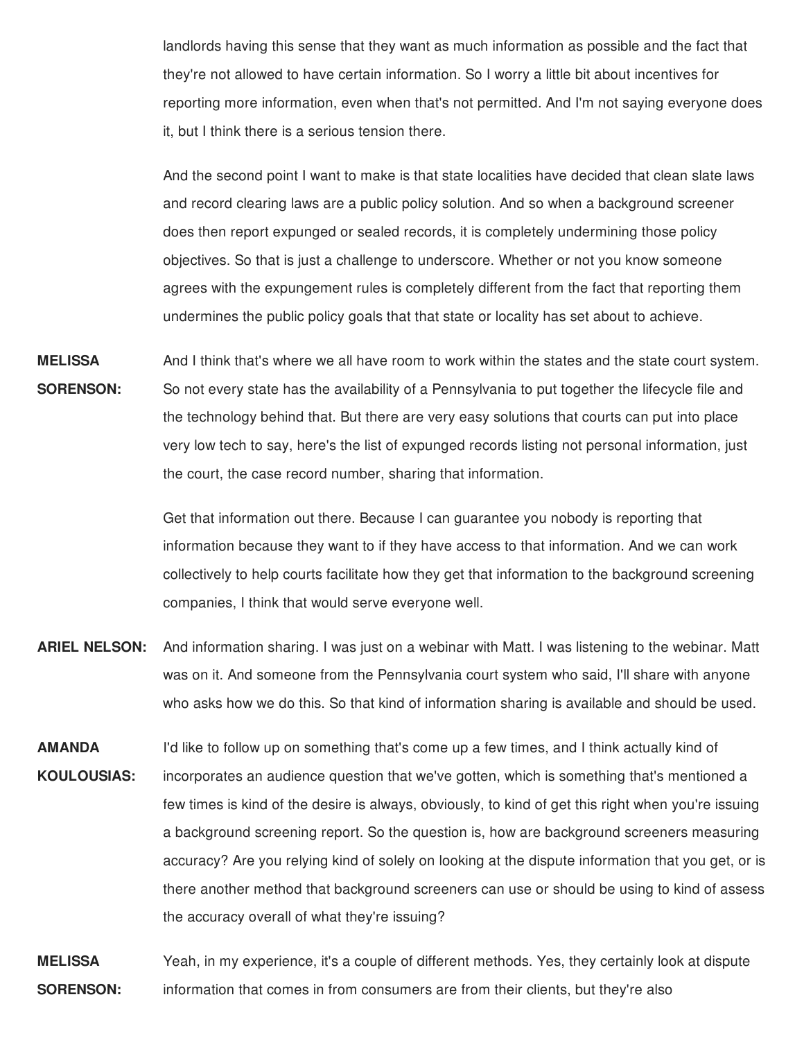landlords having this sense that they want as much information as possible and the fact that they're not allowed to have certain information. So I worry a little bit about incentives for reporting more information, even when that's not permitted. And I'm not saying everyone does it, but I think there is a serious tension there.

And the second point I want to make is that state localities have decided that clean slate laws and record clearing laws are a public policy solution. And so when a background screener does then report expunged or sealed records, it is completely undermining those policy objectives. So that is just a challenge to underscore. Whether or not you know someone agrees with the expungement rules is completely different from the fact that reporting them undermines the public policy goals that that state or locality has set about to achieve.

**MELISSA SORENSON:** And I think that's where we all have room to work within the states and the state court system. So not every state has the availability of a Pennsylvania to put together the lifecycle file and the technology behind that. But there are very easy solutions that courts can put into place very low tech to say, here's the list of expunged records listing not personal information, just the court, the case record number, sharing that information.

Get that information out there. Because I can guarantee you nobody is reporting that information because they want to if they have access to that information. And we can work collectively to help courts facilitate how they get that information to the background screening companies, I think that would serve everyone well.

**ARIEL NELSON:** And information sharing. I was just on a webinar with Matt. I was listening to the webinar. Matt was on it. And someone from the Pennsylvania court system who said, I'll share with anyone who asks how we do this. So that kind of information sharing is available and should be used.

**AMANDA KOULOUSIAS:** I'd like to follow up on something that's come up a few times, and I think actually kind of incorporates an audience question that we've gotten, which is something that's mentioned a few times is kind of the desire is always, obviously, to kind of get this right when you're issuing a background screening report. So the question is, how are background screeners measuring accuracy? Are you relying kind of solely on looking at the dispute information that you get, or is there another method that background screeners can use or should be using to kind of assess the accuracy overall of what they're issuing?

**MELISSA SORENSON:** Yeah, in my experience, it's a couple of different methods. Yes, they certainly look at dispute information that comes in from consumers are from their clients, but they're also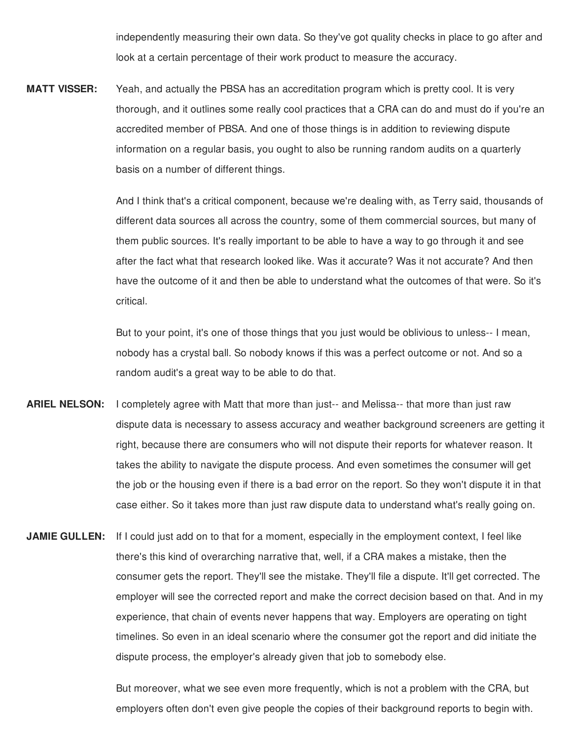independently measuring their own data. So they've got quality checks in place to go after and look at a certain percentage of their work product to measure the accuracy.

**MATT VISSER:** Yeah, and actually the PBSA has an accreditation program which is pretty cool. It is very thorough, and it outlines some really cool practices that a CRA can do and must do if you're an accredited member of PBSA. And one of those things is in addition to reviewing dispute information on a regular basis, you ought to also be running random audits on a quarterly basis on a number of different things.

And I think that's a critical component, because we're dealing with, as Terry said, thousands of different data sources all across the country, some of them commercial sources, but many of them public sources. It's really important to be able to have a way to go through it and see after the fact what that research looked like. Was it accurate? Was it not accurate? And then have the outcome of it and then be able to understand what the outcomes of that were. So it's critical.

But to your point, it's one of those things that you just would be oblivious to unless-- I mean, nobody has a crystal ball. So nobody knows if this was a perfect outcome or not. And so a random audit's a great way to be able to do that.

**ARIEL NELSON:** I completely agree with Matt that more than just-- and Melissa-- that more than just raw dispute data is necessary to assess accuracy and weather background screeners are getting it right, because there are consumers who will not dispute their reports for whatever reason. It takes the ability to navigate the dispute process. And even sometimes the consumer will get the job or the housing even if there is a bad error on the report. So they won't dispute it in that case either. So it takes more than just raw dispute data to understand what's really going on.

**JAMIE GULLEN:** If I could just add on to that for a moment, especially in the employment context, I feel like there's this kind of overarching narrative that, well, if a CRA makes a mistake, then the consumer gets the report. They'll see the mistake. They'll file a dispute. It'll get corrected. The employer will see the corrected report and make the correct decision based on that. And in my experience, that chain of events never happens that way. Employers are operating on tight timelines. So even in an ideal scenario where the consumer got the report and did initiate the dispute process, the employer's already given that job to somebody else.

But moreover, what we see even more frequently, which is not a problem with the CRA, but employers often don't even give people the copies of their background reports to begin with.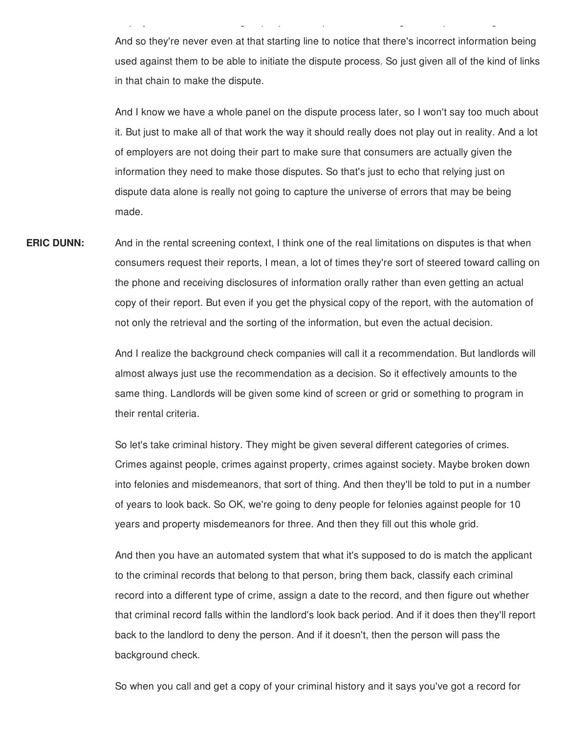And so they're never even at that starting line to notice that there's incorrect information being used against them to be able to initiate the dispute process. So just given all of the kind of links in that chain to make the dispute.

And I know we have a whole panel on the dispute process later, so I won't say too much about it. But just to make all of that work the way it should really does not play out in reality. And a lot of employers are not doing their part to make sure that consumers are actually given the information they need to make those disputes. So that's just to echo that relying just on dispute data alone is really not going to capture the universe of errors that may be being made.

**ERIC DUNN:** And in the rental screening context, I think one of the real limitations on disputes is that when consumers request their reports, I mean, a lot of times they're sort of steered toward calling on the phone and receiving disclosures of information orally rather than even getting an actual copy of their report. But even if you get the physical copy of the report, with the automation of not only the retrieval and the sorting of the information, but even the actual decision.

And I realize the background check companies will call it a recommendation. But landlords will almost always just use the recommendation as a decision. So it effectively amounts to the same thing. Landlords will be given some kind of screen or grid or something to program in their rental criteria.

So let's take criminal history. They might be given several different categories of crimes. Crimes against people, crimes against property, crimes against society. Maybe broken down into felonies and misdemeanors, that sort of thing. And then they'll be told to put in a number of years to look back. So OK, we're going to deny people for felonies against people for 10 years and property misdemeanors for three. And then they fill out this whole grid.

And then you have an automated system that what it's supposed to do is match the applicant to the criminal records that belong to that person, bring them back, classify each criminal record into a different type of crime, assign a date to the record, and then figure out whether that criminal record falls within the landlord's look back period. And if it does then they'll report back to the landlord to deny the person. And if it doesn't, then the person will pass the background check.

So when you call and get a copy of your criminal history and it says you've got a record for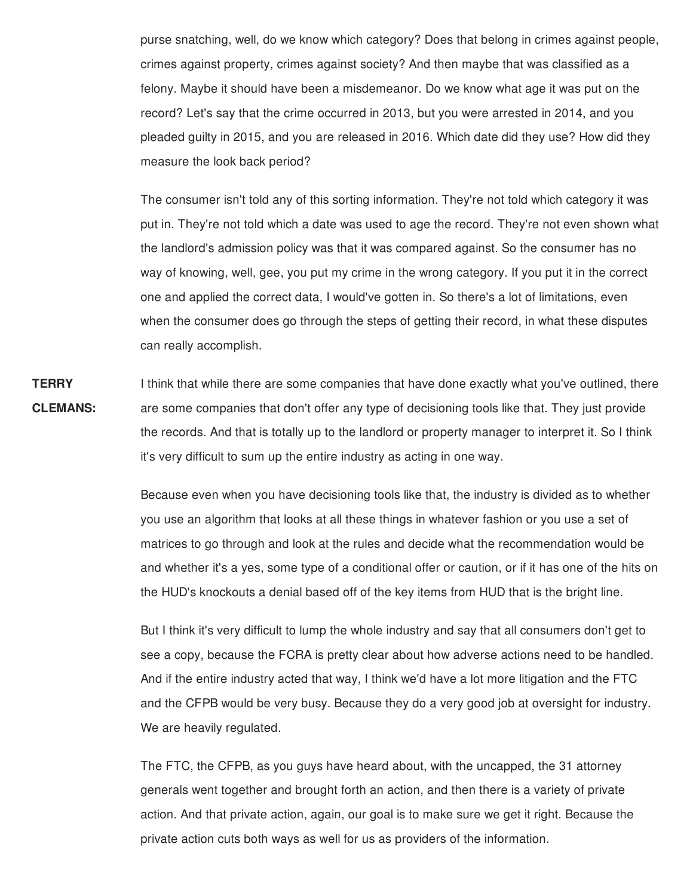purse snatching, well, do we know which category? Does that belong in crimes against people, crimes against property, crimes against society? And then maybe that was classified as a felony. Maybe it should have been a misdemeanor. Do we know what age it was put on the record? Let's say that the crime occurred in 2013, but you were arrested in 2014, and you pleaded guilty in 2015, and you are released in 2016. Which date did they use? How did they measure the look back period?

The consumer isn't told any of this sorting information. They're not told which category it was put in. They're not told which a date was used to age the record. They're not even shown what the landlord's admission policy was that it was compared against. So the consumer has no way of knowing, well, gee, you put my crime in the wrong category. If you put it in the correct one and applied the correct data, I would've gotten in. So there's a lot of limitations, even when the consumer does go through the steps of getting their record, in what these disputes can really accomplish.

**TERRY CLEMANS:** I think that while there are some companies that have done exactly what you've outlined, there are some companies that don't offer any type of decisioning tools like that. They just provide the records. And that is totally up to the landlord or property manager to interpret it. So I think it's very difficult to sum up the entire industry as acting in one way.

Because even when you have decisioning tools like that, the industry is divided as to whether you use an algorithm that looks at all these things in whatever fashion or you use a set of matrices to go through and look at the rules and decide what the recommendation would be and whether it's a yes, some type of a conditional offer or caution, or if it has one of the hits on the HUD's knockouts a denial based off of the key items from HUD that is the bright line.

But I think it's very difficult to lump the whole industry and say that all consumers don't get to see a copy, because the FCRA is pretty clear about how adverse actions need to be handled. And if the entire industry acted that way, I think we'd have a lot more litigation and the FTC and the CFPB would be very busy. Because they do a very good job at oversight for industry. We are heavily regulated.

The FTC, the CFPB, as you guys have heard about, with the uncapped, the 31 attorney generals went together and brought forth an action, and then there is a variety of private action. And that private action, again, our goal is to make sure we get it right. Because the private action cuts both ways as well for us as providers of the information.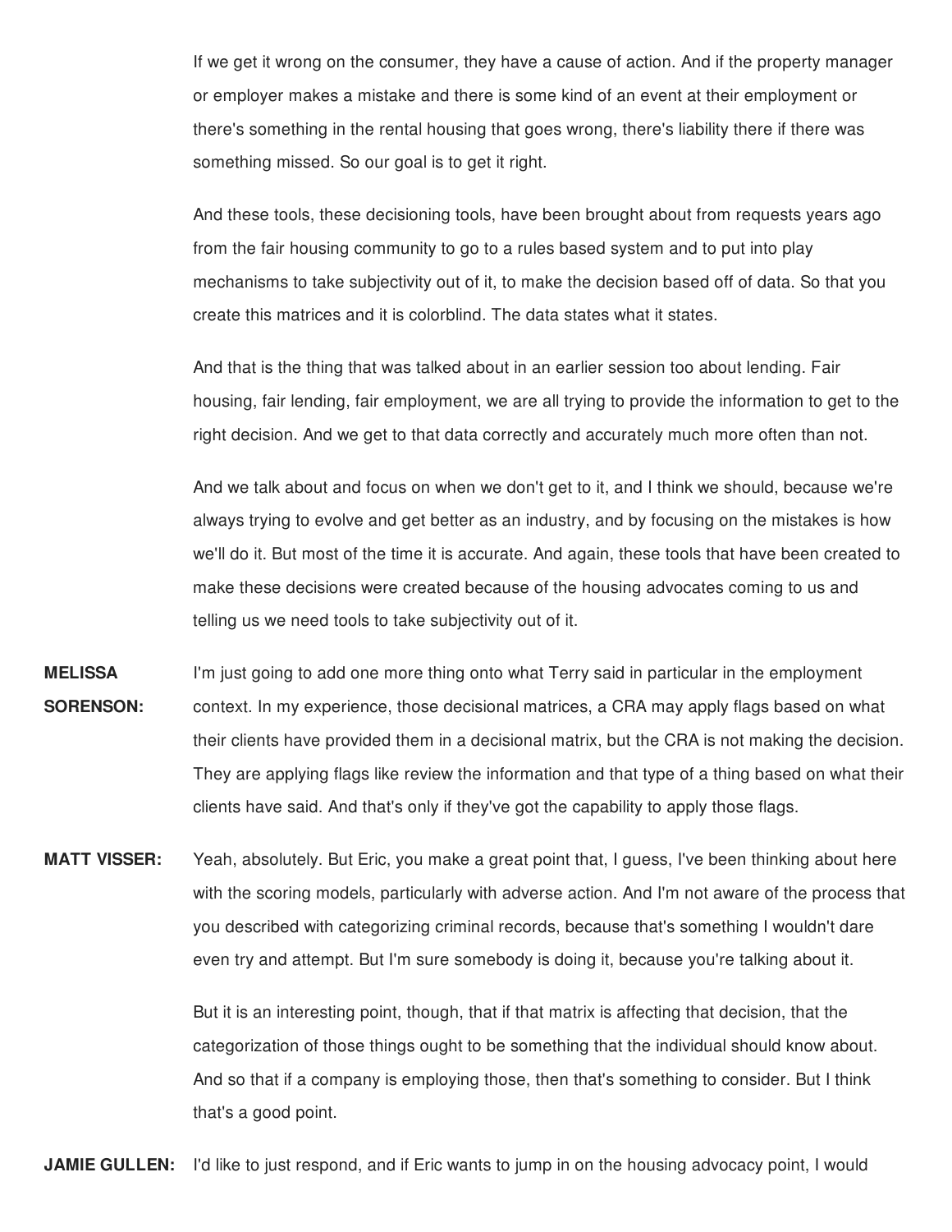If we get it wrong on the consumer, they have a cause of action. And if the property manager or employer makes a mistake and there is some kind of an event at their employment or there's something in the rental housing that goes wrong, there's liability there if there was something missed. So our goal is to get it right.

And these tools, these decisioning tools, have been brought about from requests years ago from the fair housing community to go to a rules based system and to put into play mechanisms to take subjectivity out of it, to make the decision based off of data. So that you create this matrices and it is colorblind. The data states what it states.

And that is the thing that was talked about in an earlier session too about lending. Fair housing, fair lending, fair employment, we are all trying to provide the information to get to the right decision. And we get to that data correctly and accurately much more often than not.

And we talk about and focus on when we don't get to it, and I think we should, because we're always trying to evolve and get better as an industry, and by focusing on the mistakes is how we'll do it. But most of the time it is accurate. And again, these tools that have been created to make these decisions were created because of the housing advocates coming to us and telling us we need tools to take subjectivity out of it.

**MELISSA SORENSON:** I'm just going to add one more thing onto what Terry said in particular in the employment context. In my experience, those decisional matrices, a CRA may apply flags based on what their clients have provided them in a decisional matrix, but the CRA is not making the decision. They are applying flags like review the information and that type of a thing based on what their clients have said. And that's only if they've got the capability to apply those flags.

**MATT VISSER:** Yeah, absolutely. But Eric, you make a great point that, I guess, I've been thinking about here with the scoring models, particularly with adverse action. And I'm not aware of the process that you described with categorizing criminal records, because that's something I wouldn't dare even try and attempt. But I'm sure somebody is doing it, because you're talking about it.

But it is an interesting point, though, that if that matrix is affecting that decision, that the categorization of those things ought to be something that the individual should know about. And so that if a company is employing those, then that's something to consider. But I think that's a good point.

**JAMIE GULLEN:** I'd like to just respond, and if Eric wants to jump in on the housing advocacy point, I would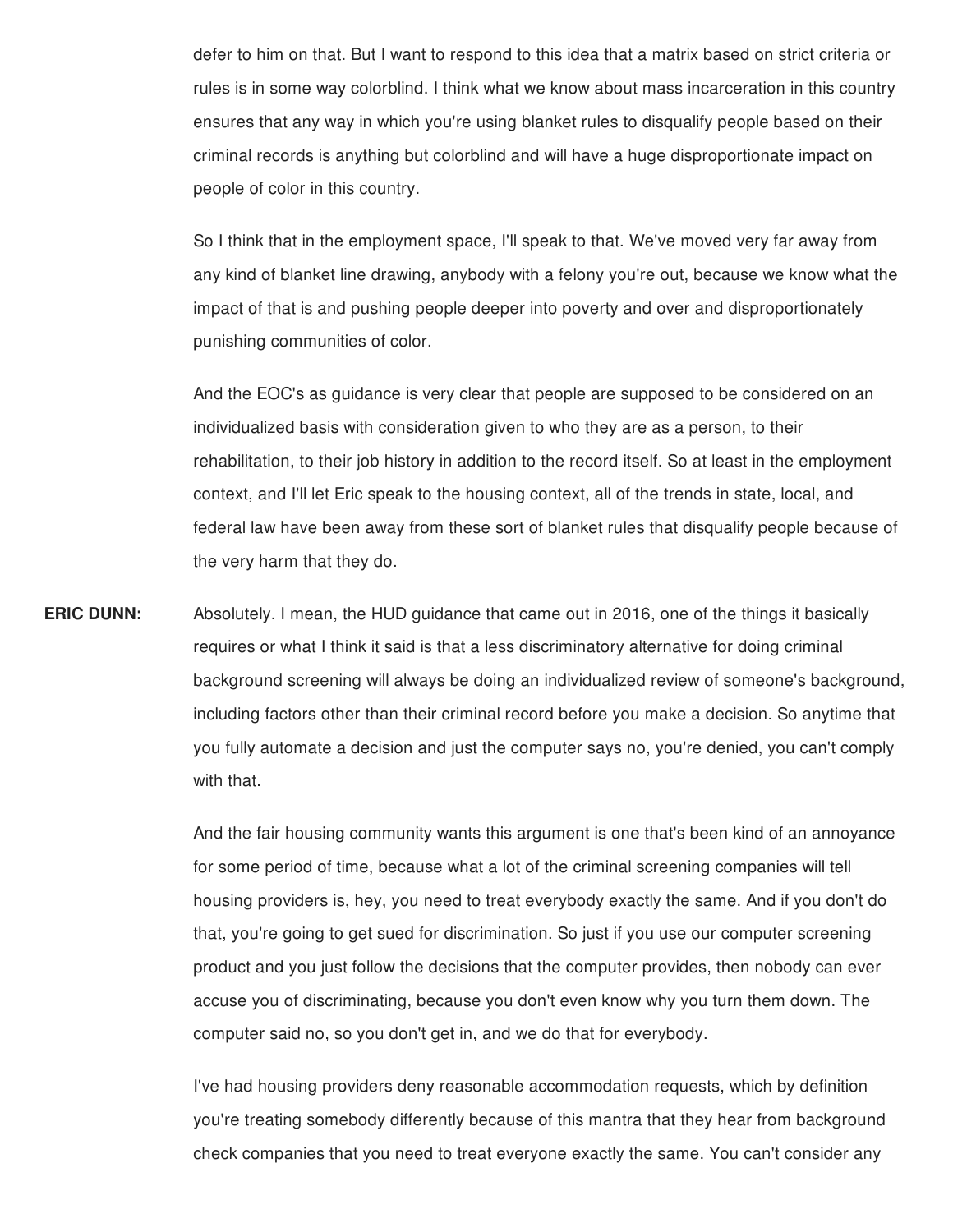defer to him on that. But I want to respond to this idea that a matrix based on strict criteria or rules is in some way colorblind. I think what we know about mass incarceration in this country ensures that any way in which you're using blanket rules to disqualify people based on their criminal records is anything but colorblind and will have a huge disproportionate impact on people of color in this country.

So I think that in the employment space, I'll speak to that. We've moved very far away from any kind of blanket line drawing, anybody with a felony you're out, because we know what the impact of that is and pushing people deeper into poverty and over and disproportionately punishing communities of color.

And the EOC's as guidance is very clear that people are supposed to be considered on an individualized basis with consideration given to who they are as a person, to their rehabilitation, to their job history in addition to the record itself. So at least in the employment context, and I'll let Eric speak to the housing context, all of the trends in state, local, and federal law have been away from these sort of blanket rules that disqualify people because of the very harm that they do.

**ERIC DUNN:** Absolutely. I mean, the HUD guidance that came out in 2016, one of the things it basically requires or what I think it said is that a less discriminatory alternative for doing criminal background screening will always be doing an individualized review of someone's background, including factors other than their criminal record before you make a decision. So anytime that you fully automate a decision and just the computer says no, you're denied, you can't comply with that.

And the fair housing community wants this argument is one that's been kind of an annoyance for some period of time, because what a lot of the criminal screening companies will tell housing providers is, hey, you need to treat everybody exactly the same. And if you don't do that, you're going to get sued for discrimination. So just if you use our computer screening product and you just follow the decisions that the computer provides, then nobody can ever accuse you of discriminating, because you don't even know why you turn them down. The computer said no, so you don't get in, and we do that for everybody.

I've had housing providers deny reasonable accommodation requests, which by definition you're treating somebody differently because of this mantra that they hear from background check companies that you need to treat everyone exactly the same. You can't consider any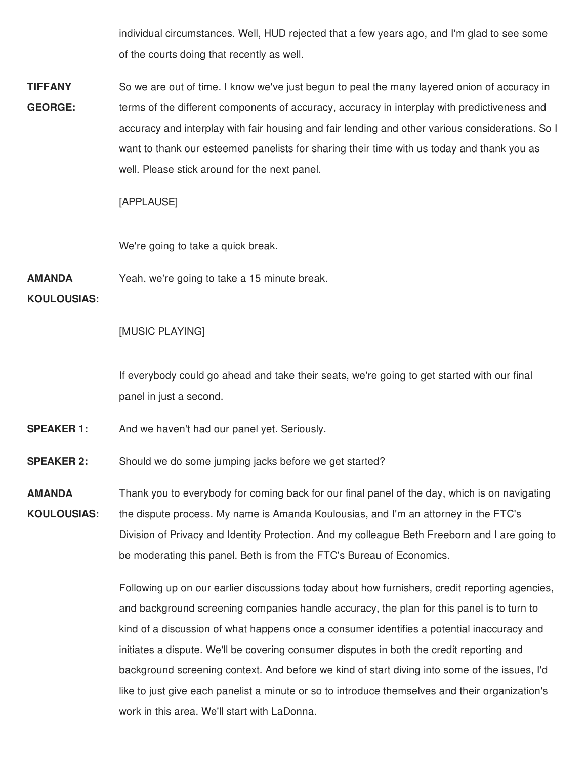individual circumstances. Well, HUD rejected that a few years ago, and I'm glad to see some of the courts doing that recently as well.

**TIFFANY GEORGE:** So we are out of time. I know we've just begun to peal the many layered onion of accuracy in terms of the different components of accuracy, accuracy in interplay with predictiveness and accuracy and interplay with fair housing and fair lending and other various considerations. So I want to thank our esteemed panelists for sharing their time with us today and thank you as well. Please stick around for the next panel.

[APPLAUSE]

We're going to take a quick break.

**AMANDA KOULOUSIAS:** Yeah, we're going to take a 15 minute break.

[MUSIC PLAYING]

If everybody could go ahead and take their seats, we're going to get started with our final panel in just a second.

**SPEAKER 1:** And we haven't had our panel yet. Seriously.

**SPEAKER 2:** Should we do some jumping jacks before we get started?

**AMANDA KOULOUSIAS:** Thank you to everybody for coming back for our final panel of the day, which is on navigating the dispute process. My name is Amanda Koulousias, and I'm an attorney in the FTC's Division of Privacy and Identity Protection. And my colleague Beth Freeborn and I are going to be moderating this panel. Beth is from the FTC's Bureau of Economics.

Following up on our earlier discussions today about how furnishers, credit reporting agencies, and background screening companies handle accuracy, the plan for this panel is to turn to kind of a discussion of what happens once a consumer identifies a potential inaccuracy and initiates a dispute. We'll be covering consumer disputes in both the credit reporting and background screening context. And before we kind of start diving into some of the issues, I'd like to just give each panelist a minute or so to introduce themselves and their organization's work in this area. We'll start with LaDonna.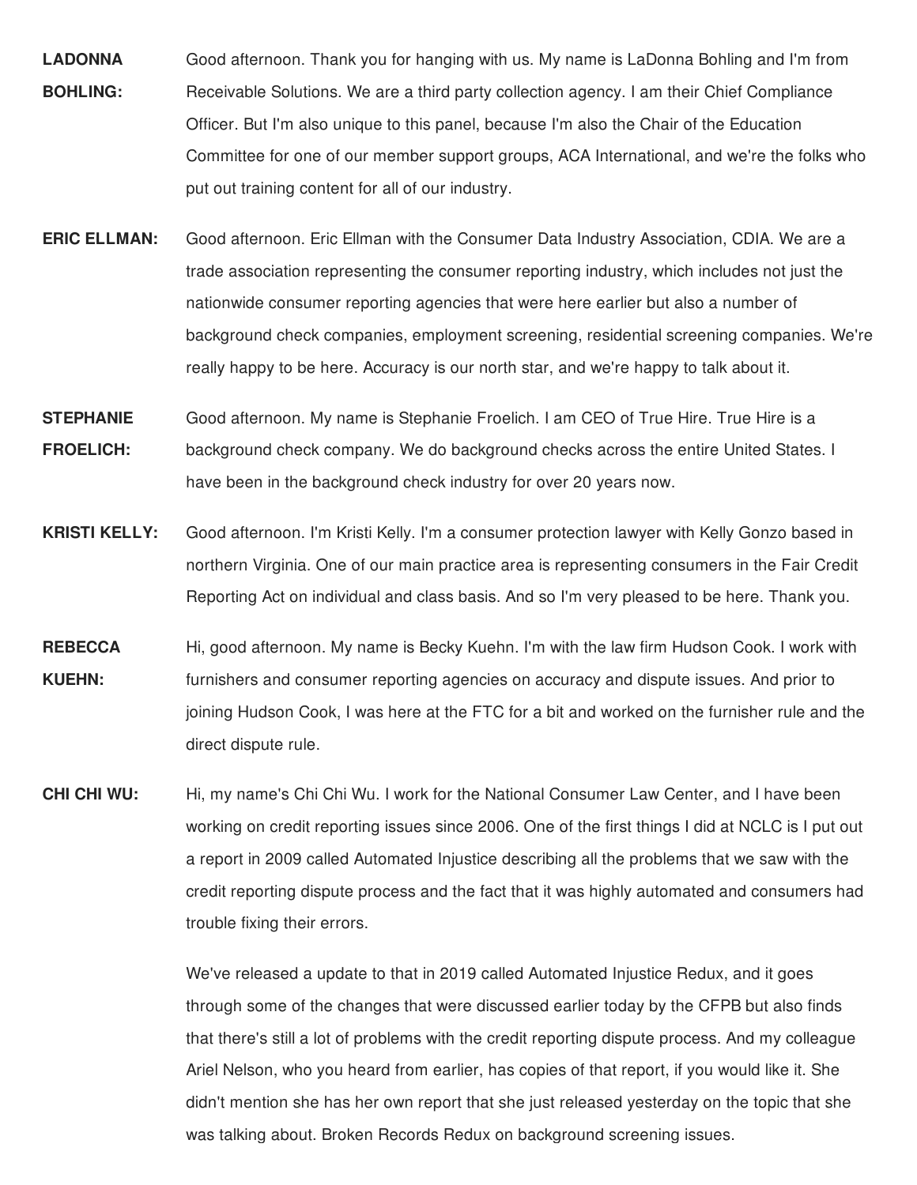**LADONNA BOHLING:** Good afternoon. Thank you for hanging with us. My name is LaDonna Bohling and I'm from Receivable Solutions. We are a third party collection agency. I am their Chief Compliance Officer. But I'm also unique to this panel, because I'm also the Chair of the Education Committee for one of our member support groups, ACA International, and we're the folks who put out training content for all of our industry.

**ERIC ELLMAN:** Good afternoon. Eric Ellman with the Consumer Data Industry Association, CDIA. We are a trade association representing the consumer reporting industry, which includes not just the nationwide consumer reporting agencies that were here earlier but also a number of background check companies, employment screening, residential screening companies. We're really happy to be here. Accuracy is our north star, and we're happy to talk about it.

**STEPHANIE FROELICH:** Good afternoon. My name is Stephanie Froelich. I am CEO of True Hire. True Hire is a background check company. We do background checks across the entire United States. I have been in the background check industry for over 20 years now.

**KRISTI KELLY:** Good afternoon. I'm Kristi Kelly. I'm a consumer protection lawyer with Kelly Gonzo based in northern Virginia. One of our main practice area is representing consumers in the Fair Credit Reporting Act on individual and class basis. And so I'm very pleased to be here. Thank you.

**REBECCA KUEHN:** Hi, good afternoon. My name is Becky Kuehn. I'm with the law firm Hudson Cook. I work with furnishers and consumer reporting agencies on accuracy and dispute issues. And prior to joining Hudson Cook, I was here at the FTC for a bit and worked on the furnisher rule and the direct dispute rule.

**CHI CHI WU:** Hi, my name's Chi Chi Wu. I work for the National Consumer Law Center, and I have been working on credit reporting issues since 2006. One of the first things I did at NCLC is I put out a report in 2009 called Automated Injustice describing all the problems that we saw with the credit reporting dispute process and the fact that it was highly automated and consumers had trouble fixing their errors.

We've released a update to that in 2019 called Automated Injustice Redux, and it goes through some of the changes that were discussed earlier today by the CFPB but also finds that there's still a lot of problems with the credit reporting dispute process. And my colleague Ariel Nelson, who you heard from earlier, has copies of that report, if you would like it. She didn't mention she has her own report that she just released yesterday on the topic that she was talking about. Broken Records Redux on background screening issues.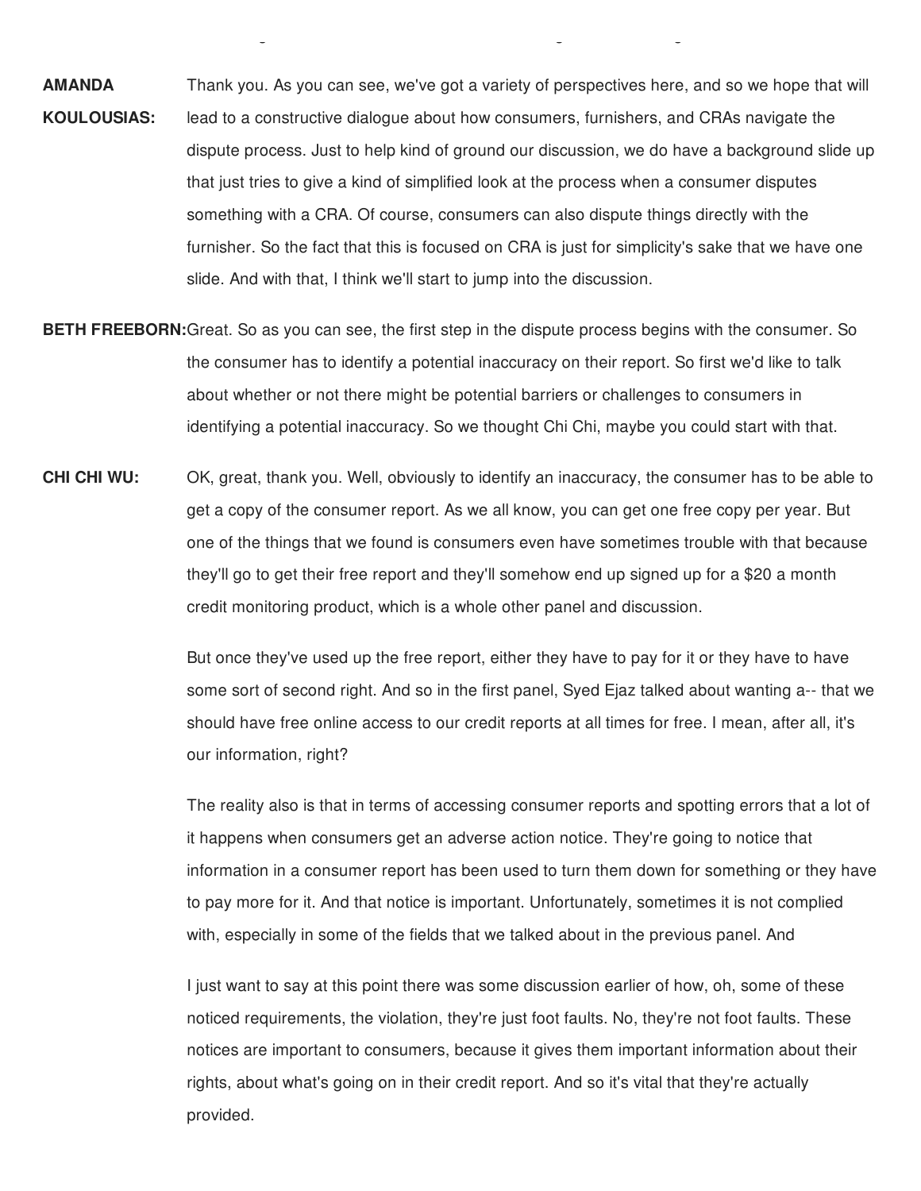**AMANDA KOULOUSIAS:** Thank you. As you can see, we've got a variety of perspectives here, and so we hope that will lead to a constructive dialogue about how consumers, furnishers, and CRAs navigate the dispute process. Just to help kind of ground our discussion, we do have a background slide up that just tries to give a kind of simplified look at the process when a consumer disputes something with a CRA. Of course, consumers can also dispute things directly with the furnisher. So the fact that this is focused on CRA is just for simplicity's sake that we have one slide. And with that, I think we'll start to jump into the discussion.

**BETH FREEBORN:** Great. So as you can see, the first step in the dispute process begins with the consumer. So the consumer has to identify a potential inaccuracy on their report. So first we'd like to talk about whether or not there might be potential barriers or challenges to consumers in identifying a potential inaccuracy. So we thought Chi Chi, maybe you could start with that.

**CHI CHI WU:** OK, great, thank you. Well, obviously to identify an inaccuracy, the consumer has to be able to get a copy of the consumer report. As we all know, you can get one free copy per year. But one of the things that we found is consumers even have sometimes trouble with that because they'll go to get their free report and they'll somehow end up signed up for a $20 a month credit monitoring product, which is a whole other panel and discussion.

But once they've used up the free report, either they have to pay for it or they have to have some sort of second right. And so in the first panel, Syed Ejaz talked about wanting a-- that we should have free online access to our credit reports at all times for free. I mean, after all, it's our information, right?

The reality also is that in terms of accessing consumer reports and spotting errors that a lot of it happens when consumers get an adverse action notice. They're going to notice that information in a consumer report has been used to turn them down for something or they have to pay more for it. And that notice is important. Unfortunately, sometimes it is not complied with, especially in some of the fields that we talked about in the previous panel. And

I just want to say at this point there was some discussion earlier of how, oh, some of these noticed requirements, the violation, they're just foot faults. No, they're not foot faults. These notices are important to consumers, because it gives them important information about their rights, about what's going on in their credit report. And so it's vital that they're actually provided.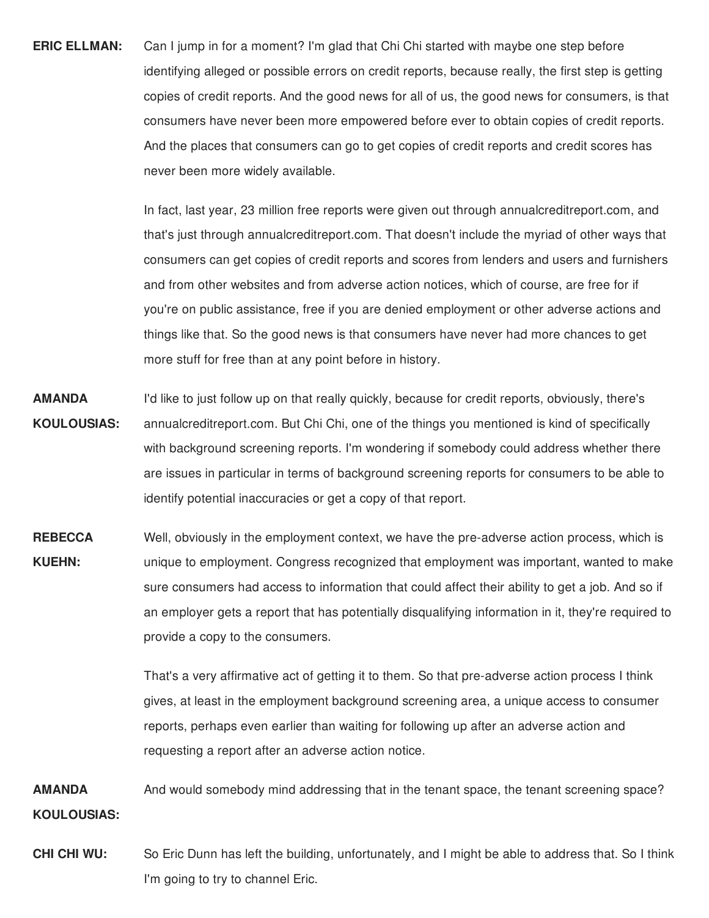**ERIC ELLMAN:** Can I jump in for a moment? I'm glad that Chi Chi started with maybe one step before identifying alleged or possible errors on credit reports, because really, the first step is getting copies of credit reports. And the good news for all of us, the good news for consumers, is that consumers have never been more empowered before ever to obtain copies of credit reports. And the places that consumers can go to get copies of credit reports and credit scores has never been more widely available.

In fact, last year, 23 million free reports were given out through annualcreditreport.com, and that's just through annualcreditreport.com. That doesn't include the myriad of other ways that consumers can get copies of credit reports and scores from lenders and users and furnishers and from other websites and from adverse action notices, which of course, are free for if you're on public assistance, free if you are denied employment or other adverse actions and things like that. So the good news is that consumers have never had more chances to get more stuff for free than at any point before in history.

**AMANDA KOULOUSIAS:** I'd like to just follow up on that really quickly, because for credit reports, obviously, there's annualcreditreport.com. But Chi Chi, one of the things you mentioned is kind of specifically with background screening reports. I'm wondering if somebody could address whether there are issues in particular in terms of background screening reports for consumers to be able to identify potential inaccuracies or get a copy of that report.

**REBECCA KUEHN:** Well, obviously in the employment context, we have the pre-adverse action process, which is unique to employment. Congress recognized that employment was important, wanted to make sure consumers had access to information that could affect their ability to get a job. And so if an employer gets a report that has potentially disqualifying information in it, they're required to provide a copy to the consumers.

That's a very affirmative act of getting it to them. So that pre-adverse action process I think gives, at least in the employment background screening area, a unique access to consumer reports, perhaps even earlier than waiting for following up after an adverse action and requesting a report after an adverse action notice.

**AMANDA KOULOUSIAS:** And would somebody mind addressing that in the tenant space, the tenant screening space?

**CHI CHI WU:** So Eric Dunn has left the building, unfortunately, and I might be able to address that. So I think I'm going to try to channel Eric.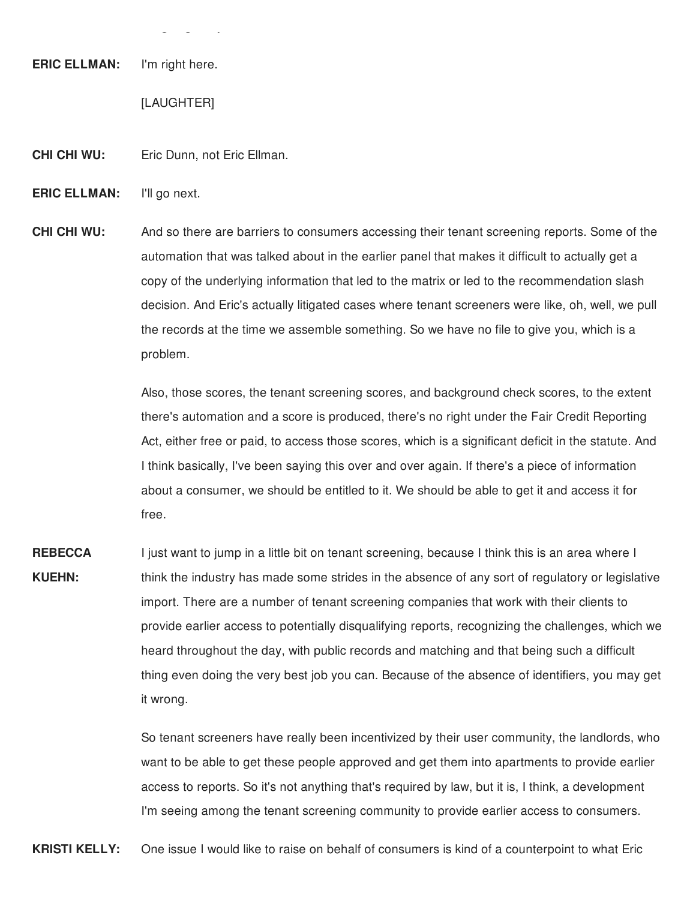**ERIC ELLMAN:** I'm right here.

[LAUGHTER]

**CHI CHI WU:** Eric Dunn, not Eric Ellman.

**ERIC ELLMAN:** I'll go next.

**CHI CHI WU:** And so there are barriers to consumers accessing their tenant screening reports. Some of the automation that was talked about in the earlier panel that makes it difficult to actually get a copy of the underlying information that led to the matrix or led to the recommendation slash decision. And Eric's actually litigated cases where tenant screeners were like, oh, well, we pull the records at the time we assemble something. So we have no file to give you, which is a problem.

Also, those scores, the tenant screening scores, and background check scores, to the extent there's automation and a score is produced, there's no right under the Fair Credit Reporting Act, either free or paid, to access those scores, which is a significant deficit in the statute. And I think basically, I've been saying this over and over again. If there's a piece of information about a consumer, we should be entitled to it. We should be able to get it and access it for free.

**REBECCA KUEHN:** I just want to jump in a little bit on tenant screening, because I think this is an area where I think the industry has made some strides in the absence of any sort of regulatory or legislative import. There are a number of tenant screening companies that work with their clients to provide earlier access to potentially disqualifying reports, recognizing the challenges, which we heard throughout the day, with public records and matching and that being such a difficult thing even doing the very best job you can. Because of the absence of identifiers, you may get it wrong.

So tenant screeners have really been incentivized by their user community, the landlords, who want to be able to get these people approved and get them into apartments to provide earlier access to reports. So it's not anything that's required by law, but it is, I think, a development I'm seeing among the tenant screening community to provide earlier access to consumers.

**KRISTI KELLY:** One issue I would like to raise on behalf of consumers is kind of a counterpoint to what Eric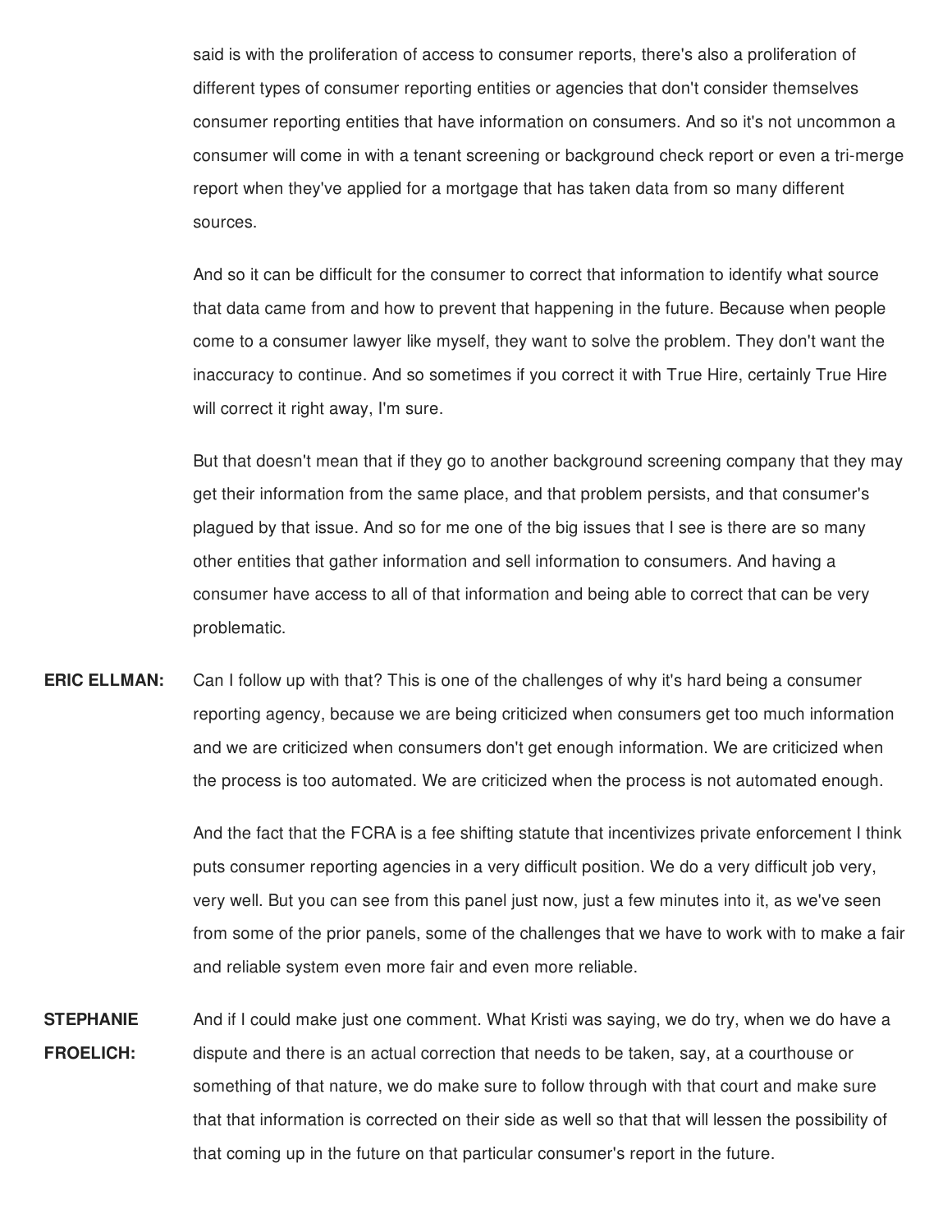said is with the proliferation of access to consumer reports, there's also a proliferation of different types of consumer reporting entities or agencies that don't consider themselves consumer reporting entities that have information on consumers. And so it's not uncommon a consumer will come in with a tenant screening or background check report or even a tri-merge report when they've applied for a mortgage that has taken data from so many different sources.

And so it can be difficult for the consumer to correct that information to identify what source that data came from and how to prevent that happening in the future. Because when people come to a consumer lawyer like myself, they want to solve the problem. They don't want the inaccuracy to continue. And so sometimes if you correct it with True Hire, certainly True Hire will correct it right away, I'm sure.

But that doesn't mean that if they go to another background screening company that they may get their information from the same place, and that problem persists, and that consumer's plagued by that issue. And so for me one of the big issues that I see is there are so many other entities that gather information and sell information to consumers. And having a consumer have access to all of that information and being able to correct that can be very problematic.

**ERIC ELLMAN:** Can I follow up with that? This is one of the challenges of why it's hard being a consumer reporting agency, because we are being criticized when consumers get too much information and we are criticized when consumers don't get enough information. We are criticized when the process is too automated. We are criticized when the process is not automated enough.

And the fact that the FCRA is a fee shifting statute that incentivizes private enforcement I think puts consumer reporting agencies in a very difficult position. We do a very difficult job very, very well. But you can see from this panel just now, just a few minutes into it, as we've seen from some of the prior panels, some of the challenges that we have to work with to make a fair and reliable system even more fair and even more reliable.

**STEPHANIE FROELICH:** And if I could make just one comment. What Kristi was saying, we do try, when we do have a dispute and there is an actual correction that needs to be taken, say, at a courthouse or something of that nature, we do make sure to follow through with that court and make sure that that information is corrected on their side as well so that that will lessen the possibility of that coming up in the future on that particular consumer's report in the future.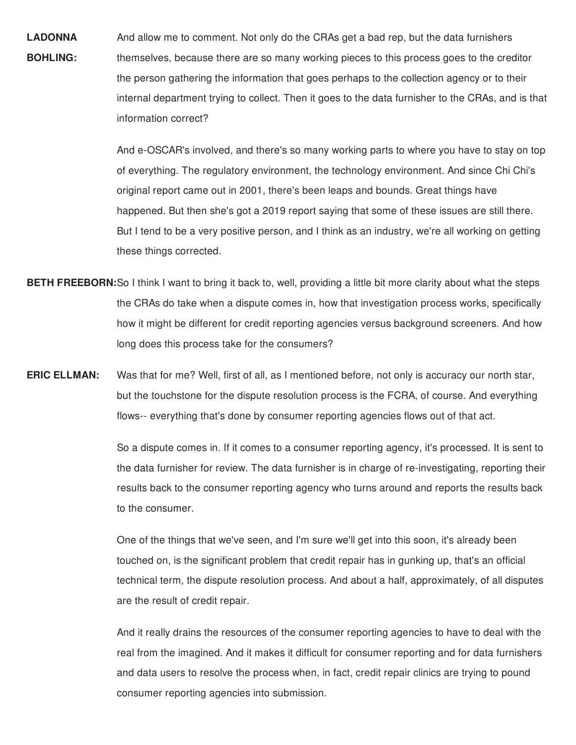**LADONNA BOHLING:** And allow me to comment. Not only do the CRAs get a bad rep, but the data furnishers themselves, because there are so many working pieces to this process goes to the creditor the person gathering the information that goes perhaps to the collection agency or to their internal department trying to collect. Then it goes to the data furnisher to the CRAs, and is that information correct?

And e-OSCAR's involved, and there's so many working parts to where you have to stay on top of everything. The regulatory environment, the technology environment. And since Chi Chi's original report came out in 2001, there's been leaps and bounds. Great things have happened. But then she's got a 2019 report saying that some of these issues are still there. But I tend to be a very positive person, and I think as an industry, we're all working on getting these things corrected.

**BETH FREEBORN:** So I think I want to bring it back to, well, providing a little bit more clarity about what the steps the CRAs do take when a dispute comes in, how that investigation process works, specifically how it might be different for credit reporting agencies versus background screeners. And how long does this process take for the consumers?

**ERIC ELLMAN:** Was that for me? Well, first of all, as I mentioned before, not only is accuracy our north star, but the touchstone for the dispute resolution process is the FCRA, of course. And everything flows-- everything that's done by consumer reporting agencies flows out of that act.

So a dispute comes in. If it comes to a consumer reporting agency, it's processed. It is sent to the data furnisher for review. The data furnisher is in charge of re-investigating, reporting their results back to the consumer reporting agency who turns around and reports the results back to the consumer.

One of the things that we've seen, and I'm sure we'll get into this soon, it's already been touched on, is the significant problem that credit repair has in gunking up, that's an official technical term, the dispute resolution process. And about a half, approximately, of all disputes are the result of credit repair.

And it really drains the resources of the consumer reporting agencies to have to deal with the real from the imagined. And it makes it difficult for consumer reporting and for data furnishers and data users to resolve the process when, in fact, credit repair clinics are trying to pound consumer reporting agencies into submission.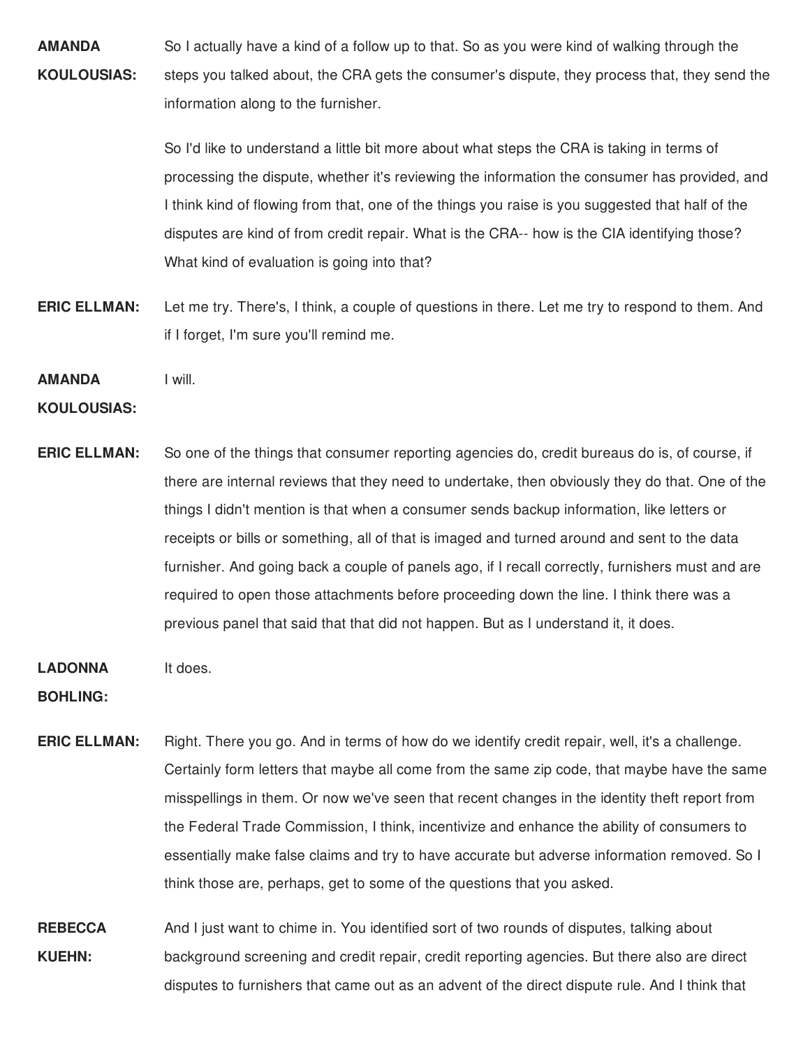**AMANDA KOULOUSIAS:** So I actually have a kind of a follow up to that. So as you were kind of walking through the steps you talked about, the CRA gets the consumer's dispute, they process that, they send the information along to the furnisher.

So I'd like to understand a little bit more about what steps the CRA is taking in terms of processing the dispute, whether it's reviewing the information the consumer has provided, and I think kind of flowing from that, one of the things you raise is you suggested that half of the disputes are kind of from credit repair. What is the CRA-- how is the CIA identifying those? What kind of evaluation is going into that?

**ERIC ELLMAN:** Let me try. There's, I think, a couple of questions in there. Let me try to respond to them. And if I forget, I'm sure you'll remind me.

**AMANDA KOULOUSIAS:** I will.

**ERIC ELLMAN:** So one of the things that consumer reporting agencies do, credit bureaus do is, of course, if there are internal reviews that they need to undertake, then obviously they do that. One of the things I didn't mention is that when a consumer sends backup information, like letters or receipts or bills or something, all of that is imaged and turned around and sent to the data furnisher. And going back a couple of panels ago, if I recall correctly, furnishers must and are required to open those attachments before proceeding down the line. I think there was a previous panel that said that that did not happen. But as I understand it, it does.

**LADONNA BOHLING:** It does.

**ERIC ELLMAN:** Right. There you go. And in terms of how do we identify credit repair, well, it's a challenge. Certainly form letters that maybe all come from the same zip code, that maybe have the same misspellings in them. Or now we've seen that recent changes in the identity theft report from the Federal Trade Commission, I think, incentivize and enhance the ability of consumers to essentially make false claims and try to have accurate but adverse information removed. So I think those are, perhaps, get to some of the questions that you asked.

**REBECCA KUEHN:** And I just want to chime in. You identified sort of two rounds of disputes, talking about background screening and credit repair, credit reporting agencies. But there also are direct disputes to furnishers that came out as an advent of the direct dispute rule. And I think that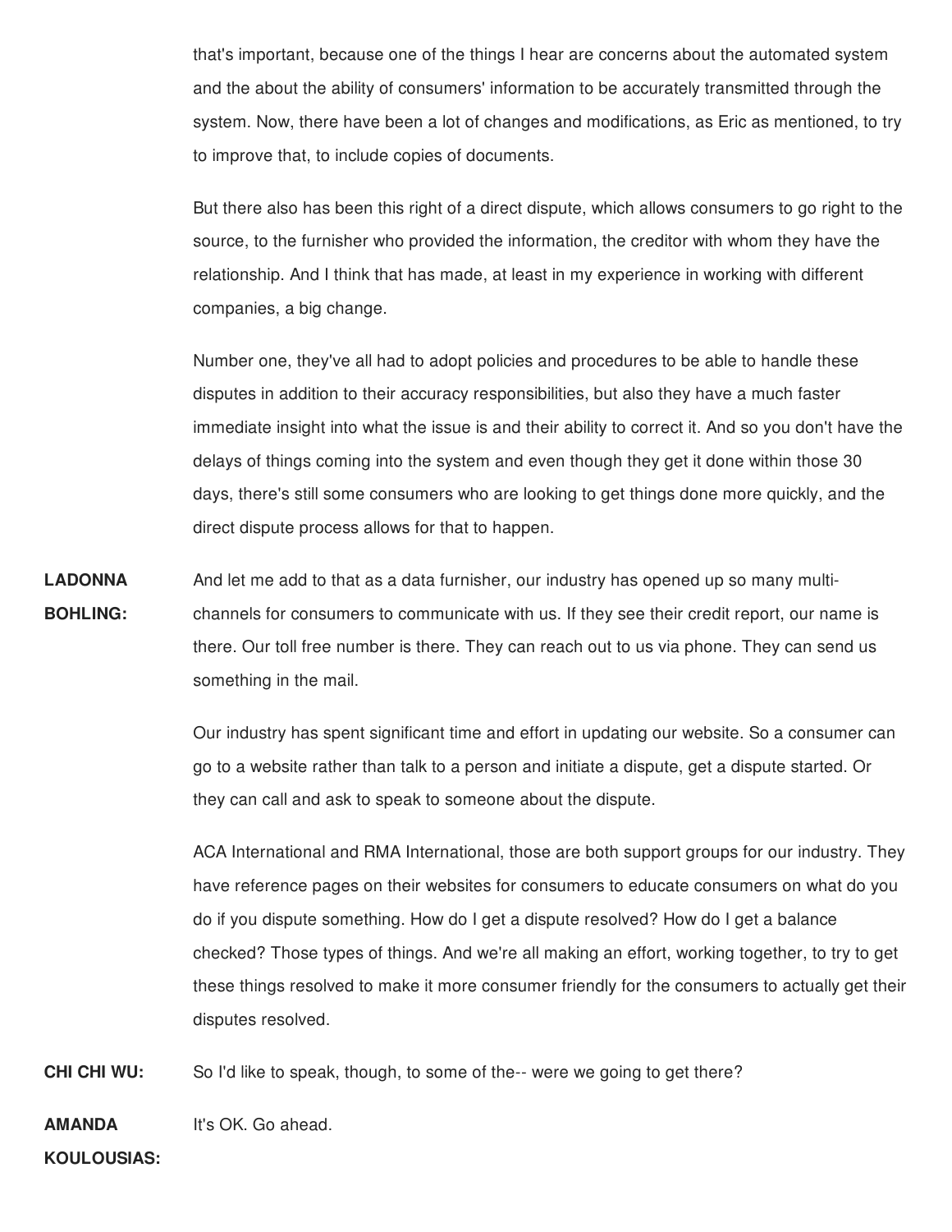that's important, because one of the things I hear are concerns about the automated system and the about the ability of consumers' information to be accurately transmitted through the system. Now, there have been a lot of changes and modifications, as Eric as mentioned, to try to improve that, to include copies of documents.

But there also has been this right of a direct dispute, which allows consumers to go right to the source, to the furnisher who provided the information, the creditor with whom they have the relationship. And I think that has made, at least in my experience in working with different companies, a big change.

Number one, they've all had to adopt policies and procedures to be able to handle these disputes in addition to their accuracy responsibilities, but also they have a much faster immediate insight into what the issue is and their ability to correct it. And so you don't have the delays of things coming into the system and even though they get it done within those 30 days, there's still some consumers who are looking to get things done more quickly, and the direct dispute process allows for that to happen.

**LADONNA BOHLING:** And let me add to that as a data furnisher, our industry has opened up so many multi-channels for consumers to communicate with us. If they see their credit report, our name is there. Our toll free number is there. They can reach out to us via phone. They can send us something in the mail.

Our industry has spent significant time and effort in updating our website. So a consumer can go to a website rather than talk to a person and initiate a dispute, get a dispute started. Or they can call and ask to speak to someone about the dispute.

ACA International and RMA International, those are both support groups for our industry. They have reference pages on their websites for consumers to educate consumers on what do you do if you dispute something. How do I get a dispute resolved? How do I get a balance checked? Those types of things. And we're all making an effort, working together, to try to get these things resolved to make it more consumer friendly for the consumers to actually get their disputes resolved.

**CHI CHI WU:** So I'd like to speak, though, to some of the-- were we going to get there?

**AMANDA KOULOUSIAS:** It's OK. Go ahead.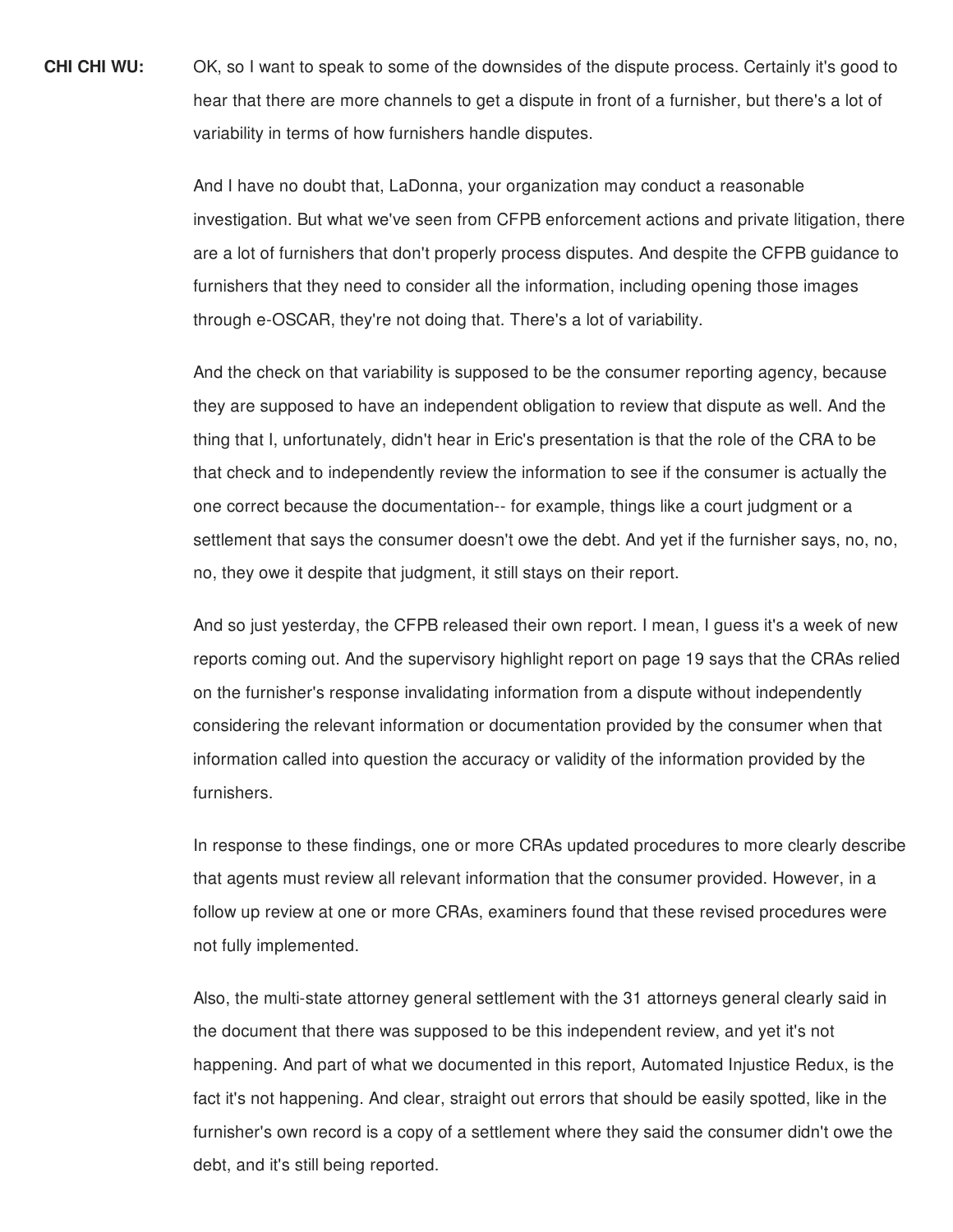**CHI CHI WU:** OK, so I want to speak to some of the downsides of the dispute process. Certainly it's good to hear that there are more channels to get a dispute in front of a furnisher, but there's a lot of variability in terms of how furnishers handle disputes.

And I have no doubt that, LaDonna, your organization may conduct a reasonable investigation. But what we've seen from CFPB enforcement actions and private litigation, there are a lot of furnishers that don't properly process disputes. And despite the CFPB guidance to furnishers that they need to consider all the information, including opening those images through e-OSCAR, they're not doing that. There's a lot of variability.

And the check on that variability is supposed to be the consumer reporting agency, because they are supposed to have an independent obligation to review that dispute as well. And the thing that I, unfortunately, didn't hear in Eric's presentation is that the role of the CRA to be that check and to independently review the information to see if the consumer is actually the one correct because the documentation-- for example, things like a court judgment or a settlement that says the consumer doesn't owe the debt. And yet if the furnisher says, no, no, no, they owe it despite that judgment, it still stays on their report.

And so just yesterday, the CFPB released their own report. I mean, I guess it's a week of new reports coming out. And the supervisory highlight report on page 19 says that the CRAs relied on the furnisher's response invalidating information from a dispute without independently considering the relevant information or documentation provided by the consumer when that information called into question the accuracy or validity of the information provided by the furnishers.

In response to these findings, one or more CRAs updated procedures to more clearly describe that agents must review all relevant information that the consumer provided. However, in a follow up review at one or more CRAs, examiners found that these revised procedures were not fully implemented.

Also, the multi-state attorney general settlement with the 31 attorneys general clearly said in the document that there was supposed to be this independent review, and yet it's not happening. And part of what we documented in this report, Automated Injustice Redux, is the fact it's not happening. And clear, straight out errors that should be easily spotted, like in the furnisher's own record is a copy of a settlement where they said the consumer didn't owe the debt, and it's still being reported.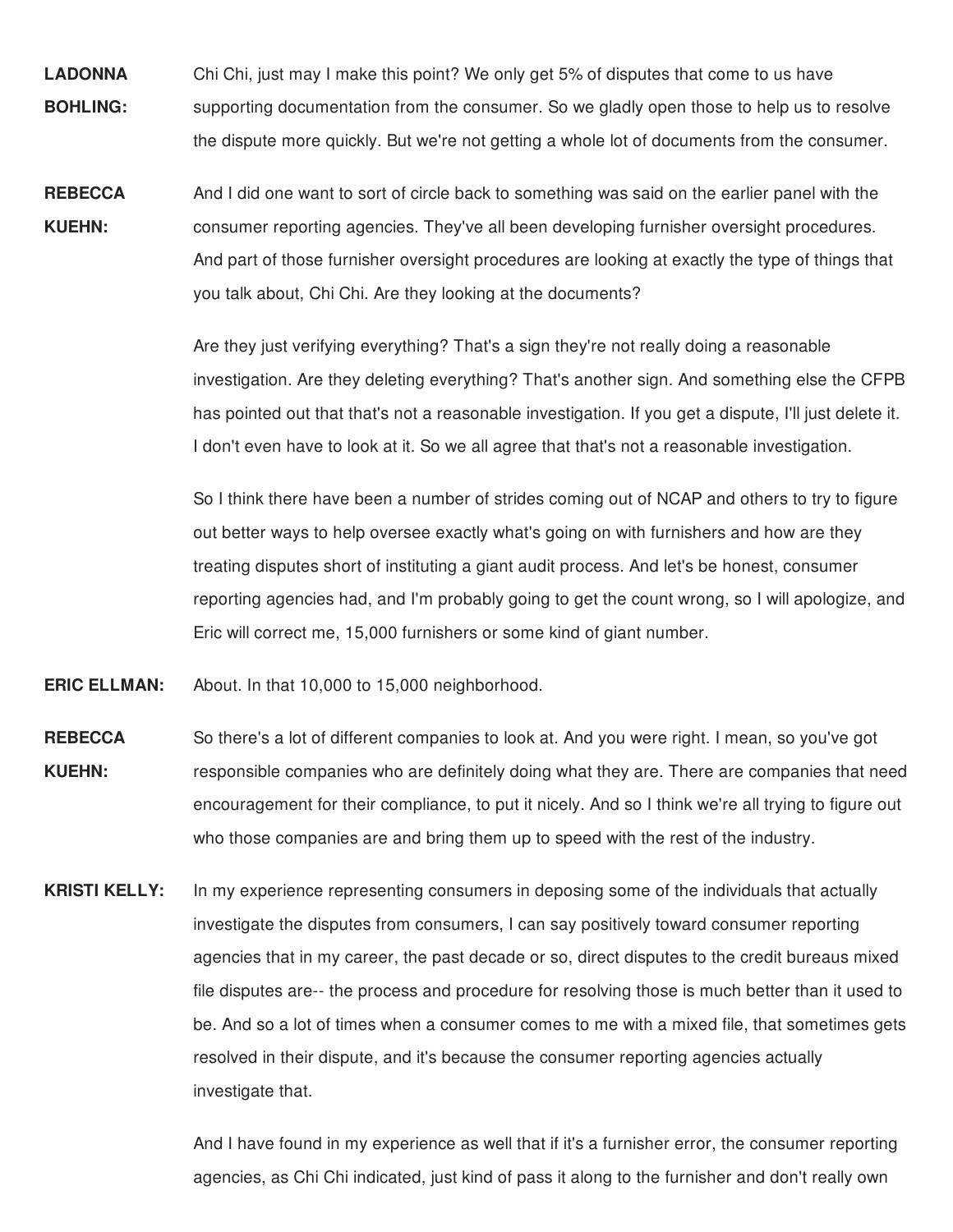**LADONNA BOHLING:** Chi Chi, just may I make this point? We only get 5% of disputes that come to us have supporting documentation from the consumer. So we gladly open those to help us to resolve the dispute more quickly. But we're not getting a whole lot of documents from the consumer.

**REBECCA KUEHN:** And I did one want to sort of circle back to something was said on the earlier panel with the consumer reporting agencies. They've all been developing furnisher oversight procedures. And part of those furnisher oversight procedures are looking at exactly the type of things that you talk about, Chi Chi. Are they looking at the documents?

Are they just verifying everything? That's a sign they're not really doing a reasonable investigation. Are they deleting everything? That's another sign. And something else the CFPB has pointed out that that's not a reasonable investigation. If you get a dispute, I'll just delete it. I don't even have to look at it. So we all agree that that's not a reasonable investigation.

So I think there have been a number of strides coming out of NCAP and others to try to figure out better ways to help oversee exactly what's going on with furnishers and how are they treating disputes short of instituting a giant audit process. And let's be honest, consumer reporting agencies had, and I'm probably going to get the count wrong, so I will apologize, and Eric will correct me, 15,000 furnishers or some kind of giant number.

**ERIC ELLMAN:** About. In that 10,000 to 15,000 neighborhood.

**REBECCA KUEHN:** So there's a lot of different companies to look at. And you were right. I mean, so you've got responsible companies who are definitely doing what they are. There are companies that need encouragement for their compliance, to put it nicely. And so I think we're all trying to figure out who those companies are and bring them up to speed with the rest of the industry.

**KRISTI KELLY:** In my experience representing consumers in deposing some of the individuals that actually investigate the disputes from consumers, I can say positively toward consumer reporting agencies that in my career, the past decade or so, direct disputes to the credit bureaus mixed file disputes are-- the process and procedure for resolving those is much better than it used to be. And so a lot of times when a consumer comes to me with a mixed file, that sometimes gets resolved in their dispute, and it's because the consumer reporting agencies actually investigate that.

And I have found in my experience as well that if it's a furnisher error, the consumer reporting agencies, as Chi Chi indicated, just kind of pass it along to the furnisher and don't really own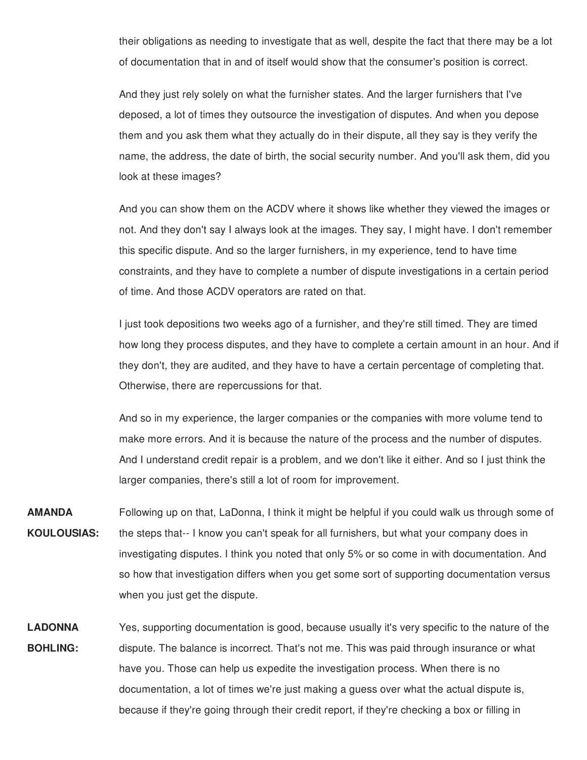their obligations as needing to investigate that as well, despite the fact that there may be a lot of documentation that in and of itself would show that the consumer's position is correct.

And they just rely solely on what the furnisher states. And the larger furnishers that I've deposed, a lot of times they outsource the investigation of disputes. And when you depose them and you ask them what they actually do in their dispute, all they say is they verify the name, the address, the date of birth, the social security number. And you'll ask them, did you look at these images?

And you can show them on the ACDV where it shows like whether they viewed the images or not. And they don't say I always look at the images. They say, I might have. I don't remember this specific dispute. And so the larger furnishers, in my experience, tend to have time constraints, and they have to complete a number of dispute investigations in a certain period of time. And those ACDV operators are rated on that.

I just took depositions two weeks ago of a furnisher, and they're still timed. They are timed how long they process disputes, and they have to complete a certain amount in an hour. And if they don't, they are audited, and they have to have a certain percentage of completing that. Otherwise, there are repercussions for that.

And so in my experience, the larger companies or the companies with more volume tend to make more errors. And it is because the nature of the process and the number of disputes. And I understand credit repair is a problem, and we don't like it either. And so I just think the larger companies, there's still a lot of room for improvement.

**AMANDA KOULOUSIAS:** Following up on that, LaDonna, I think it might be helpful if you could walk us through some of the steps that-- I know you can't speak for all furnishers, but what your company does in investigating disputes. I think you noted that only 5% or so come in with documentation. And so how that investigation differs when you get some sort of supporting documentation versus when you just get the dispute.

**LADONNA BOHLING:** Yes, supporting documentation is good, because usually it's very specific to the nature of the dispute. The balance is incorrect. That's not me. This was paid through insurance or what have you. Those can help us expedite the investigation process. When there is no documentation, a lot of times we're just making a guess over what the actual dispute is, because if they're going through their credit report, if they're checking a box or filling in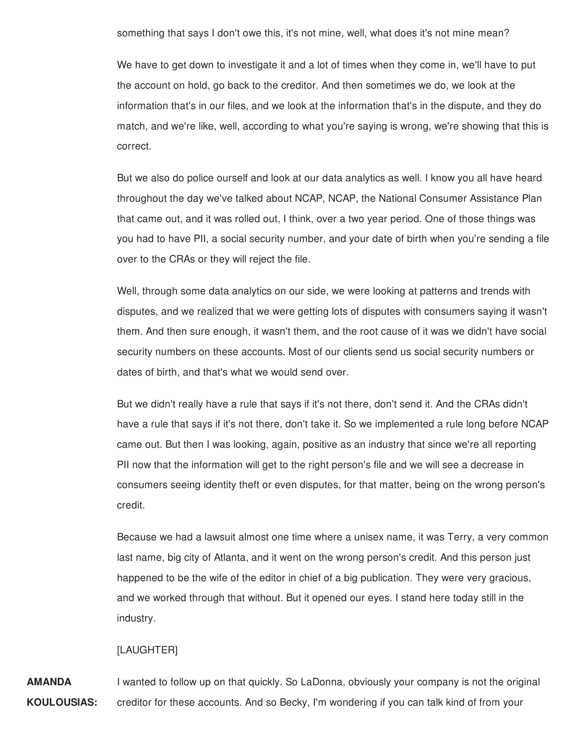something that says I don't owe this, it's not mine, well, what does it's not mine mean?

We have to get down to investigate it and a lot of times when they come in, we'll have to put the account on hold, go back to the creditor. And then sometimes we do, we look at the information that's in our files, and we look at the information that's in the dispute, and they do match, and we're like, well, according to what you're saying is wrong, we're showing that this is correct.

But we also do police ourself and look at our data analytics as well. I know you all have heard throughout the day we've talked about NCAP, NCAP, the National Consumer Assistance Plan that came out, and it was rolled out, I think, over a two year period. One of those things was you had to have PII, a social security number, and your date of birth when you're sending a file over to the CRAs or they will reject the file.

Well, through some data analytics on our side, we were looking at patterns and trends with disputes, and we realized that we were getting lots of disputes with consumers saying it wasn't them. And then sure enough, it wasn't them, and the root cause of it was we didn't have social security numbers on these accounts. Most of our clients send us social security numbers or dates of birth, and that's what we would send over.

But we didn't really have a rule that says if it's not there, don't send it. And the CRAs didn't have a rule that says if it's not there, don't take it. So we implemented a rule long before NCAP came out. But then I was looking, again, positive as an industry that since we're all reporting PII now that the information will get to the right person's file and we will see a decrease in consumers seeing identity theft or even disputes, for that matter, being on the wrong person's credit.

Because we had a lawsuit almost one time where a unisex name, it was Terry, a very common last name, big city of Atlanta, and it went on the wrong person's credit. And this person just happened to be the wife of the editor in chief of a big publication. They were very gracious, and we worked through that without. But it opened our eyes. I stand here today still in the industry.

[LAUGHTER]

**AMANDA KOULOUSIAS:** I wanted to follow up on that quickly. So LaDonna, obviously your company is not the original creditor for these accounts. And so Becky, I'm wondering if you can talk kind of from your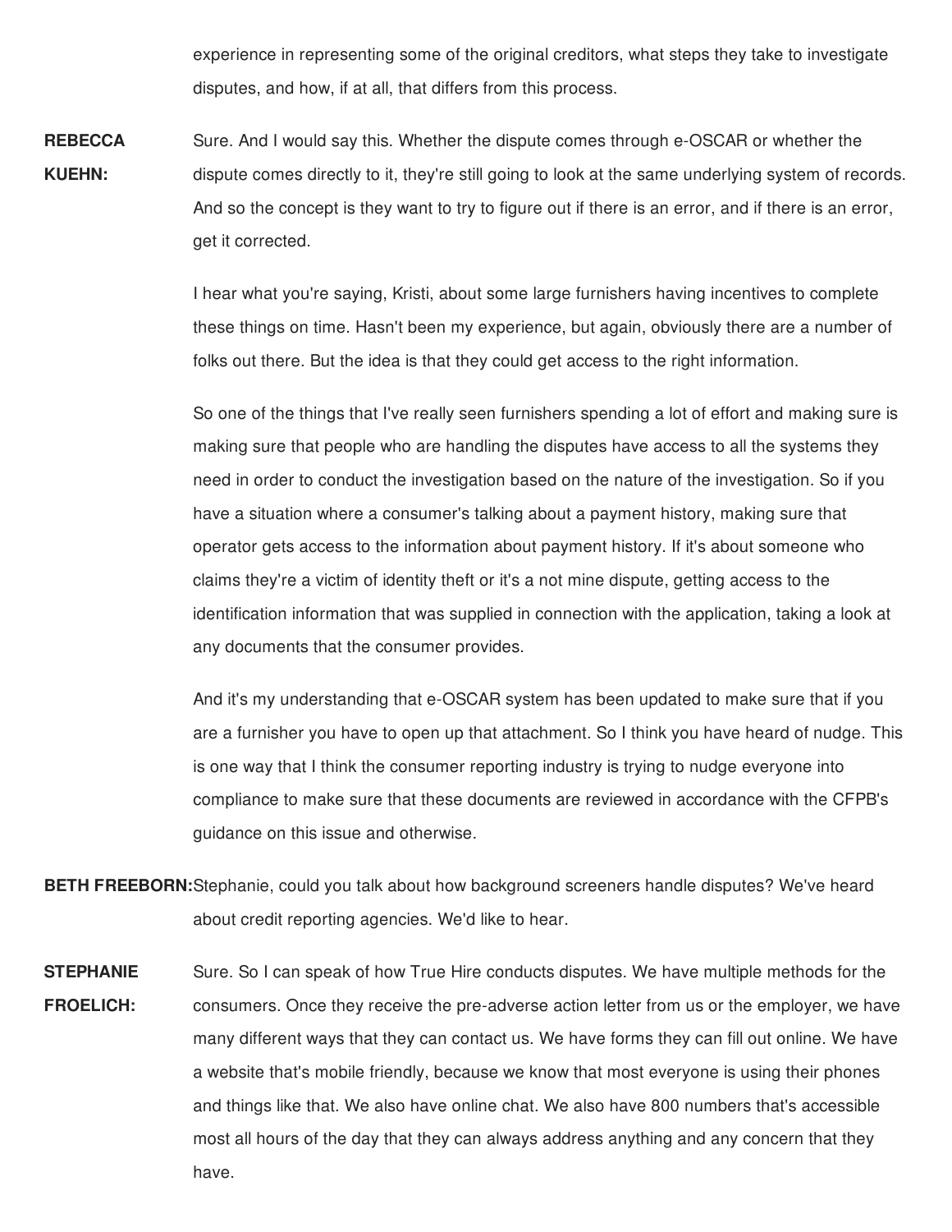experience in representing some of the original creditors, what steps they take to investigate disputes, and how, if at all, that differs from this process.

**REBECCA KUEHN:** Sure. And I would say this. Whether the dispute comes through e-OSCAR or whether the dispute comes directly to it, they're still going to look at the same underlying system of records. And so the concept is they want to try to figure out if there is an error, and if there is an error, get it corrected.

I hear what you're saying, Kristi, about some large furnishers having incentives to complete these things on time. Hasn't been my experience, but again, obviously there are a number of folks out there. But the idea is that they could get access to the right information.

So one of the things that I've really seen furnishers spending a lot of effort and making sure is making sure that people who are handling the disputes have access to all the systems they need in order to conduct the investigation based on the nature of the investigation. So if you have a situation where a consumer's talking about a payment history, making sure that operator gets access to the information about payment history. If it's about someone who claims they're a victim of identity theft or it's a not mine dispute, getting access to the identification information that was supplied in connection with the application, taking a look at any documents that the consumer provides.

And it's my understanding that e-OSCAR system has been updated to make sure that if you are a furnisher you have to open up that attachment. So I think you have heard of nudge. This is one way that I think the consumer reporting industry is trying to nudge everyone into compliance to make sure that these documents are reviewed in accordance with the CFPB's guidance on this issue and otherwise.

**BETH FREEBORN:** Stephanie, could you talk about how background screeners handle disputes? We've heard about credit reporting agencies. We'd like to hear.

**STEPHANIE FROELICH:** Sure. So I can speak of how True Hire conducts disputes. We have multiple methods for the consumers. Once they receive the pre-adverse action letter from us or the employer, we have many different ways that they can contact us. We have forms they can fill out online. We have a website that's mobile friendly, because we know that most everyone is using their phones and things like that. We also have online chat. We also have 800 numbers that's accessible most all hours of the day that they can always address anything and any concern that they have.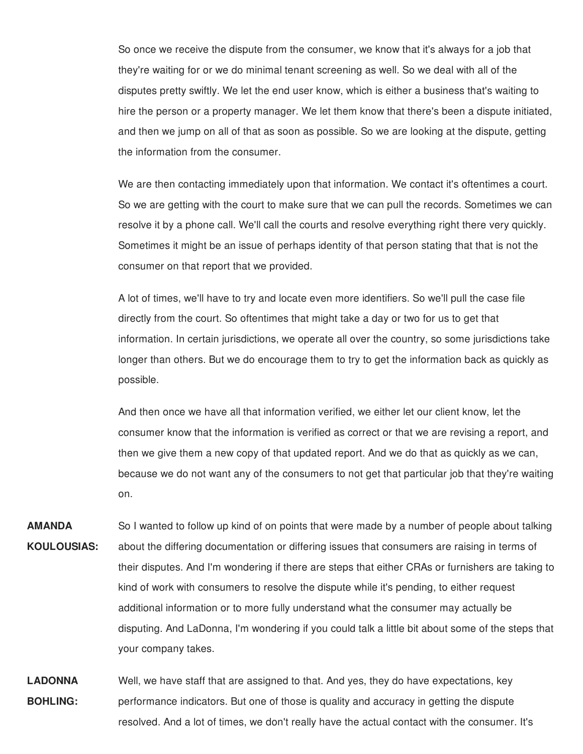So once we receive the dispute from the consumer, we know that it's always for a job that they're waiting for or we do minimal tenant screening as well. So we deal with all of the disputes pretty swiftly. We let the end user know, which is either a business that's waiting to hire the person or a property manager. We let them know that there's been a dispute initiated, and then we jump on all of that as soon as possible. So we are looking at the dispute, getting the information from the consumer.

We are then contacting immediately upon that information. We contact it's oftentimes a court. So we are getting with the court to make sure that we can pull the records. Sometimes we can resolve it by a phone call. We'll call the courts and resolve everything right there very quickly. Sometimes it might be an issue of perhaps identity of that person stating that that is not the consumer on that report that we provided.

A lot of times, we'll have to try and locate even more identifiers. So we'll pull the case file directly from the court. So oftentimes that might take a day or two for us to get that information. In certain jurisdictions, we operate all over the country, so some jurisdictions take longer than others. But we do encourage them to try to get the information back as quickly as possible.

And then once we have all that information verified, we either let our client know, let the consumer know that the information is verified as correct or that we are revising a report, and then we give them a new copy of that updated report. And we do that as quickly as we can, because we do not want any of the consumers to not get that particular job that they're waiting on.

**AMANDA KOULOUSIAS:** So I wanted to follow up kind of on points that were made by a number of people about talking about the differing documentation or differing issues that consumers are raising in terms of their disputes. And I'm wondering if there are steps that either CRAs or furnishers are taking to kind of work with consumers to resolve the dispute while it's pending, to either request additional information or to more fully understand what the consumer may actually be disputing. And LaDonna, I'm wondering if you could talk a little bit about some of the steps that your company takes.

**LADONNA BOHLING:** Well, we have staff that are assigned to that. And yes, they do have expectations, key performance indicators. But one of those is quality and accuracy in getting the dispute resolved. And a lot of times, we don't really have the actual contact with the consumer. It's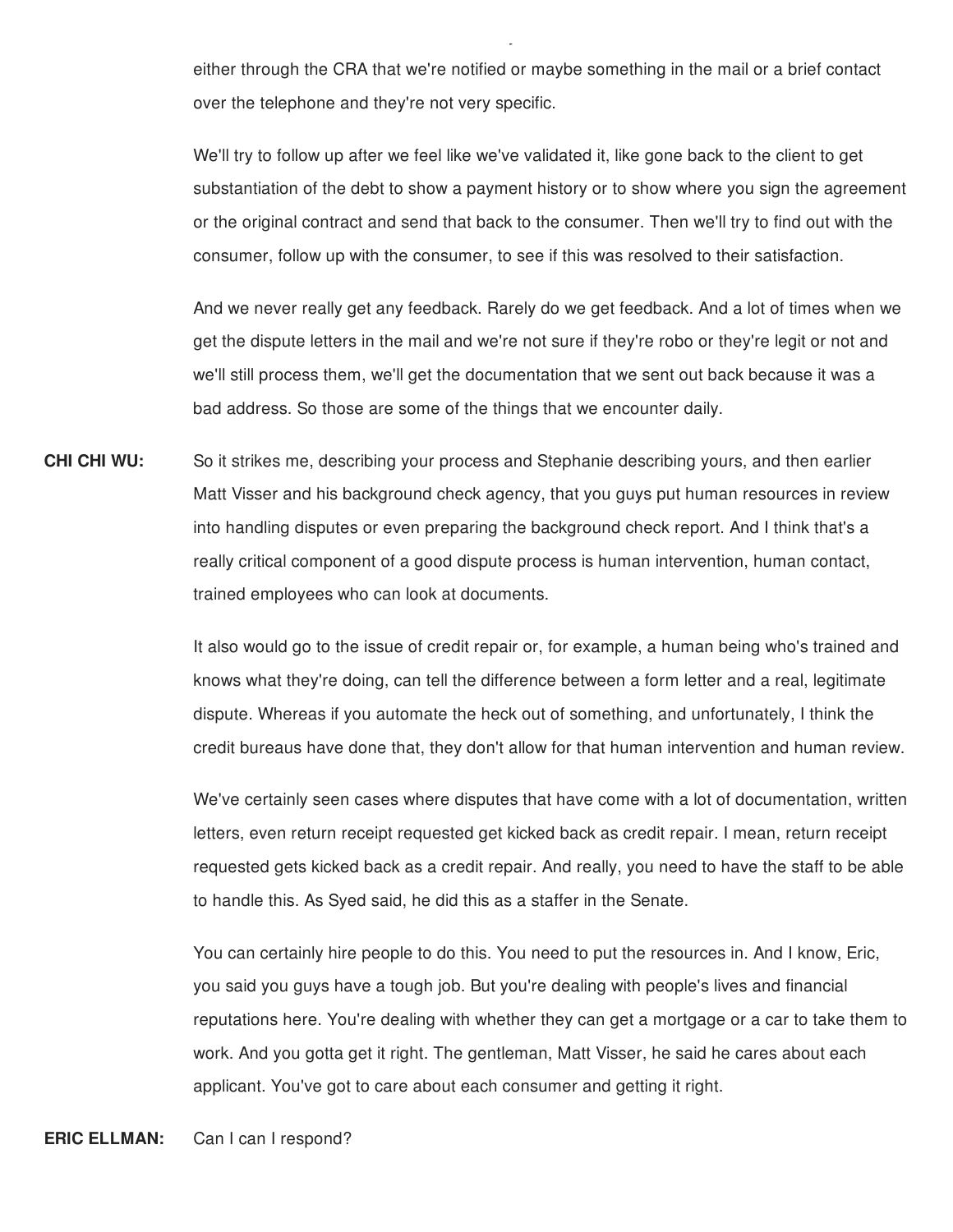either through the CRA that we're notified or maybe something in the mail or a brief contact over the telephone and they're not very specific.

We'll try to follow up after we feel like we've validated it, like gone back to the client to get substantiation of the debt to show a payment history or to show where you sign the agreement or the original contract and send that back to the consumer. Then we'll try to find out with the consumer, follow up with the consumer, to see if this was resolved to their satisfaction.

And we never really get any feedback. Rarely do we get feedback. And a lot of times when we get the dispute letters in the mail and we're not sure if they're robo or they're legit or not and we'll still process them, we'll get the documentation that we sent out back because it was a bad address. So those are some of the things that we encounter daily.

**CHI CHI WU:** So it strikes me, describing your process and Stephanie describing yours, and then earlier Matt Visser and his background check agency, that you guys put human resources in review into handling disputes or even preparing the background check report. And I think that's a really critical component of a good dispute process is human intervention, human contact, trained employees who can look at documents.

It also would go to the issue of credit repair or, for example, a human being who's trained and knows what they're doing, can tell the difference between a form letter and a real, legitimate dispute. Whereas if you automate the heck out of something, and unfortunately, I think the credit bureaus have done that, they don't allow for that human intervention and human review.

We've certainly seen cases where disputes that have come with a lot of documentation, written letters, even return receipt requested get kicked back as credit repair. I mean, return receipt requested gets kicked back as a credit repair. And really, you need to have the staff to be able to handle this. As Syed said, he did this as a staffer in the Senate.

You can certainly hire people to do this. You need to put the resources in. And I know, Eric, you said you guys have a tough job. But you're dealing with people's lives and financial reputations here. You're dealing with whether they can get a mortgage or a car to take them to work. And you gotta get it right. The gentleman, Matt Visser, he said he cares about each applicant. You've got to care about each consumer and getting it right.

**ERIC ELLMAN:** Can I can I respond?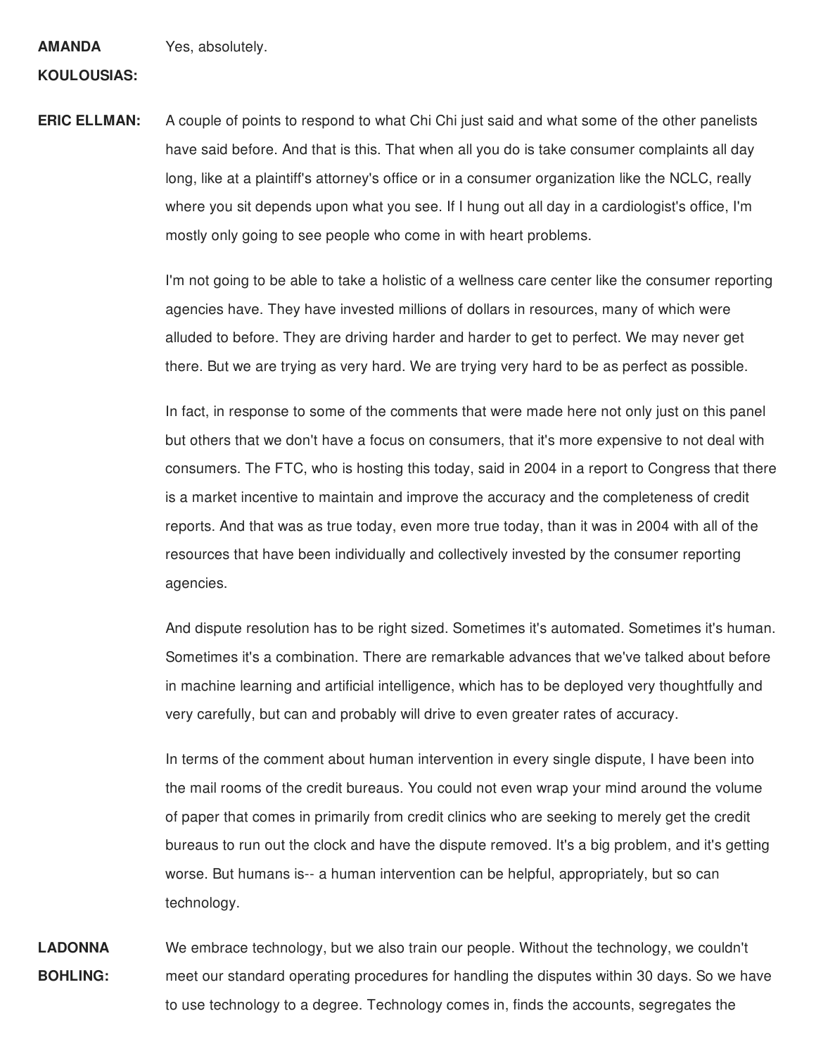**AMANDA KOULOUSIAS:** Yes, absolutely.

**ERIC ELLMAN:** A couple of points to respond to what Chi Chi just said and what some of the other panelists have said before. And that is this. That when all you do is take consumer complaints all day long, like at a plaintiff's attorney's office or in a consumer organization like the NCLC, really where you sit depends upon what you see. If I hung out all day in a cardiologist's office, I'm mostly only going to see people who come in with heart problems.

I'm not going to be able to take a holistic of a wellness care center like the consumer reporting agencies have. They have invested millions of dollars in resources, many of which were alluded to before. They are driving harder and harder to get to perfect. We may never get there. But we are trying as very hard. We are trying very hard to be as perfect as possible.

In fact, in response to some of the comments that were made here not only just on this panel but others that we don't have a focus on consumers, that it's more expensive to not deal with consumers. The FTC, who is hosting this today, said in 2004 in a report to Congress that there is a market incentive to maintain and improve the accuracy and the completeness of credit reports. And that was as true today, even more true today, than it was in 2004 with all of the resources that have been individually and collectively invested by the consumer reporting agencies.

And dispute resolution has to be right sized. Sometimes it's automated. Sometimes it's human. Sometimes it's a combination. There are remarkable advances that we've talked about before in machine learning and artificial intelligence, which has to be deployed very thoughtfully and very carefully, but can and probably will drive to even greater rates of accuracy.

In terms of the comment about human intervention in every single dispute, I have been into the mail rooms of the credit bureaus. You could not even wrap your mind around the volume of paper that comes in primarily from credit clinics who are seeking to merely get the credit bureaus to run out the clock and have the dispute removed. It's a big problem, and it's getting worse. But humans is-- a human intervention can be helpful, appropriately, but so can technology.

**LADONNA BOHLING:** We embrace technology, but we also train our people. Without the technology, we couldn't meet our standard operating procedures for handling the disputes within 30 days. So we have to use technology to a degree. Technology comes in, finds the accounts, segregates the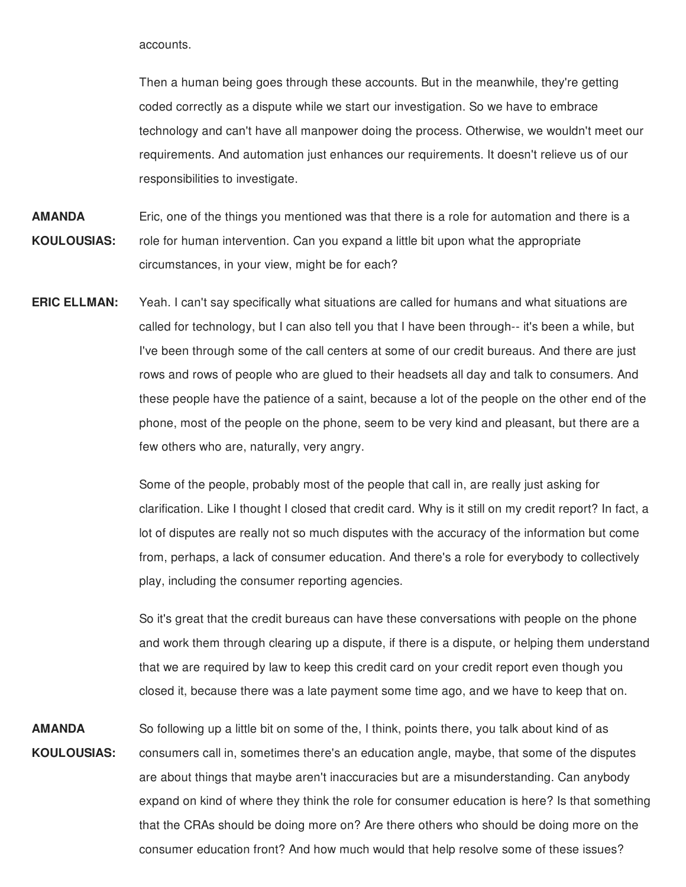accounts.

Then a human being goes through these accounts. But in the meanwhile, they're getting coded correctly as a dispute while we start our investigation. So we have to embrace technology and can't have all manpower doing the process. Otherwise, we wouldn't meet our requirements. And automation just enhances our requirements. It doesn't relieve us of our responsibilities to investigate.

**AMANDA KOULOUSIAS:** Eric, one of the things you mentioned was that there is a role for automation and there is a role for human intervention. Can you expand a little bit upon what the appropriate circumstances, in your view, might be for each?

**ERIC ELLMAN:** Yeah. I can't say specifically what situations are called for humans and what situations are called for technology, but I can also tell you that I have been through-- it's been a while, but I've been through some of the call centers at some of our credit bureaus. And there are just rows and rows of people who are glued to their headsets all day and talk to consumers. And these people have the patience of a saint, because a lot of the people on the other end of the phone, most of the people on the phone, seem to be very kind and pleasant, but there are a few others who are, naturally, very angry.

Some of the people, probably most of the people that call in, are really just asking for clarification. Like I thought I closed that credit card. Why is it still on my credit report? In fact, a lot of disputes are really not so much disputes with the accuracy of the information but come from, perhaps, a lack of consumer education. And there's a role for everybody to collectively play, including the consumer reporting agencies.

So it's great that the credit bureaus can have these conversations with people on the phone and work them through clearing up a dispute, if there is a dispute, or helping them understand that we are required by law to keep this credit card on your credit report even though you closed it, because there was a late payment some time ago, and we have to keep that on.

**AMANDA KOULOUSIAS:** So following up a little bit on some of the, I think, points there, you talk about kind of as consumers call in, sometimes there's an education angle, maybe, that some of the disputes are about things that maybe aren't inaccuracies but are a misunderstanding. Can anybody expand on kind of where they think the role for consumer education is here? Is that something that the CRAs should be doing more on? Are there others who should be doing more on the consumer education front? And how much would that help resolve some of these issues?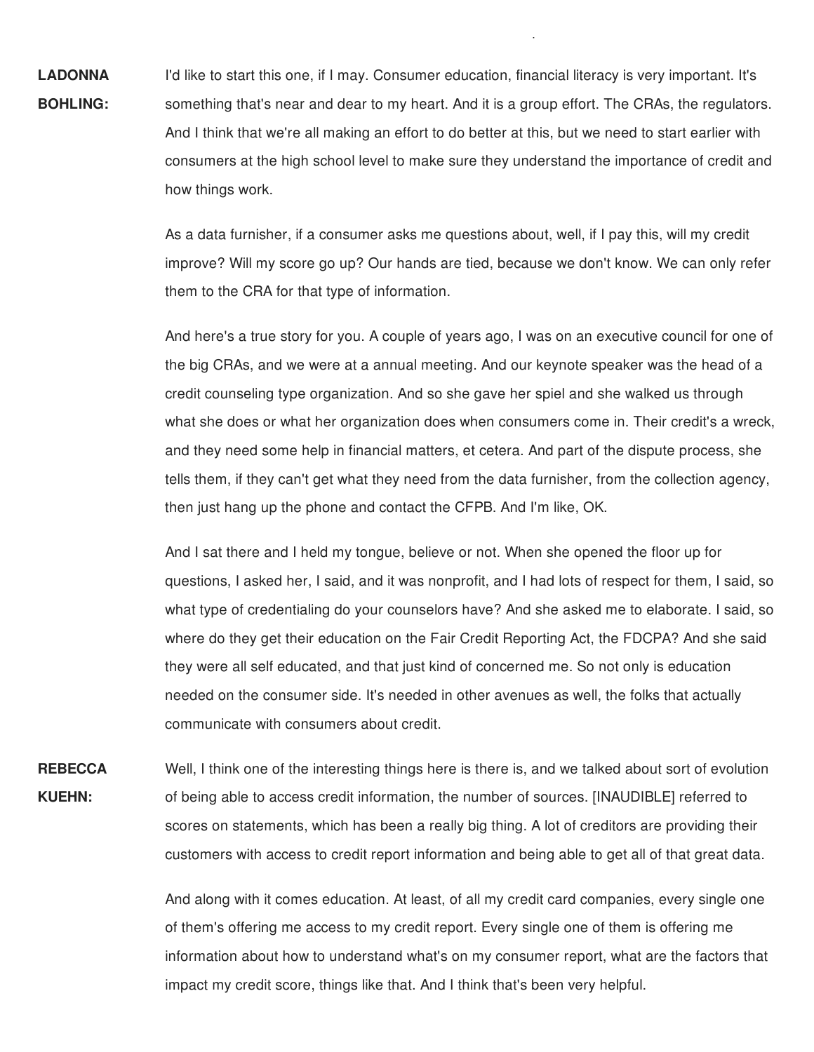**LADONNA BOHLING:** I'd like to start this one, if I may. Consumer education, financial literacy is very important. It's something that's near and dear to my heart. And it is a group effort. The CRAs, the regulators. And I think that we're all making an effort to do better at this, but we need to start earlier with consumers at the high school level to make sure they understand the importance of credit and how things work.

As a data furnisher, if a consumer asks me questions about, well, if I pay this, will my credit improve? Will my score go up? Our hands are tied, because we don't know. We can only refer them to the CRA for that type of information.

And here's a true story for you. A couple of years ago, I was on an executive council for one of the big CRAs, and we were at a annual meeting. And our keynote speaker was the head of a credit counseling type organization. And so she gave her spiel and she walked us through what she does or what her organization does when consumers come in. Their credit's a wreck, and they need some help in financial matters, et cetera. And part of the dispute process, she tells them, if they can't get what they need from the data furnisher, from the collection agency, then just hang up the phone and contact the CFPB. And I'm like, OK.

And I sat there and I held my tongue, believe or not. When she opened the floor up for questions, I asked her, I said, and it was nonprofit, and I had lots of respect for them, I said, so what type of credentialing do your counselors have? And she asked me to elaborate. I said, so where do they get their education on the Fair Credit Reporting Act, the FDCPA? And she said they were all self educated, and that just kind of concerned me. So not only is education needed on the consumer side. It's needed in other avenues as well, the folks that actually communicate with consumers about credit.

**REBECCA KUEHN:** Well, I think one of the interesting things here is there is, and we talked about sort of evolution of being able to access credit information, the number of sources. [INAUDIBLE] referred to scores on statements, which has been a really big thing. A lot of creditors are providing their customers with access to credit report information and being able to get all of that great data.

And along with it comes education. At least, of all my credit card companies, every single one of them's offering me access to my credit report. Every single one of them is offering me information about how to understand what's on my consumer report, what are the factors that impact my credit score, things like that. And I think that's been very helpful.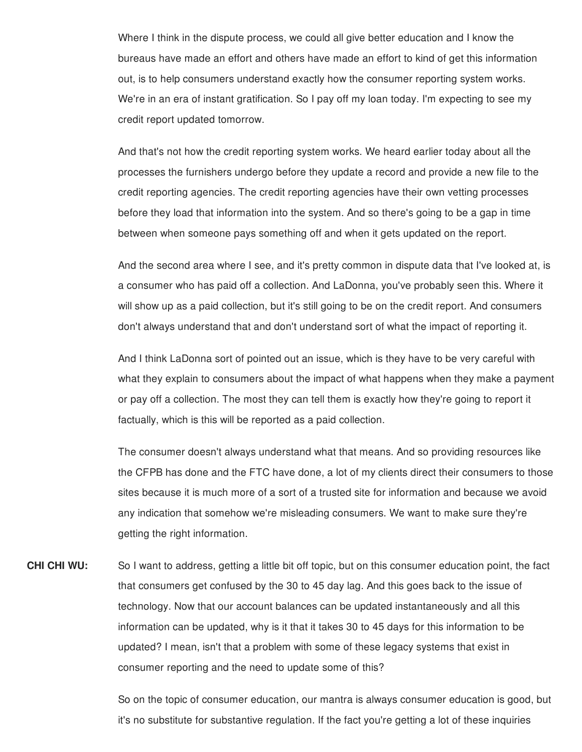Where I think in the dispute process, we could all give better education and I know the bureaus have made an effort and others have made an effort to kind of get this information out, is to help consumers understand exactly how the consumer reporting system works. We're in an era of instant gratification. So I pay off my loan today. I'm expecting to see my credit report updated tomorrow.

And that's not how the credit reporting system works. We heard earlier today about all the processes the furnishers undergo before they update a record and provide a new file to the credit reporting agencies. The credit reporting agencies have their own vetting processes before they load that information into the system. And so there's going to be a gap in time between when someone pays something off and when it gets updated on the report.

And the second area where I see, and it's pretty common in dispute data that I've looked at, is a consumer who has paid off a collection. And LaDonna, you've probably seen this. Where it will show up as a paid collection, but it's still going to be on the credit report. And consumers don't always understand that and don't understand sort of what the impact of reporting it.

And I think LaDonna sort of pointed out an issue, which is they have to be very careful with what they explain to consumers about the impact of what happens when they make a payment or pay off a collection. The most they can tell them is exactly how they're going to report it factually, which is this will be reported as a paid collection.

The consumer doesn't always understand what that means. And so providing resources like the CFPB has done and the FTC have done, a lot of my clients direct their consumers to those sites because it is much more of a sort of a trusted site for information and because we avoid any indication that somehow we're misleading consumers. We want to make sure they're getting the right information.

**CHI CHI WU:** So I want to address, getting a little bit off topic, but on this consumer education point, the fact that consumers get confused by the 30 to 45 day lag. And this goes back to the issue of technology. Now that our account balances can be updated instantaneously and all this information can be updated, why is it that it takes 30 to 45 days for this information to be updated? I mean, isn't that a problem with some of these legacy systems that exist in consumer reporting and the need to update some of this?

So on the topic of consumer education, our mantra is always consumer education is good, but it's no substitute for substantive regulation. If the fact you're getting a lot of these inquiries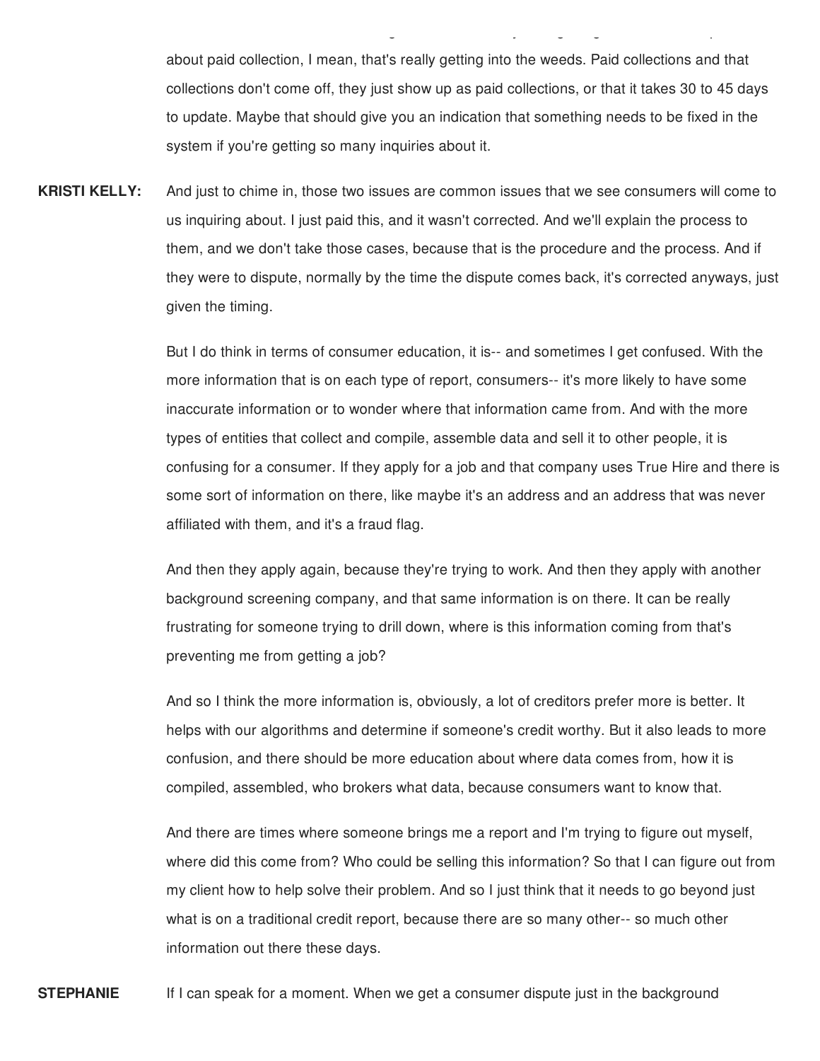about paid collection, I mean, that's really getting into the weeds. Paid collections and that collections don't come off, they just show up as paid collections, or that it takes 30 to 45 days to update. Maybe that should give you an indication that something needs to be fixed in the system if you're getting so many inquiries about it.

**KRISTI KELLY:** And just to chime in, those two issues are common issues that we see consumers will come to us inquiring about. I just paid this, and it wasn't corrected. And we'll explain the process to them, and we don't take those cases, because that is the procedure and the process. And if they were to dispute, normally by the time the dispute comes back, it's corrected anyways, just given the timing.

But I do think in terms of consumer education, it is-- and sometimes I get confused. With the more information that is on each type of report, consumers-- it's more likely to have some inaccurate information or to wonder where that information came from. And with the more types of entities that collect and compile, assemble data and sell it to other people, it is confusing for a consumer. If they apply for a job and that company uses True Hire and there is some sort of information on there, like maybe it's an address and an address that was never affiliated with them, and it's a fraud flag.

And then they apply again, because they're trying to work. And then they apply with another background screening company, and that same information is on there. It can be really frustrating for someone trying to drill down, where is this information coming from that's preventing me from getting a job?

And so I think the more information is, obviously, a lot of creditors prefer more is better. It helps with our algorithms and determine if someone's credit worthy. But it also leads to more confusion, and there should be more education about where data comes from, how it is compiled, assembled, who brokers what data, because consumers want to know that.

And there are times where someone brings me a report and I'm trying to figure out myself, where did this come from? Who could be selling this information? So that I can figure out from my client how to help solve their problem. And so I just think that it needs to go beyond just what is on a traditional credit report, because there are so many other-- so much other information out there these days.

**STEPHANIE** If I can speak for a moment. When we get a consumer dispute just in the background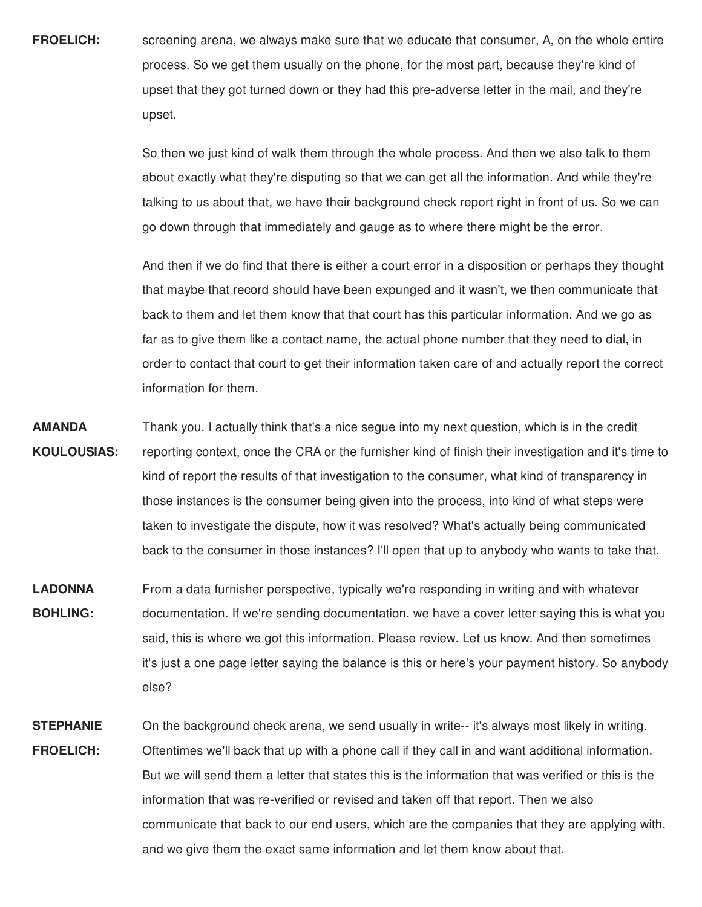**FROELICH:** screening arena, we always make sure that we educate that consumer, A, on the whole entire process. So we get them usually on the phone, for the most part, because they're kind of upset that they got turned down or they had this pre-adverse letter in the mail, and they're upset.

So then we just kind of walk them through the whole process. And then we also talk to them about exactly what they're disputing so that we can get all the information. And while they're talking to us about that, we have their background check report right in front of us. So we can go down through that immediately and gauge as to where there might be the error.

And then if we do find that there is either a court error in a disposition or perhaps they thought that maybe that record should have been expunged and it wasn't, we then communicate that back to them and let them know that that court has this particular information. And we go as far as to give them like a contact name, the actual phone number that they need to dial, in order to contact that court to get their information taken care of and actually report the correct information for them.

**AMANDA KOULOUSIAS:** Thank you. I actually think that's a nice segue into my next question, which is in the credit reporting context, once the CRA or the furnisher kind of finish their investigation and it's time to kind of report the results of that investigation to the consumer, what kind of transparency in those instances is the consumer being given into the process, into kind of what steps were taken to investigate the dispute, how it was resolved? What's actually being communicated back to the consumer in those instances? I'll open that up to anybody who wants to take that.

**LADONNA BOHLING:** From a data furnisher perspective, typically we're responding in writing and with whatever documentation. If we're sending documentation, we have a cover letter saying this is what you said, this is where we got this information. Please review. Let us know. And then sometimes it's just a one page letter saying the balance is this or here's your payment history. So anybody else?

**STEPHANIE FROELICH:** On the background check arena, we send usually in write-- it's always most likely in writing. Oftentimes we'll back that up with a phone call if they call in and want additional information. But we will send them a letter that states this is the information that was verified or this is the information that was re-verified or revised and taken off that report. Then we also communicate that back to our end users, which are the companies that they are applying with, and we give them the exact same information and let them know about that.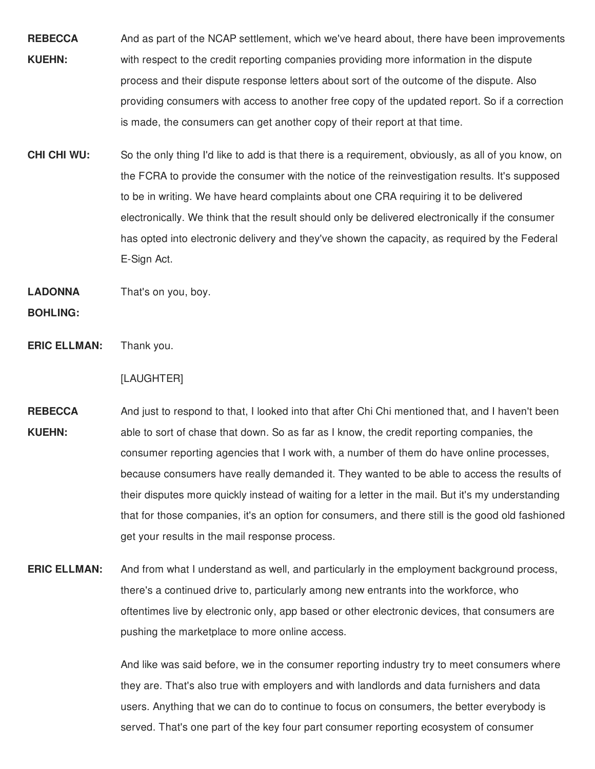**REBECCA KUEHN:** And as part of the NCAP settlement, which we've heard about, there have been improvements with respect to the credit reporting companies providing more information in the dispute process and their dispute response letters about sort of the outcome of the dispute. Also providing consumers with access to another free copy of the updated report. So if a correction is made, the consumers can get another copy of their report at that time.

**CHI CHI WU:** So the only thing I'd like to add is that there is a requirement, obviously, as all of you know, on the FCRA to provide the consumer with the notice of the reinvestigation results. It's supposed to be in writing. We have heard complaints about one CRA requiring it to be delivered electronically. We think that the result should only be delivered electronically if the consumer has opted into electronic delivery and they've shown the capacity, as required by the Federal E-Sign Act.

**LADONNA BOHLING:** That's on you, boy.

**ERIC ELLMAN:** Thank you.

[LAUGHTER]

**REBECCA KUEHN:** And just to respond to that, I looked into that after Chi Chi mentioned that, and I haven't been able to sort of chase that down. So as far as I know, the credit reporting companies, the consumer reporting agencies that I work with, a number of them do have online processes, because consumers have really demanded it. They wanted to be able to access the results of their disputes more quickly instead of waiting for a letter in the mail. But it's my understanding that for those companies, it's an option for consumers, and there still is the good old fashioned get your results in the mail response process.

**ERIC ELLMAN:** And from what I understand as well, and particularly in the employment background process, there's a continued drive to, particularly among new entrants into the workforce, who oftentimes live by electronic only, app based or other electronic devices, that consumers are pushing the marketplace to more online access.

And like was said before, we in the consumer reporting industry try to meet consumers where they are. That's also true with employers and with landlords and data furnishers and data users. Anything that we can do to continue to focus on consumers, the better everybody is served. That's one part of the key four part consumer reporting ecosystem of consumer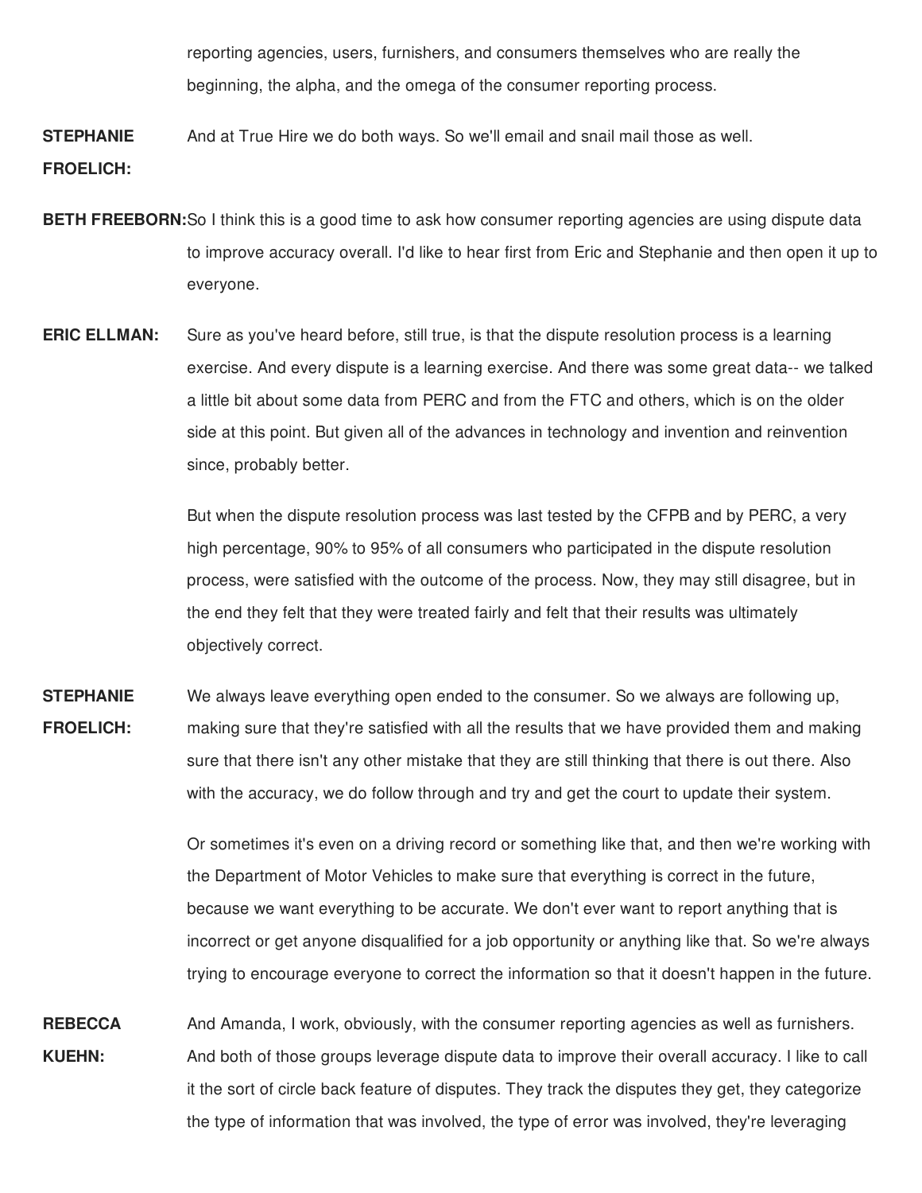reporting agencies, users, furnishers, and consumers themselves who are really the beginning, the alpha, and the omega of the consumer reporting process.

**STEPHANIE FROELICH:** And at True Hire we do both ways. So we'll email and snail mail those as well.

**BETH FREEBORN:** So I think this is a good time to ask how consumer reporting agencies are using dispute data to improve accuracy overall. I'd like to hear first from Eric and Stephanie and then open it up to everyone.

**ERIC ELLMAN:** Sure as you've heard before, still true, is that the dispute resolution process is a learning exercise. And every dispute is a learning exercise. And there was some great data-- we talked a little bit about some data from PERC and from the FTC and others, which is on the older side at this point. But given all of the advances in technology and invention and reinvention since, probably better.

But when the dispute resolution process was last tested by the CFPB and by PERC, a very high percentage, 90% to 95% of all consumers who participated in the dispute resolution process, were satisfied with the outcome of the process. Now, they may still disagree, but in the end they felt that they were treated fairly and felt that their results was ultimately objectively correct.

**STEPHANIE FROELICH:** We always leave everything open ended to the consumer. So we always are following up, making sure that they're satisfied with all the results that we have provided them and making sure that there isn't any other mistake that they are still thinking that there is out there. Also with the accuracy, we do follow through and try and get the court to update their system.

Or sometimes it's even on a driving record or something like that, and then we're working with the Department of Motor Vehicles to make sure that everything is correct in the future, because we want everything to be accurate. We don't ever want to report anything that is incorrect or get anyone disqualified for a job opportunity or anything like that. So we're always trying to encourage everyone to correct the information so that it doesn't happen in the future.

**REBECCA KUEHN:** And Amanda, I work, obviously, with the consumer reporting agencies as well as furnishers. And both of those groups leverage dispute data to improve their overall accuracy. I like to call it the sort of circle back feature of disputes. They track the disputes they get, they categorize the type of information that was involved, the type of error was involved, they're leveraging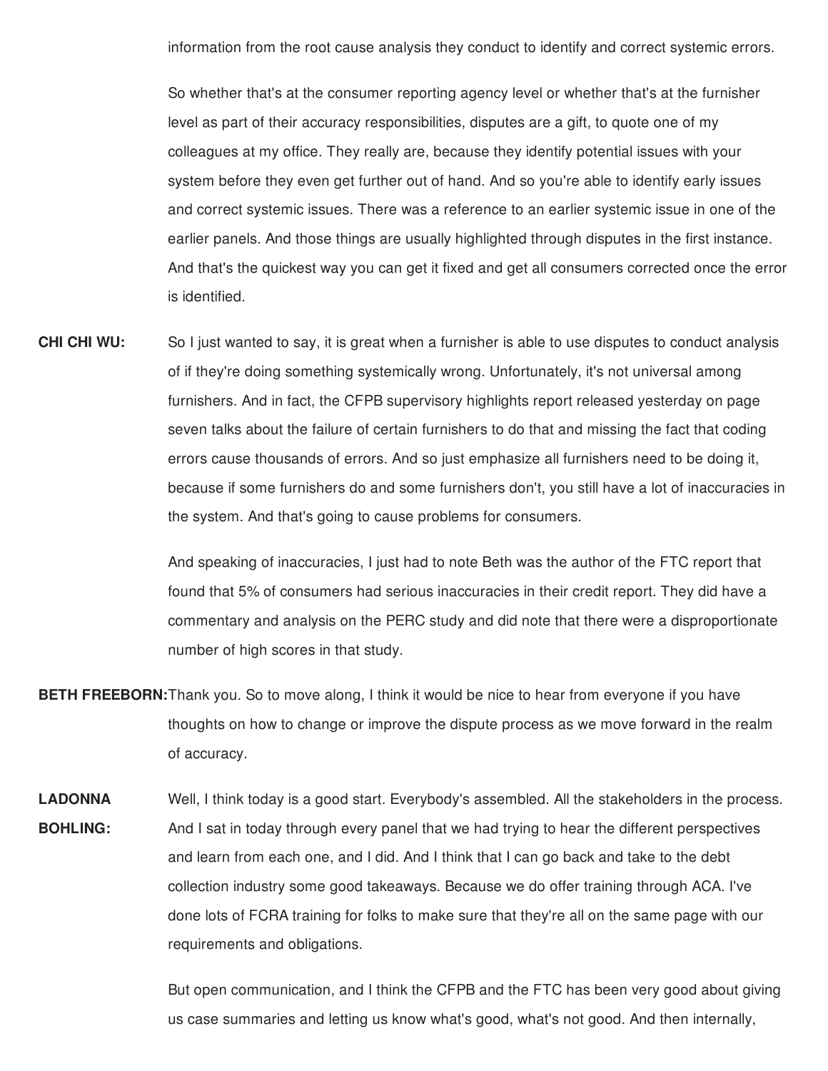information from the root cause analysis they conduct to identify and correct systemic errors.

So whether that's at the consumer reporting agency level or whether that's at the furnisher level as part of their accuracy responsibilities, disputes are a gift, to quote one of my colleagues at my office. They really are, because they identify potential issues with your system before they even get further out of hand. And so you're able to identify early issues and correct systemic issues. There was a reference to an earlier systemic issue in one of the earlier panels. And those things are usually highlighted through disputes in the first instance. And that's the quickest way you can get it fixed and get all consumers corrected once the error is identified.

**CHI CHI WU:** So I just wanted to say, it is great when a furnisher is able to use disputes to conduct analysis of if they're doing something systemically wrong. Unfortunately, it's not universal among furnishers. And in fact, the CFPB supervisory highlights report released yesterday on page seven talks about the failure of certain furnishers to do that and missing the fact that coding errors cause thousands of errors. And so just emphasize all furnishers need to be doing it, because if some furnishers do and some furnishers don't, you still have a lot of inaccuracies in the system. And that's going to cause problems for consumers.

And speaking of inaccuracies, I just had to note Beth was the author of the FTC report that found that 5% of consumers had serious inaccuracies in their credit report. They did have a commentary and analysis on the PERC study and did note that there were a disproportionate number of high scores in that study.

**BETH FREEBORN:** Thank you. So to move along, I think it would be nice to hear from everyone if you have thoughts on how to change or improve the dispute process as we move forward in the realm of accuracy.

**LADONNA BOHLING:** Well, I think today is a good start. Everybody's assembled. All the stakeholders in the process. And I sat in today through every panel that we had trying to hear the different perspectives and learn from each one, and I did. And I think that I can go back and take to the debt collection industry some good takeaways. Because we do offer training through ACA. I've done lots of FCRA training for folks to make sure that they're all on the same page with our requirements and obligations.

But open communication, and I think the CFPB and the FTC has been very good about giving us case summaries and letting us know what's good, what's not good. And then internally,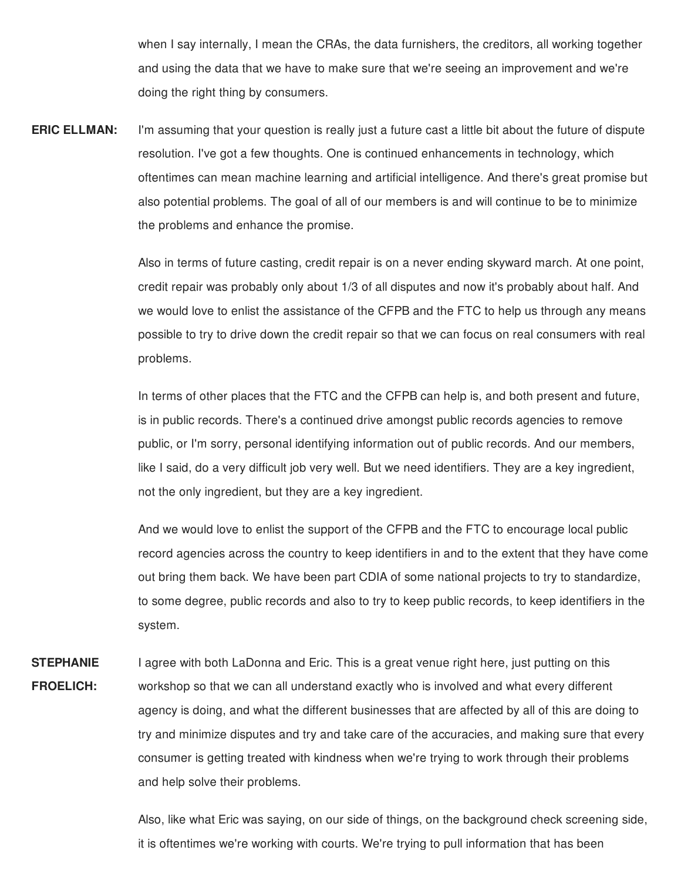when I say internally, I mean the CRAs, the data furnishers, the creditors, all working together and using the data that we have to make sure that we're seeing an improvement and we're doing the right thing by consumers.

**ERIC ELLMAN:** I'm assuming that your question is really just a future cast a little bit about the future of dispute resolution. I've got a few thoughts. One is continued enhancements in technology, which oftentimes can mean machine learning and artificial intelligence. And there's great promise but also potential problems. The goal of all of our members is and will continue to be to minimize the problems and enhance the promise.

Also in terms of future casting, credit repair is on a never ending skyward march. At one point, credit repair was probably only about 1/3 of all disputes and now it's probably about half. And we would love to enlist the assistance of the CFPB and the FTC to help us through any means possible to try to drive down the credit repair so that we can focus on real consumers with real problems.

In terms of other places that the FTC and the CFPB can help is, and both present and future, is in public records. There's a continued drive amongst public records agencies to remove public, or I'm sorry, personal identifying information out of public records. And our members, like I said, do a very difficult job very well. But we need identifiers. They are a key ingredient, not the only ingredient, but they are a key ingredient.

And we would love to enlist the support of the CFPB and the FTC to encourage local public record agencies across the country to keep identifiers in and to the extent that they have come out bring them back. We have been part CDIA of some national projects to try to standardize, to some degree, public records and also to try to keep public records, to keep identifiers in the system.

**STEPHANIE FROELICH:** I agree with both LaDonna and Eric. This is a great venue right here, just putting on this workshop so that we can all understand exactly who is involved and what every different agency is doing, and what the different businesses that are affected by all of this are doing to try and minimize disputes and try and take care of the accuracies, and making sure that every consumer is getting treated with kindness when we're trying to work through their problems and help solve their problems.

Also, like what Eric was saying, on our side of things, on the background check screening side, it is oftentimes we're working with courts. We're trying to pull information that has been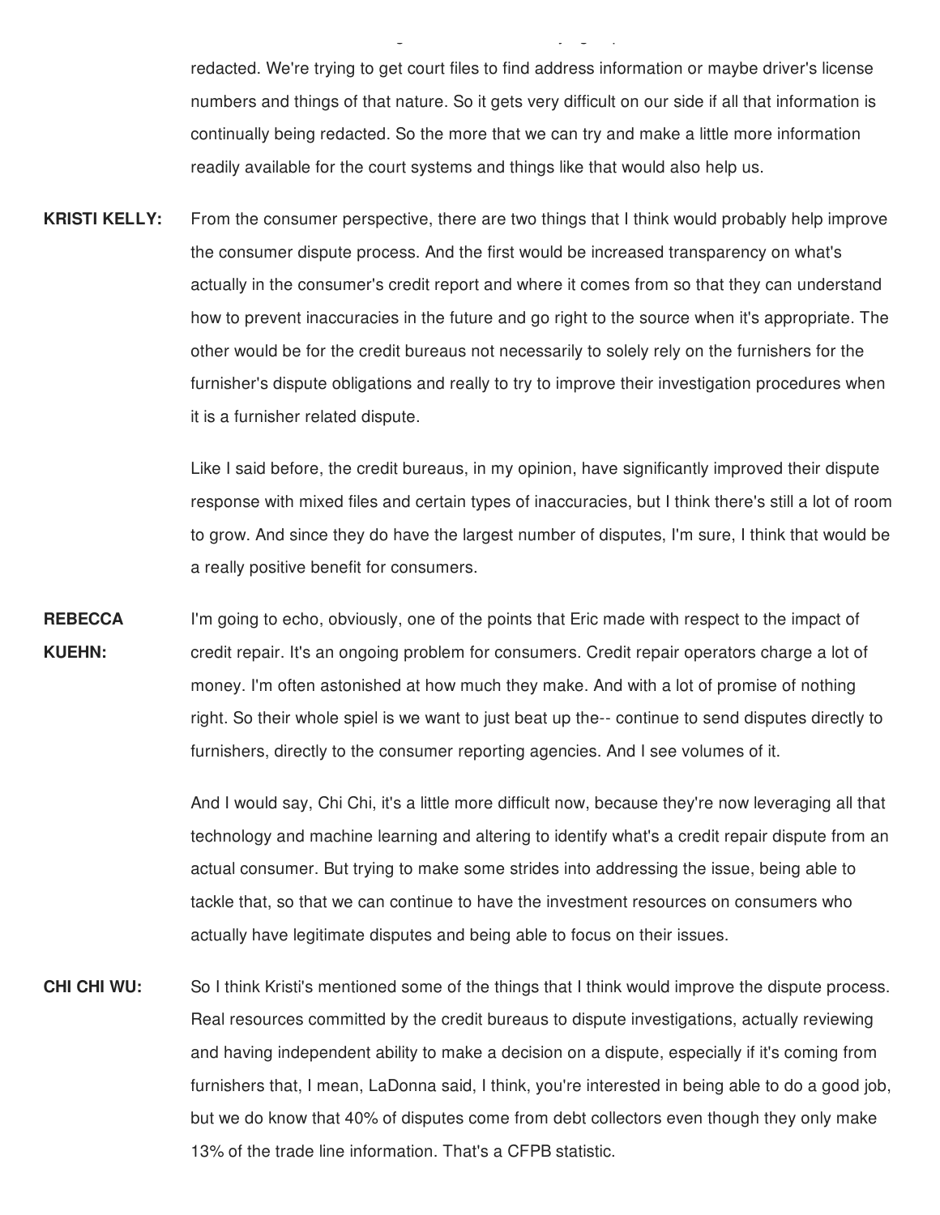redacted. We're trying to get court files to find address information or maybe driver's license numbers and things of that nature. So it gets very difficult on our side if all that information is continually being redacted. So the more that we can try and make a little more information readily available for the court systems and things like that would also help us.

**KRISTI KELLY:** From the consumer perspective, there are two things that I think would probably help improve the consumer dispute process. And the first would be increased transparency on what's actually in the consumer's credit report and where it comes from so that they can understand how to prevent inaccuracies in the future and go right to the source when it's appropriate. The other would be for the credit bureaus not necessarily to solely rely on the furnishers for the furnisher's dispute obligations and really to try to improve their investigation procedures when it is a furnisher related dispute.

Like I said before, the credit bureaus, in my opinion, have significantly improved their dispute response with mixed files and certain types of inaccuracies, but I think there's still a lot of room to grow. And since they do have the largest number of disputes, I'm sure, I think that would be a really positive benefit for consumers.

**REBECCA KUEHN:** I'm going to echo, obviously, one of the points that Eric made with respect to the impact of credit repair. It's an ongoing problem for consumers. Credit repair operators charge a lot of money. I'm often astonished at how much they make. And with a lot of promise of nothing right. So their whole spiel is we want to just beat up the-- continue to send disputes directly to furnishers, directly to the consumer reporting agencies. And I see volumes of it.

And I would say, Chi Chi, it's a little more difficult now, because they're now leveraging all that technology and machine learning and altering to identify what's a credit repair dispute from an actual consumer. But trying to make some strides into addressing the issue, being able to tackle that, so that we can continue to have the investment resources on consumers who actually have legitimate disputes and being able to focus on their issues.

**CHI CHI WU:** So I think Kristi's mentioned some of the things that I think would improve the dispute process. Real resources committed by the credit bureaus to dispute investigations, actually reviewing and having independent ability to make a decision on a dispute, especially if it's coming from furnishers that, I mean, LaDonna said, I think, you're interested in being able to do a good job, but we do know that 40% of disputes come from debt collectors even though they only make 13% of the trade line information. That's a CFPB statistic.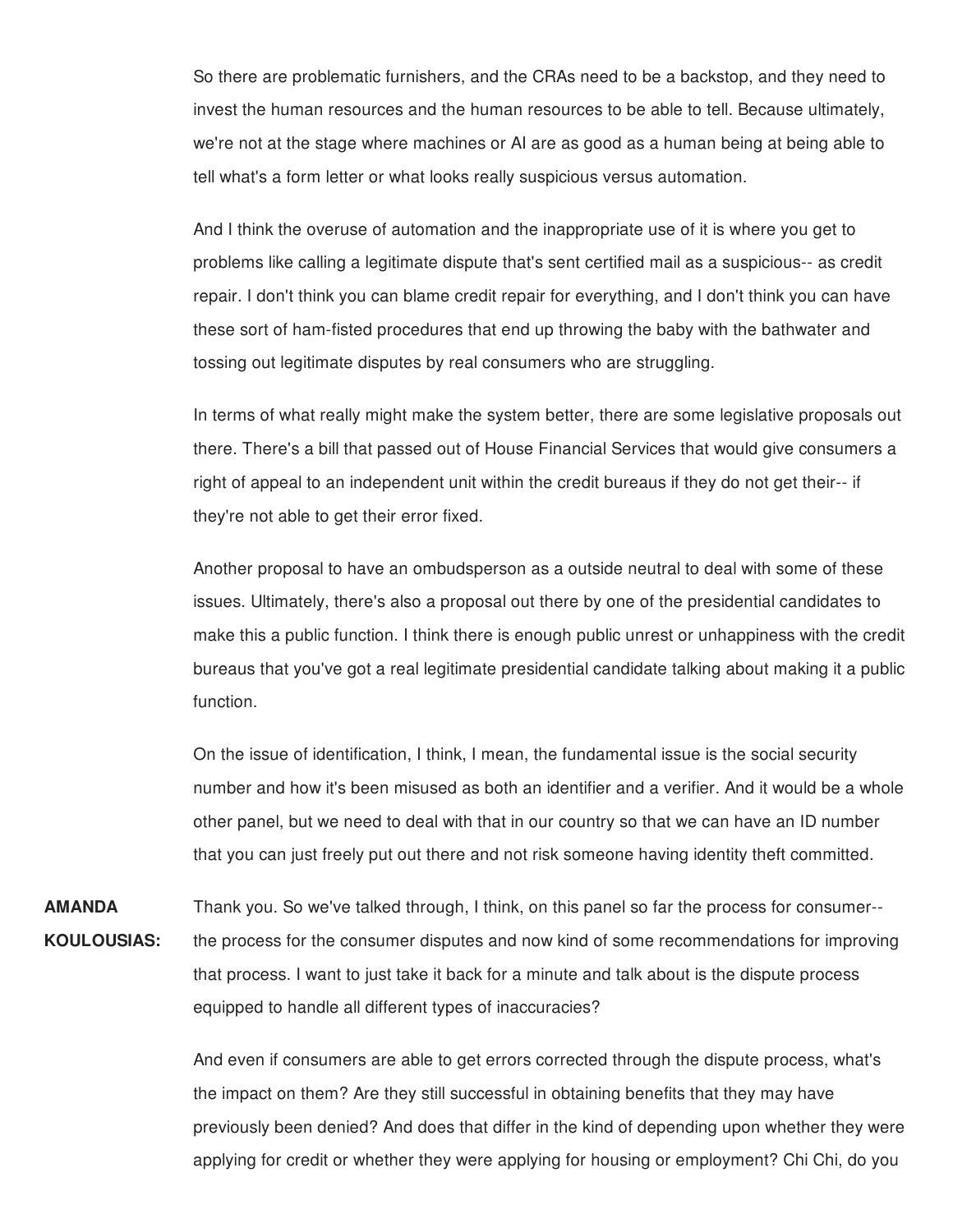So there are problematic furnishers, and the CRAs need to be a backstop, and they need to invest the human resources and the human resources to be able to tell. Because ultimately, we're not at the stage where machines or AI are as good as a human being at being able to tell what's a form letter or what looks really suspicious versus automation.

And I think the overuse of automation and the inappropriate use of it is where you get to problems like calling a legitimate dispute that's sent certified mail as a suspicious-- as credit repair. I don't think you can blame credit repair for everything, and I don't think you can have these sort of ham-fisted procedures that end up throwing the baby with the bathwater and tossing out legitimate disputes by real consumers who are struggling.

In terms of what really might make the system better, there are some legislative proposals out there. There's a bill that passed out of House Financial Services that would give consumers a right of appeal to an independent unit within the credit bureaus if they do not get their-- if they're not able to get their error fixed.

Another proposal to have an ombudsperson as a outside neutral to deal with some of these issues. Ultimately, there's also a proposal out there by one of the presidential candidates to make this a public function. I think there is enough public unrest or unhappiness with the credit bureaus that you've got a real legitimate presidential candidate talking about making it a public function.

On the issue of identification, I think, I mean, the fundamental issue is the social security number and how it's been misused as both an identifier and a verifier. And it would be a whole other panel, but we need to deal with that in our country so that we can have an ID number that you can just freely put out there and not risk someone having identity theft committed.

**AMANDA KOULOUSIAS:** Thank you. So we've talked through, I think, on this panel so far the process for consumer-- the process for the consumer disputes and now kind of some recommendations for improving that process. I want to just take it back for a minute and talk about is the dispute process equipped to handle all different types of inaccuracies?

And even if consumers are able to get errors corrected through the dispute process, what's the impact on them? Are they still successful in obtaining benefits that they may have previously been denied? And does that differ in the kind of depending upon whether they were applying for credit or whether they were applying for housing or employment? Chi Chi, do you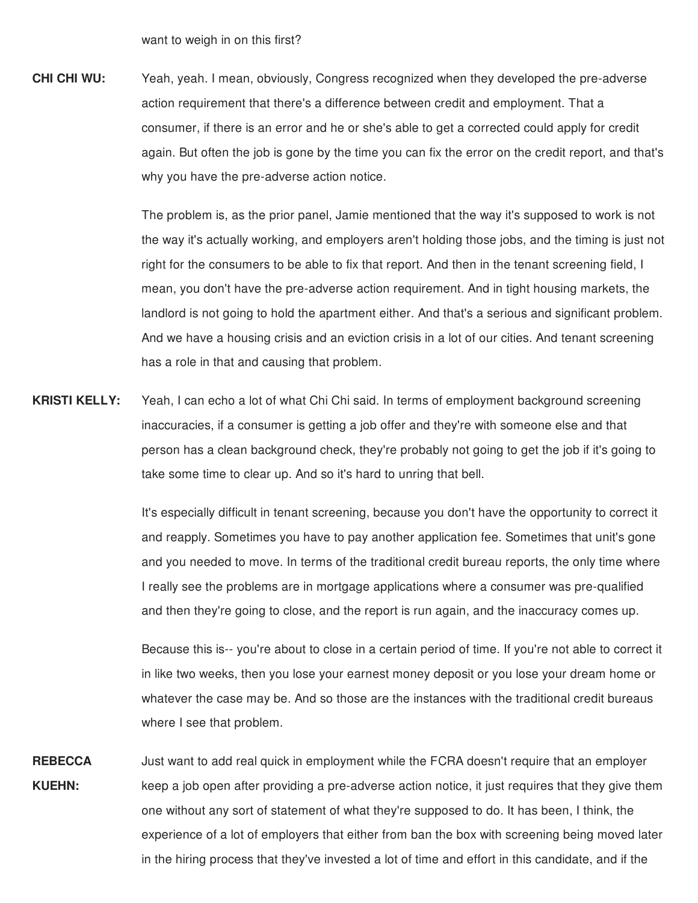want to weigh in on this first?

**CHI CHI WU:** Yeah, yeah. I mean, obviously, Congress recognized when they developed the pre-adverse action requirement that there's a difference between credit and employment. That a consumer, if there is an error and he or she's able to get a corrected could apply for credit again. But often the job is gone by the time you can fix the error on the credit report, and that's why you have the pre-adverse action notice.

The problem is, as the prior panel, Jamie mentioned that the way it's supposed to work is not the way it's actually working, and employers aren't holding those jobs, and the timing is just not right for the consumers to be able to fix that report. And then in the tenant screening field, I mean, you don't have the pre-adverse action requirement. And in tight housing markets, the landlord is not going to hold the apartment either. And that's a serious and significant problem. And we have a housing crisis and an eviction crisis in a lot of our cities. And tenant screening has a role in that and causing that problem.

**KRISTI KELLY:** Yeah, I can echo a lot of what Chi Chi said. In terms of employment background screening inaccuracies, if a consumer is getting a job offer and they're with someone else and that person has a clean background check, they're probably not going to get the job if it's going to take some time to clear up. And so it's hard to unring that bell.

It's especially difficult in tenant screening, because you don't have the opportunity to correct it and reapply. Sometimes you have to pay another application fee. Sometimes that unit's gone and you needed to move. In terms of the traditional credit bureau reports, the only time where I really see the problems are in mortgage applications where a consumer was pre-qualified and then they're going to close, and the report is run again, and the inaccuracy comes up.

Because this is-- you're about to close in a certain period of time. If you're not able to correct it in like two weeks, then you lose your earnest money deposit or you lose your dream home or whatever the case may be. And so those are the instances with the traditional credit bureaus where I see that problem.

**REBECCA KUEHN:** Just want to add real quick in employment while the FCRA doesn't require that an employer keep a job open after providing a pre-adverse action notice, it just requires that they give them one without any sort of statement of what they're supposed to do. It has been, I think, the experience of a lot of employers that either from ban the box with screening being moved later in the hiring process that they've invested a lot of time and effort in this candidate, and if the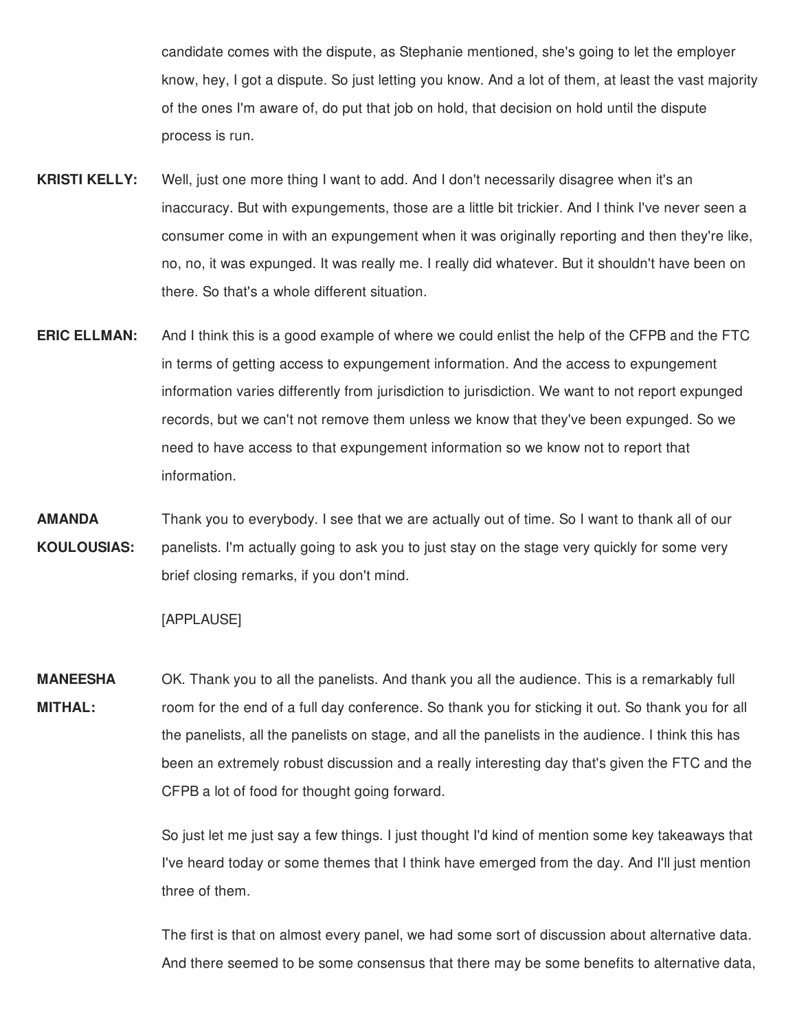candidate comes with the dispute, as Stephanie mentioned, she's going to let the employer know, hey, I got a dispute. So just letting you know. And a lot of them, at least the vast majority of the ones I'm aware of, do put that job on hold, that decision on hold until the dispute process is run.

**KRISTI KELLY:** Well, just one more thing I want to add. And I don't necessarily disagree when it's an inaccuracy. But with expungements, those are a little bit trickier. And I think I've never seen a consumer come in with an expungement when it was originally reporting and then they're like, no, no, it was expunged. It was really me. I really did whatever. But it shouldn't have been on there. So that's a whole different situation.

**ERIC ELLMAN:** And I think this is a good example of where we could enlist the help of the CFPB and the FTC in terms of getting access to expungement information. And the access to expungement information varies differently from jurisdiction to jurisdiction. We want to not report expunged records, but we can't not remove them unless we know that they've been expunged. So we need to have access to that expungement information so we know not to report that information.

**AMANDA KOULOUSIAS:** Thank you to everybody. I see that we are actually out of time. So I want to thank all of our panelists. I'm actually going to ask you to just stay on the stage very quickly for some very brief closing remarks, if you don't mind.

[APPLAUSE]

**MANEESHA MITHAL:** OK. Thank you to all the panelists. And thank you all the audience. This is a remarkably full room for the end of a full day conference. So thank you for sticking it out. So thank you for all the panelists, all the panelists on stage, and all the panelists in the audience. I think this has been an extremely robust discussion and a really interesting day that's given the FTC and the CFPB a lot of food for thought going forward.

So just let me just say a few things. I just thought I'd kind of mention some key takeaways that I've heard today or some themes that I think have emerged from the day. And I'll just mention three of them.

The first is that on almost every panel, we had some sort of discussion about alternative data. And there seemed to be some consensus that there may be some benefits to alternative data,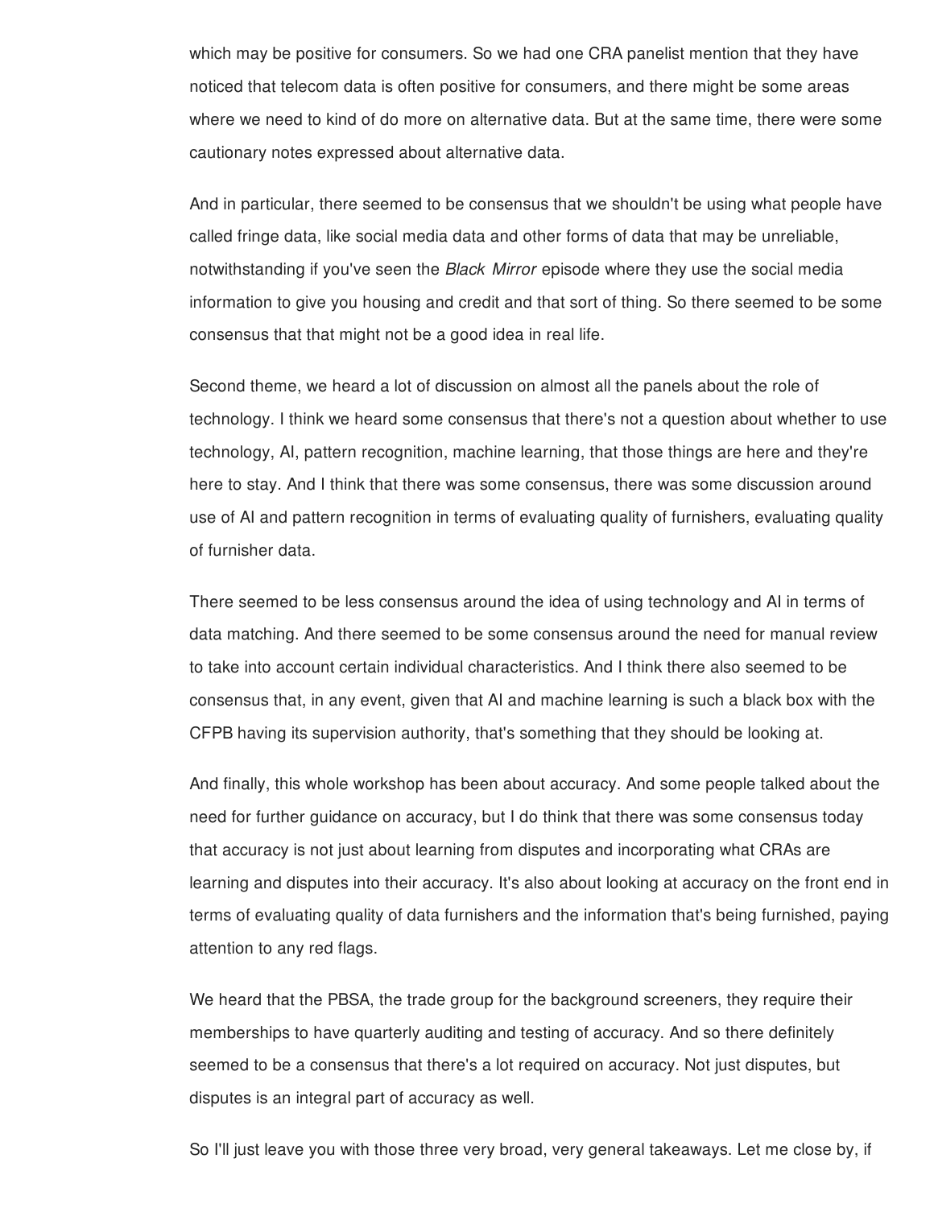which may be positive for consumers. So we had one CRA panelist mention that they have noticed that telecom data is often positive for consumers, and there might be some areas where we need to kind of do more on alternative data. But at the same time, there were some cautionary notes expressed about alternative data.

And in particular, there seemed to be consensus that we shouldn't be using what people have called fringe data, like social media data and other forms of data that may be unreliable, notwithstanding if you've seen the *Black Mirror* episode where they use the social media information to give you housing and credit and that sort of thing. So there seemed to be some consensus that that might not be a good idea in real life.

Second theme, we heard a lot of discussion on almost all the panels about the role of technology. I think we heard some consensus that there's not a question about whether to use technology, AI, pattern recognition, machine learning, that those things are here and they're here to stay. And I think that there was some consensus, there was some discussion around use of AI and pattern recognition in terms of evaluating quality of furnishers, evaluating quality of furnisher data.

There seemed to be less consensus around the idea of using technology and AI in terms of data matching. And there seemed to be some consensus around the need for manual review to take into account certain individual characteristics. And I think there also seemed to be consensus that, in any event, given that AI and machine learning is such a black box with the CFPB having its supervision authority, that's something that they should be looking at.

And finally, this whole workshop has been about accuracy. And some people talked about the need for further guidance on accuracy, but I do think that there was some consensus today that accuracy is not just about learning from disputes and incorporating what CRAs are learning and disputes into their accuracy. It's also about looking at accuracy on the front end in terms of evaluating quality of data furnishers and the information that's being furnished, paying attention to any red flags.

We heard that the PBSA, the trade group for the background screeners, they require their memberships to have quarterly auditing and testing of accuracy. And so there definitely seemed to be a consensus that there's a lot required on accuracy. Not just disputes, but disputes is an integral part of accuracy as well.

So I'll just leave you with those three very broad, very general takeaways. Let me close by, if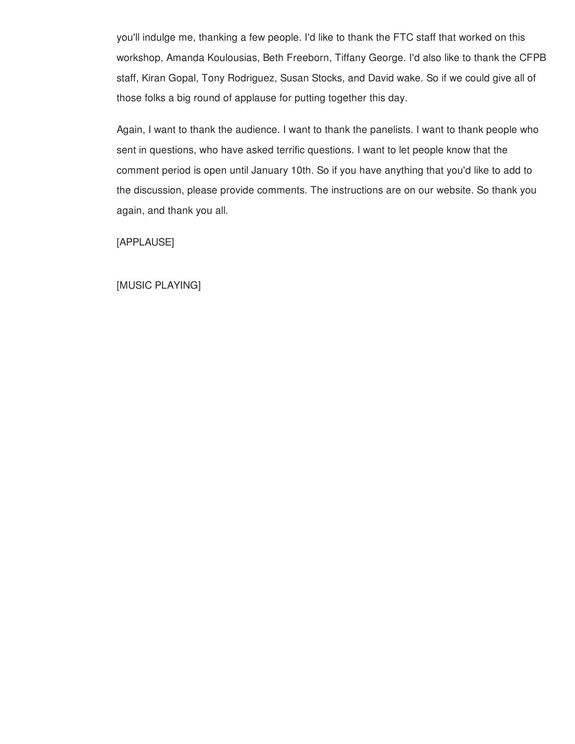you'll indulge me, thanking a few people. I'd like to thank the FTC staff that worked on this workshop, Amanda Koulousias, Beth Freeborn, Tiffany George. I'd also like to thank the CFPB staff, Kiran Gopal, Tony Rodriguez, Susan Stocks, and David wake. So if we could give all of those folks a big round of applause for putting together this day.

Again, I want to thank the audience. I want to thank the panelists. I want to thank people who sent in questions, who have asked terrific questions. I want to let people know that the comment period is open until January 10th. So if you have anything that you'd like to add to the discussion, please provide comments. The instructions are on our website. So thank you again, and thank you all.

[APPLAUSE]

[MUSIC PLAYING]